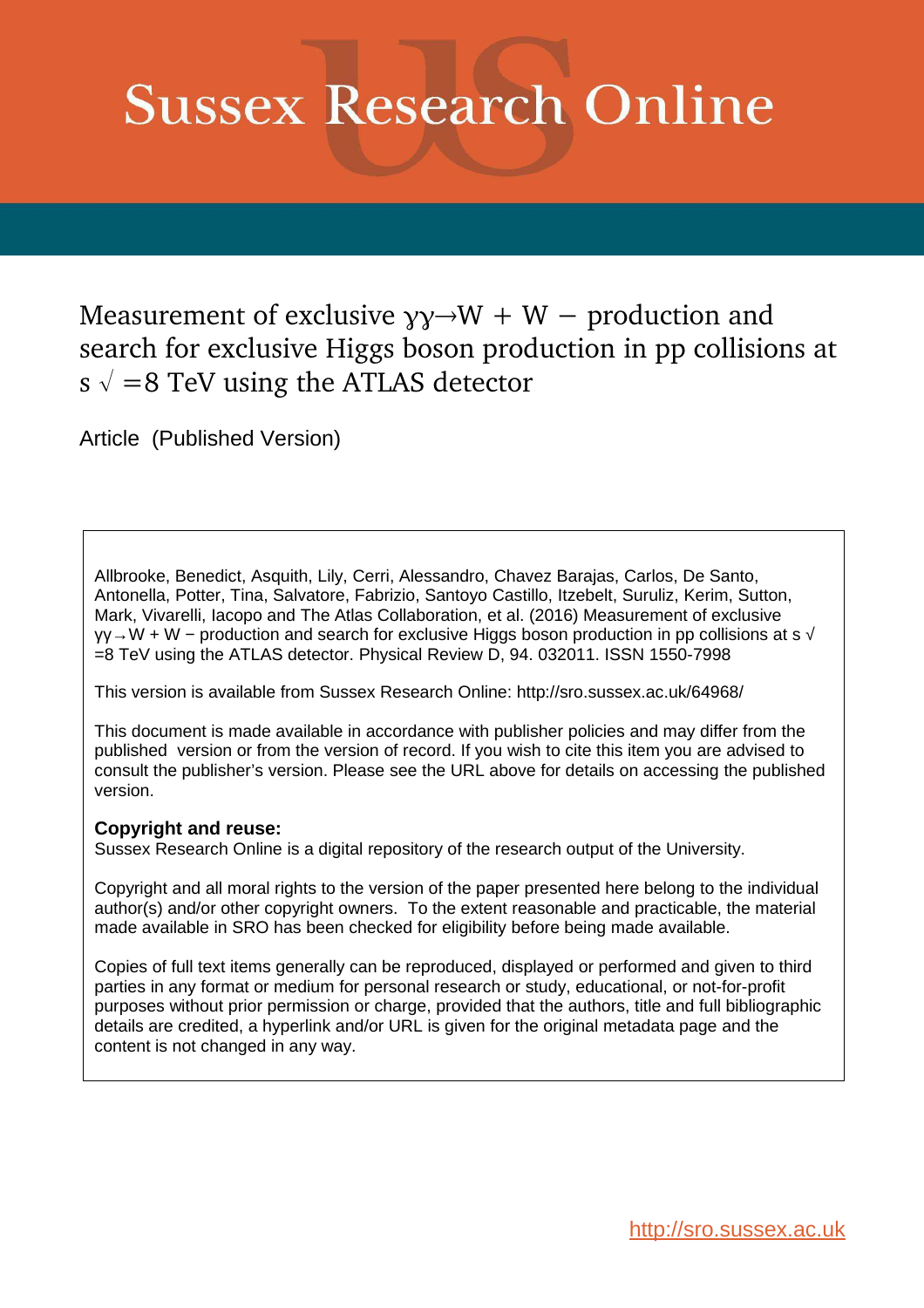# Sussex Research Online

## Measurement of exclusive $\gamma\gamma \rightarrow W + W -$ production and search for exclusive Higgs boson production in pp collisions at $s \sqrt{} = 8$ TeV using the ATLAS detector

Article (Published Version)

Allbrooke, Benedict, Asquith, Lily, Cerri, Alessandro, Chavez Barajas, Carlos, De Santo, Antonella, Potter, Tina, Salvatore, Fabrizio, Santoyo Castillo, Itzebelt, Suruliz, Kerim, Sutton, Mark, Vivarelli, Iacopo and The Atlas Collaboration, et al. (2016) Measurement of exclusive $\gamma\gamma \rightarrow W + W -$ production and search for exclusive Higgs boson production in pp collisions at $s \sqrt{} = 8$ TeV using the ATLAS detector. Physical Review D, 94. 032011. ISSN 1550-7998

This version is available from Sussex Research Online: http://sro.sussex.ac.uk/64968/

This document is made available in accordance with publisher policies and may differ from the published version or from the version of record. If you wish to cite this item you are advised to consult the publisher's version. Please see the URL above for details on accessing the published version.

**Copyright and reuse:**
Sussex Research Online is a digital repository of the research output of the University.

Copyright and all moral rights to the version of the paper presented here belong to the individual author(s) and/or other copyright owners. To the extent reasonable and practicable, the material made available in SRO has been checked for eligibility before being made available.

Copies of full text items generally can be reproduced, displayed or performed and given to third parties in any format or medium for personal research or study, educational, or not-for-profit purposes without prior permission or charge, provided that the authors, title and full bibliographic details are credited, a hyperlink and/or URL is given for the original metadata page and the content is not changed in any way.

http://sro.sussex.ac.uk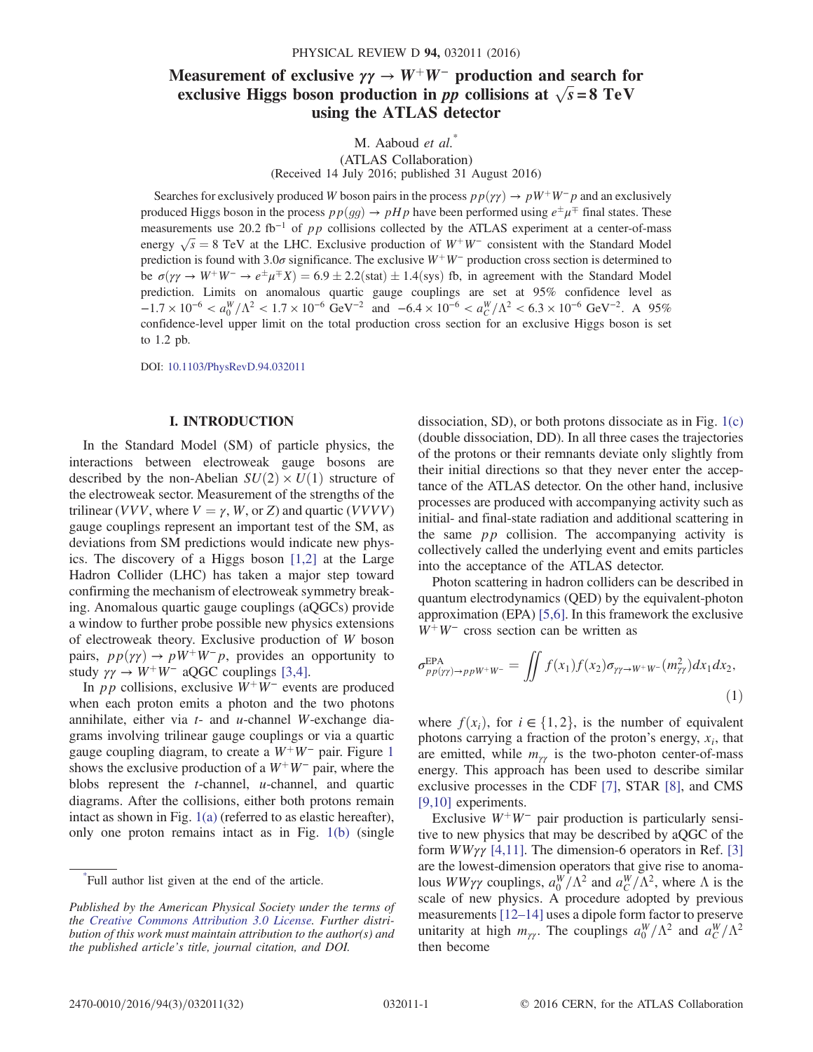# Measurement of exclusive $\gamma\gamma \to W^+W^-$ production and search for exclusive Higgs boson production in $pp$ collisions at $\sqrt{s} = 8$ TeV using the ATLAS detector

M. Aaboud *et al.*[*]

(ATLAS Collaboration)

(Received 14 July 2016; published 31 August 2016)

Searches for exclusively produced $W$ boson pairs in the process $pp(\gamma\gamma) \to pW^+W^-p$ and an exclusively produced Higgs boson in the process $pp(gg) \to pHp$ have been performed using $e^\pm\mu^\mp$ final states. These measurements use 20.2 fb$^{-1}$ of $pp$ collisions collected by the ATLAS experiment at a center-of-mass energy $\sqrt{s} = 8$ TeV at the LHC. Exclusive production of $W^+W^-$ consistent with the Standard Model prediction is found with $3.0\sigma$ significance. The exclusive $W^+W^-$ production cross section is determined to be $\sigma(\gamma\gamma \to W^+W^- \to e^\pm\mu^\mp X) = 6.9 \pm 2.2(\text{stat}) \pm 1.4(\text{sys})$ fb, in agreement with the Standard Model prediction. Limits on anomalous quartic gauge couplings are set at 95% confidence level as $-1.7 \times 10^{-6} < a_0^W/\Lambda^2 < 1.7 \times 10^{-6}$ GeV$^{-2}$ and $-6.4 \times 10^{-6} < a_C^W/\Lambda^2 < 6.3 \times 10^{-6}$ GeV$^{-2}$. A 95% confidence-level upper limit on the total production cross section for an exclusive Higgs boson is set to 1.2 pb.

DOI: 10.1103/PhysRevD.94.032011

## I. INTRODUCTION

In the Standard Model (SM) of particle physics, the interactions between electroweak gauge bosons are described by the non-Abelian $SU(2) \times U(1)$ structure of the electroweak sector. Measurement of the strengths of the trilinear ($VVV$, where $V = \gamma$, $W$, or $Z$) and quartic ($VVVV$) gauge couplings represent an important test of the SM, as deviations from SM predictions would indicate new physics. The discovery of a Higgs boson [1,2] at the Large Hadron Collider (LHC) has taken a major step toward confirming the mechanism of electroweak symmetry breaking. Anomalous quartic gauge couplings (aQGCs) provide a window to further probe possible new physics extensions of electroweak theory. Exclusive production of $W$ boson pairs, $pp(\gamma\gamma) \to pW^+W^-p$, provides an opportunity to study $\gamma\gamma \to W^+W^-$ aQGC couplings [3,4].

In $pp$ collisions, exclusive $W^+W^-$ events are produced when each proton emits a photon and the two photons annihilate, either via $t$- and $u$-channel $W$-exchange diagrams involving trilinear gauge couplings or via a quartic gauge coupling diagram, to create a $W^+W^-$ pair. Figure 1 shows the exclusive production of a $W^+W^-$ pair, where the blobs represent the $t$-channel, $u$-channel, and quartic diagrams. After the collisions, either both protons remain intact as shown in Fig. 1(a) (referred to as elastic hereafter), only one proton remains intact as in Fig. 1(b) (single dissociation, SD), or both protons dissociate as in Fig. 1(c) (double dissociation, DD). In all three cases the trajectories of the protons or their remnants deviate only slightly from their initial directions so that they never enter the acceptance of the ATLAS detector. On the other hand, inclusive processes are produced with accompanying activity such as initial- and final-state radiation and additional scattering in the same $pp$ collision. The accompanying activity is collectively called the underlying event and emits particles into the acceptance of the ATLAS detector.

Photon scattering in hadron colliders can be described in quantum electrodynamics (QED) by the equivalent-photon approximation (EPA) [5,6]. In this framework the exclusive $W^+W^-$ cross section can be written as

$$\sigma^{\text{EPA}}_{pp(\gamma\gamma)\to ppW^+W^-} = \iint f(x_1)f(x_2)\sigma_{\gamma\gamma\to W^+W^-}(m^2_{\gamma\gamma})dx_1dx_2, \tag{1}$$

where $f(x_i)$, for $i \in \{1,2\}$, is the number of equivalent photons carrying a fraction of the proton's energy, $x_i$, that are emitted, while $m_{\gamma\gamma}$ is the two-photon center-of-mass energy. This approach has been used to describe similar exclusive processes in the CDF [7], STAR [8], and CMS [9,10] experiments.

Exclusive $W^+W^-$ pair production is particularly sensitive to new physics that may be described by aQGC of the form $WW\gamma\gamma$ [4,11]. The dimension-6 operators in Ref. [3] are the lowest-dimension operators that give rise to anomalous $WW\gamma\gamma$ couplings, $a_0^W/\Lambda^2$ and $a_C^W/\Lambda^2$, where $\Lambda$ is the scale of new physics. A procedure adopted by previous measurements [12–14] uses a dipole form factor to preserve unitarity at high $m_{\gamma\gamma}$. The couplings $a_0^W/\Lambda^2$ and $a_C^W/\Lambda^2$ then become

[*]Full author list given at the end of the article.

*Published by the American Physical Society under the terms of the Creative Commons Attribution 3.0 License. Further distribution of this work must maintain attribution to the author(s) and the published article's title, journal citation, and DOI.*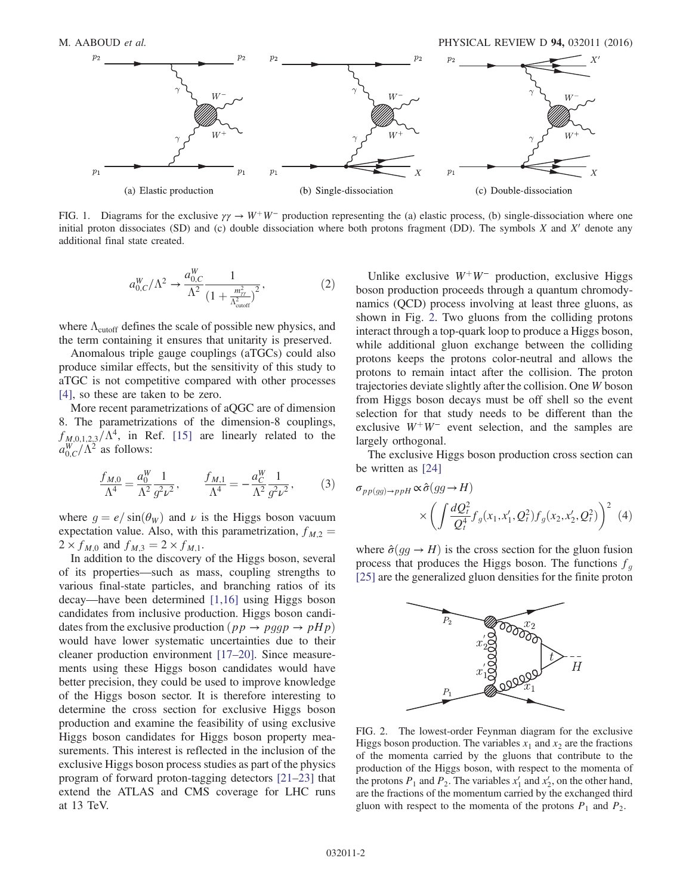FIG. 1. Diagrams for the exclusive $\gamma\gamma \to W^+W^-$ production representing the (a) elastic process, (b) single-dissociation where one initial proton dissociates (SD) and (c) double dissociation where both protons fragment (DD). The symbols $X$ and $X'$ denote any additional final state created.

$$a_{0,C}^W/\Lambda^2 \to \frac{a_{0,C}^W}{\Lambda^2}\frac{1}{(1+\frac{m_{\gamma\gamma}^2}{\Lambda_{\text{cutoff}}^2})^2}, \tag{2}$$

where $\Lambda_{\text{cutoff}}$ defines the scale of possible new physics, and the term containing it ensures that unitarity is preserved.

Anomalous triple gauge couplings (aTGCs) could also produce similar effects, but the sensitivity of this study to aTGC is not competitive compared with other processes [4], so these are taken to be zero.

More recent parametrizations of aQGC are of dimension 8. The parametrizations of the dimension-8 couplings, $f_{M,0,1,2,3}/\Lambda^4$, in Ref. [15] are linearly related to the $a_{0,C}^W/\Lambda^2$ as follows:

$$\frac{f_{M,0}}{\Lambda^4} = \frac{a_0^W}{\Lambda^2}\frac{1}{g^2v^2}, \qquad \frac{f_{M,1}}{\Lambda^4} = -\frac{a_C^W}{\Lambda^2}\frac{1}{g^2v^2}, \tag{3}$$

where $g = e/\sin(\theta_W)$ and $v$ is the Higgs boson vacuum expectation value. Also, with this parametrization, $f_{M,2} = 2 \times f_{M,0}$ and $f_{M,3} = 2 \times f_{M,1}$.

In addition to the discovery of the Higgs boson, several of its properties—such as mass, coupling strengths to various final-state particles, and branching ratios of its decay—have been determined [1,16] using Higgs boson candidates from inclusive production. Higgs boson candidates from the exclusive production ($pp \to pggp \to pHp$) would have lower systematic uncertainties due to their cleaner production environment [17–20]. Since measurements using these Higgs boson candidates would have better precision, they could be used to improve knowledge of the Higgs boson sector. It is therefore interesting to determine the cross section for exclusive Higgs boson production and examine the feasibility of using exclusive Higgs boson candidates for Higgs boson property measurements. This interest is reflected in the inclusion of the exclusive Higgs boson process studies as part of the physics program of forward proton-tagging detectors [21–23] that extend the ATLAS and CMS coverage for LHC runs at 13 TeV.

Unlike exclusive $W^+W^-$ production, exclusive Higgs boson production proceeds through a quantum chromodynamics (QCD) process involving at least three gluons, as shown in Fig. 2. Two gluons from the colliding protons interact through a top-quark loop to produce a Higgs boson, while additional gluon exchange between the colliding protons keeps the protons color-neutral and allows the protons to remain intact after the collision. The proton trajectories deviate slightly after the collision. One $W$ boson from Higgs boson decays must be off shell so the event selection for that study needs to be different than the exclusive $W^+W^-$ event selection, and the samples are largely orthogonal.

The exclusive Higgs boson production cross section can be written as [24]

$$\sigma_{pp(gg)\to pHp} \propto \hat{\sigma}(gg \to H) \times \left( \int \frac{dQ_t^2}{Q_t^4} f_g(x_1, x_1', Q_t^2) f_g(x_2, x_2', Q_t^2) \right)^2 \tag{4}$$

where $\hat{\sigma}(gg \to H)$ is the cross section for the gluon fusion process that produces the Higgs boson. The functions $f_g$ [25] are the generalized gluon densities for the finite proton

FIG. 2. The lowest-order Feynman diagram for the exclusive Higgs boson production. The variables $x_1$ and $x_2$ are the fractions of the momenta carried by the gluons that contribute to the production of the Higgs boson, with respect to the momenta of the protons $P_1$ and $P_2$. The variables $x_1'$ and $x_2'$, on the other hand, are the fractions of the momentum carried by the exchanged third gluon with respect to the momenta of the protons $P_1$ and $P_2$.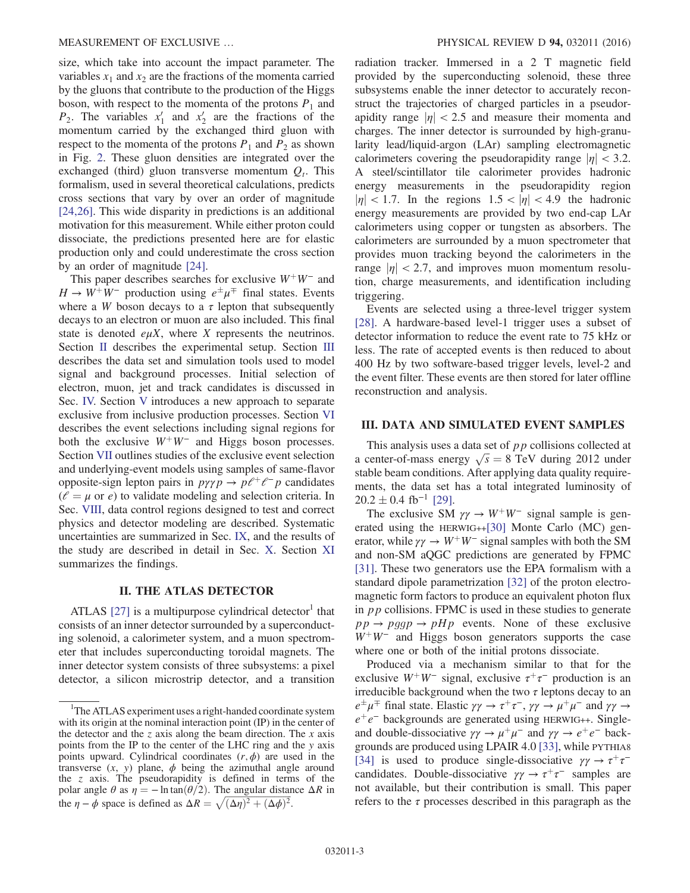size, which take into account the impact parameter. The variables $x_1$ and $x_2$ are the fractions of the momenta carried by the gluons that contribute to the production of the Higgs boson, with respect to the momenta of the protons $P_1$ and $P_2$. The variables $x_1'$ and $x_2'$ are the fractions of the momentum carried by the exchanged third gluon with respect to the momenta of the protons $P_1$ and $P_2$ as shown in Fig. 2. These gluon densities are integrated over the exchanged (third) gluon transverse momentum $Q_t$. This formalism, used in several theoretical calculations, predicts cross sections that vary by over an order of magnitude [24,26]. This wide disparity in predictions is an additional motivation for this measurement. While either proton could dissociate, the predictions presented here are for elastic production only and could underestimate the cross section by an order of magnitude [24].

This paper describes searches for exclusive $W^+W^-$ and $H \to W^+W^-$ production using $e^\pm\mu^\mp$ final states. Events where a $W$ boson decays to a $\tau$ lepton that subsequently decays to an electron or muon are also included. This final state is denoted $e\mu X$, where $X$ represents the neutrinos. Section II describes the experimental setup. Section III describes the data set and simulation tools used to model signal and background processes. Initial selection of electron, muon, jet and track candidates is discussed in Sec. IV. Section V introduces a new approach to separate exclusive from inclusive production processes. Section VI describes the event selections including signal regions for both the exclusive $W^+W^-$ and Higgs boson processes. Section VII outlines studies of the exclusive event selection and underlying-event models using samples of same-flavor opposite-sign lepton pairs in $p\gamma\gamma p \to p\ell^+\ell^- p$ candidates ($\ell = \mu$ or $e$) to validate modeling and selection criteria. In Sec. VIII, data control regions designed to test and correct physics and detector modeling are described. Systematic uncertainties are summarized in Sec. IX, and the results of the study are described in detail in Sec. X. Section XI summarizes the findings.

## II. THE ATLAS DETECTOR

ATLAS [27] is a multipurpose cylindrical detector[1] that consists of an inner detector surrounded by a superconducting solenoid, a calorimeter system, and a muon spectrometer that includes superconducting toroidal magnets. The inner detector system consists of three subsystems: a pixel detector, a silicon microstrip detector, and a transition radiation tracker. Immersed in a 2 T magnetic field provided by the superconducting solenoid, these three subsystems enable the inner detector to accurately reconstruct the trajectories of charged particles in a pseudorapidity range $|\eta| < 2.5$ and measure their momenta and charges. The inner detector is surrounded by high-granularity lead/liquid-argon (LAr) sampling electromagnetic calorimeters covering the pseudorapidity range $|\eta| < 3.2$. A steel/scintillator tile calorimeter provides hadronic energy measurements in the pseudorapidity region $|\eta| < 1.7$. In the regions $1.5 < |\eta| < 4.9$ the hadronic energy measurements are provided by two end-cap LAr calorimeters using copper or tungsten as absorbers. The calorimeters are surrounded by a muon spectrometer that provides muon tracking beyond the calorimeters in the range $|\eta| < 2.7$, and improves muon momentum resolution, charge measurements, and identification including triggering.

Events are selected using a three-level trigger system [28]. A hardware-based level-1 trigger uses a subset of detector information to reduce the event rate to 75 kHz or less. The rate of accepted events is then reduced to about 400 Hz by two software-based trigger levels, level-2 and the event filter. These events are then stored for later offline reconstruction and analysis.

## III. DATA AND SIMULATED EVENT SAMPLES

This analysis uses a data set of $pp$ collisions collected at a center-of-mass energy $\sqrt{s} = 8$ TeV during 2012 under stable beam conditions. After applying data quality requirements, the data set has a total integrated luminosity of $20.2 \pm 0.4$ fb$^{-1}$ [29].

The exclusive SM $\gamma\gamma \to W^+W^-$ signal sample is generated using the HERWIG++[30] Monte Carlo (MC) generator, while $\gamma\gamma \to W^+W^-$ signal samples with both the SM and non-SM aQGC predictions are generated by FPMC [31]. These two generators use the EPA formalism with a standard dipole parametrization [32] of the proton electromagnetic form factors to produce an equivalent photon flux in $pp$ collisions. FPMC is used in these studies to generate $pp \to pggp \to pHp$ events. None of these exclusive $W^+W^-$ and Higgs boson generators supports the case where one or both of the initial protons dissociate.

Produced via a mechanism similar to that for the exclusive $W^+W^-$ signal, exclusive $\tau^+\tau^-$ production is an irreducible background when the two $\tau$ leptons decay to an $e^\pm\mu^\mp$ final state. Elastic $\gamma\gamma \to \tau^+\tau^-$, $\gamma\gamma \to \mu^+\mu^-$ and $\gamma\gamma \to e^+e^-$ backgrounds are generated using HERWIG++. Single- and double-dissociative $\gamma\gamma \to \mu^+\mu^-$ and $\gamma\gamma \to e^+e^-$ backgrounds are produced using LPAIR 4.0 [33], while PYTHIA8 [34] is used to produce single-dissociative $\gamma\gamma \to \tau^+\tau^-$ candidates. Double-dissociative $\gamma\gamma \to \tau^+\tau^-$ samples are not available, but their contribution is small. This paper refers to the $\tau$ processes described in this paragraph as the

---

[1] The ATLAS experiment uses a right-handed coordinate system with its origin at the nominal interaction point (IP) in the center of the detector and the $z$ axis along the beam direction. The $x$ axis points from the IP to the center of the LHC ring and the $y$ axis points upward. Cylindrical coordinates $(r, \phi)$ are used in the transverse $(x, y)$ plane, $\phi$ being the azimuthal angle around the $z$ axis. The pseudorapidity is defined in terms of the polar angle $\theta$ as $\eta = -\ln\tan(\theta/2)$. The angular distance $\Delta R$ in the $\eta - \phi$ space is defined as $\Delta R = \sqrt{(\Delta\eta)^2 + (\Delta\phi)^2}$.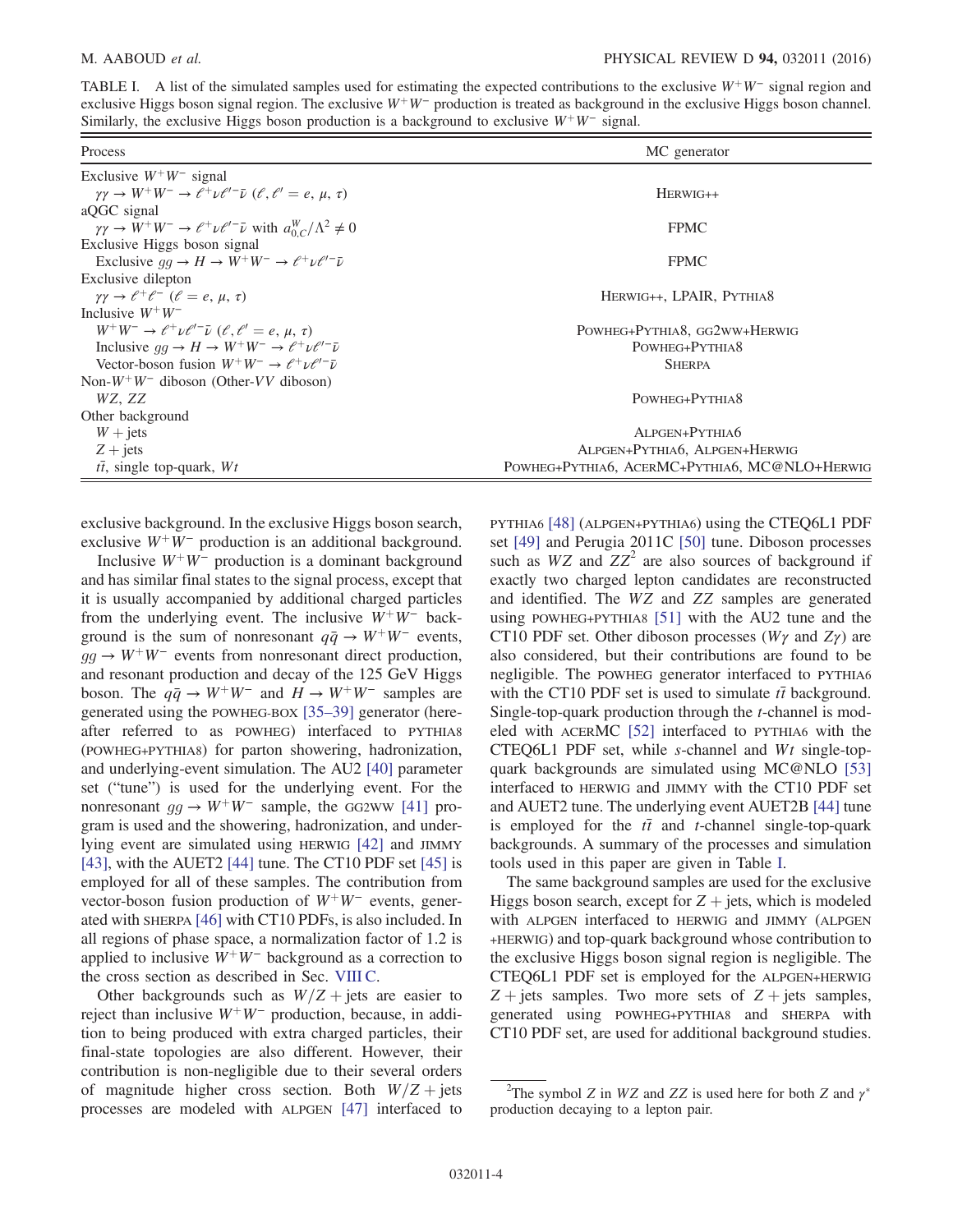TABLE I. A list of the simulated samples used for estimating the expected contributions to the exclusive $W^+W^-$ signal region and exclusive Higgs boson signal region. The exclusive $W^+W^-$ production is treated as background in the exclusive Higgs boson channel. Similarly, the exclusive Higgs boson production is a background to exclusive $W^+W^-$ signal.

| Process | MC generator |
|---|---|
| Exclusive $W^+W^-$ signal | |
| $\gamma\gamma \to W^+W^- \to \ell^+\nu\ell'^-\bar{\nu}$ ($\ell, \ell' = e, \mu, \tau$) | HERWIG++ |
| aQGC signal | |
| $\gamma\gamma \to W^+W^- \to \ell^+\nu\ell'^-\bar{\nu}$ with $a_{0,C}^W/\Lambda^2 \neq 0$ | FPMC |
| Exclusive Higgs boson signal | |
| Exclusive $gg \to H \to W^+W^- \to \ell^+\nu\ell'^-\bar{\nu}$ | FPMC |
| Exclusive dilepton | |
| $\gamma\gamma \to \ell^+\ell^-$ ($\ell = e, \mu, \tau$) | HERWIG++, LPAIR, PYTHIA8 |
| Inclusive $W^+W^-$ | |
| $W^+W^- \to \ell^+\nu\ell'^-\bar{\nu}$ ($\ell, \ell' = e, \mu, \tau$) | POWHEG+PYTHIA8, GG2WW+HERWIG |
| Inclusive $gg \to H \to W^+W^- \to \ell^+\nu\ell'^-\bar{\nu}$ | POWHEG+PYTHIA8 |
| Vector-boson fusion $W^+W^- \to \ell^+\nu\ell'^-\bar{\nu}$ | SHERPA |
| Non-$W^+W^-$ diboson (Other-$VV$ diboson) | |
| $WZ$, $ZZ$ | POWHEG+PYTHIA8 |
| Other background | |
| $W$ + jets | ALPGEN+PYTHIA6 |
| $Z$ + jets | ALPGEN+PYTHIA6, ALPGEN+HERWIG |
| $t\bar{t}$, single top-quark, $Wt$ | POWHEG+PYTHIA6, ACERMC+PYTHIA6, MC@NLO+HERWIG |

exclusive background. In the exclusive Higgs boson search, exclusive $W^+W^-$ production is an additional background.

Inclusive $W^+W^-$ production is a dominant background and has similar final states to the signal process, except that it is usually accompanied by additional charged particles from the underlying event. The inclusive $W^+W^-$ background is the sum of nonresonant $q\bar{q} \to W^+W^-$ events, $gg \to W^+W^-$ events from nonresonant direct production, and resonant production and decay of the 125 GeV Higgs boson. The $q\bar{q} \to W^+W^-$ and $H \to W^+W^-$ samples are generated using the POWHEG-BOX [35–39] generator (hereafter referred to as POWHEG) interfaced to PYTHIA8 (POWHEG+PYTHIA8) for parton showering, hadronization, and underlying-event simulation. The AU2 [40] parameter set ("tune") is used for the underlying event. For the nonresonant $gg \to W^+W^-$ sample, the GG2WW [41] program is used and the showering, hadronization, and underlying event are simulated using HERWIG [42] and JIMMY [43], with the AUET2 [44] tune. The CT10 PDF set [45] is employed for all of these samples. The contribution from vector-boson fusion production of $W^+W^-$ events, generated with SHERPA [46] with CT10 PDFs, is also included. In all regions of phase space, a normalization factor of 1.2 is applied to inclusive $W^+W^-$ background as a correction to the cross section as described in Sec. VIII C.

Other backgrounds such as $W/Z$ + jets are easier to reject than inclusive $W^+W^-$ production, because, in addition to being produced with extra charged particles, their final-state topologies are also different. However, their contribution is non-negligible due to their several orders of magnitude higher cross section. Both $W/Z$ + jets processes are modeled with ALPGEN [47] interfaced to PYTHIA6 [48] (ALPGEN+PYTHIA6) using the CTEQ6L1 PDF set [49] and Perugia 2011C [50] tune. Diboson processes such as $WZ$ and $ZZ$[2] are also sources of background if exactly two charged lepton candidates are reconstructed and identified. The $WZ$ and $ZZ$ samples are generated using POWHEG+PYTHIA8 [51] with the AU2 tune and the CT10 PDF set. Other diboson processes ($W\gamma$ and $Z\gamma$) are also considered, but their contributions are found to be negligible. The POWHEG generator interfaced to PYTHIA6 with the CT10 PDF set is used to simulate $t\bar{t}$ background. Single-top-quark production through the $t$-channel is modeled with ACERMC [52] interfaced to PYTHIA6 with the CTEQ6L1 PDF set, while $s$-channel and $Wt$ single-top-quark backgrounds are simulated using MC@NLO [53] interfaced to HERWIG and JIMMY with the CT10 PDF set and AUET2 tune. The underlying event AUET2B [44] tune is employed for the $t\bar{t}$ and $t$-channel single-top-quark backgrounds. A summary of the processes and simulation tools used in this paper are given in Table I.

The same background samples are used for the exclusive Higgs boson search, except for $Z$ + jets, which is modeled with ALPGEN interfaced to HERWIG and JIMMY (ALPGEN+HERWIG) and top-quark background whose contribution to the exclusive Higgs boson signal region is negligible. The CTEQ6L1 PDF set is employed for the ALPGEN+HERWIG $Z$ + jets samples. Two more sets of $Z$ + jets samples, generated using POWHEG+PYTHIA8 and SHERPA with CT10 PDF set, are used for additional background studies.

[2]The symbol $Z$ in $WZ$ and $ZZ$ is used here for both $Z$ and $\gamma^*$ production decaying to a lepton pair.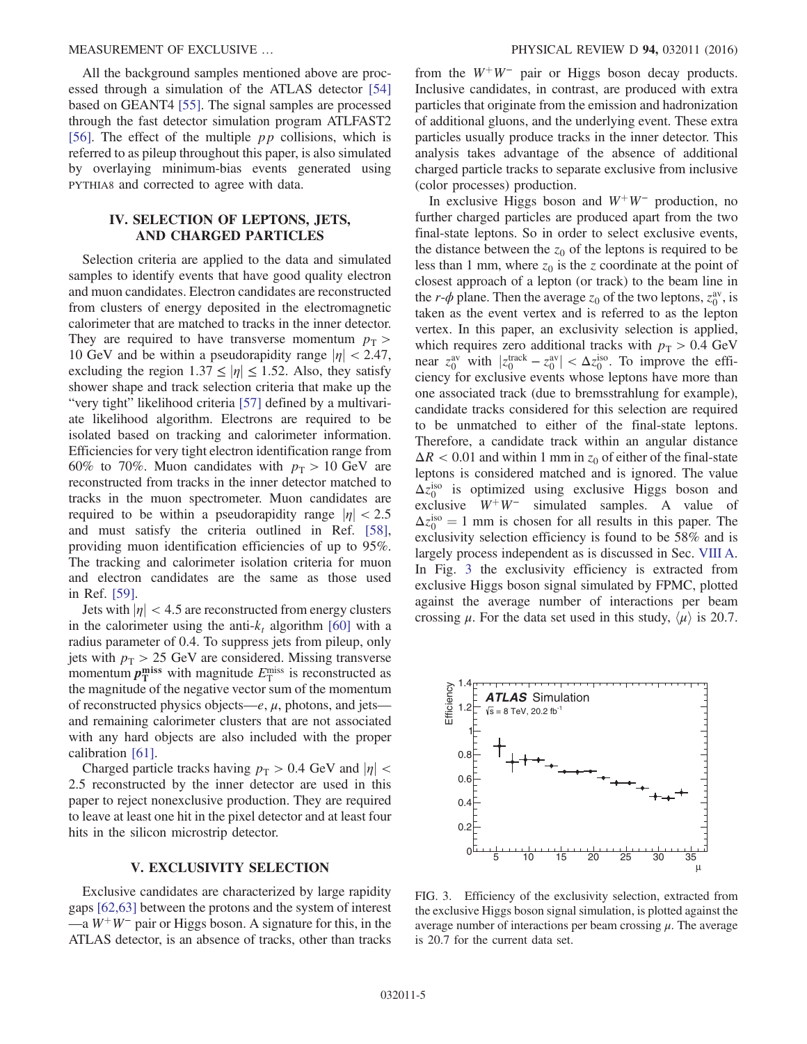All the background samples mentioned above are processed through a simulation of the ATLAS detector [54] based on GEANT4 [55]. The signal samples are processed through the fast detector simulation program ATLFAST2 [56]. The effect of the multiple $pp$ collisions, which is referred to as pileup throughout this paper, is also simulated by overlaying minimum-bias events generated using PYTHIA8 and corrected to agree with data.

## IV. SELECTION OF LEPTONS, JETS, AND CHARGED PARTICLES

Selection criteria are applied to the data and simulated samples to identify events that have good quality electron and muon candidates. Electron candidates are reconstructed from clusters of energy deposited in the electromagnetic calorimeter that are matched to tracks in the inner detector. They are required to have transverse momentum $p_T > 10$ GeV and be within a pseudorapidity range $|\eta| < 2.47$, excluding the region $1.37 \leq |\eta| \leq 1.52$. Also, they satisfy shower shape and track selection criteria that make up the "very tight" likelihood criteria [57] defined by a multivariate likelihood algorithm. Electrons are required to be isolated based on tracking and calorimeter information. Efficiencies for very tight electron identification range from 60% to 70%. Muon candidates with $p_T > 10$ GeV are reconstructed from tracks in the inner detector matched to tracks in the muon spectrometer. Muon candidates are required to be within a pseudorapidity range $|\eta| < 2.5$ and must satisfy the criteria outlined in Ref. [58], providing muon identification efficiencies of up to 95%. The tracking and calorimeter isolation criteria for muon and electron candidates are the same as those used in Ref. [59].

Jets with $|\eta| < 4.5$ are reconstructed from energy clusters in the calorimeter using the anti-$k_t$ algorithm [60] with a radius parameter of 0.4. To suppress jets from pileup, only jets with $p_T > 25$ GeV are considered. Missing transverse momentum $\boldsymbol{p}_T^{\text{miss}}$ with magnitude $E_T^{\text{miss}}$ is reconstructed as the magnitude of the negative vector sum of the momentum of reconstructed physics objects—$e$, $\mu$, photons, and jets—and remaining calorimeter clusters that are not associated with any hard objects are also included with the proper calibration [61].

Charged particle tracks having $p_T > 0.4$ GeV and $|\eta| < 2.5$ reconstructed by the inner detector are used in this paper to reject nonexclusive production. They are required to leave at least one hit in the pixel detector and at least four hits in the silicon microstrip detector.

## V. EXCLUSIVITY SELECTION

Exclusive candidates are characterized by large rapidity gaps [62,63] between the protons and the system of interest —a $W^+W^-$ pair or Higgs boson. A signature for this, in the ATLAS detector, is an absence of tracks, other than tracks from the $W^+W^-$ pair or Higgs boson decay products. Inclusive candidates, in contrast, are produced with extra particles that originate from the emission and hadronization of additional gluons, and the underlying event. These extra particles usually produce tracks in the inner detector. This analysis takes advantage of the absence of additional charged particle tracks to separate exclusive from inclusive (color processes) production.

In exclusive Higgs boson and $W^+W^-$ production, no further charged particles are produced apart from the two final-state leptons. So in order to select exclusive events, the distance between the $z_0$ of the leptons is required to be less than 1 mm, where $z_0$ is the $z$ coordinate at the point of closest approach of a lepton (or track) to the beam line in the $r$-$\phi$ plane. Then the average $z_0$ of the two leptons, $z_0^{\text{av}}$, is taken as the event vertex and is referred to as the lepton vertex. In this paper, an exclusivity selection is applied, which requires zero additional tracks with $p_T > 0.4$ GeV near $z_0^{\text{av}}$ with $|z_0^{\text{track}} - z_0^{\text{av}}| < \Delta z_0^{\text{iso}}$. To improve the efficiency for exclusive events whose leptons have more than one associated track (due to bremsstrahlung for example), candidate tracks considered for this selection are required to be unmatched to either of the final-state leptons. Therefore, a candidate track within an angular distance $\Delta R < 0.01$ and within 1 mm in $z_0$ of either of the final-state leptons is considered matched and is ignored. The value $\Delta z_0^{\text{iso}}$ is optimized using exclusive Higgs boson and exclusive $W^+W^-$ simulated samples. A value of $\Delta z_0^{\text{iso}} = 1$ mm is chosen for all results in this paper. The exclusivity selection efficiency is found to be 58% and is largely process independent as is discussed in Sec. VIII A. In Fig. 3 the exclusivity efficiency is extracted from exclusive Higgs boson signal simulated by FPMC, plotted against the average number of interactions per beam crossing $\mu$. For the data set used in this study, $\langle \mu \rangle$ is 20.7.

FIG. 3. Efficiency of the exclusivity selection, extracted from the exclusive Higgs boson signal simulation, is plotted against the average number of interactions per beam crossing $\mu$. The average is 20.7 for the current data set.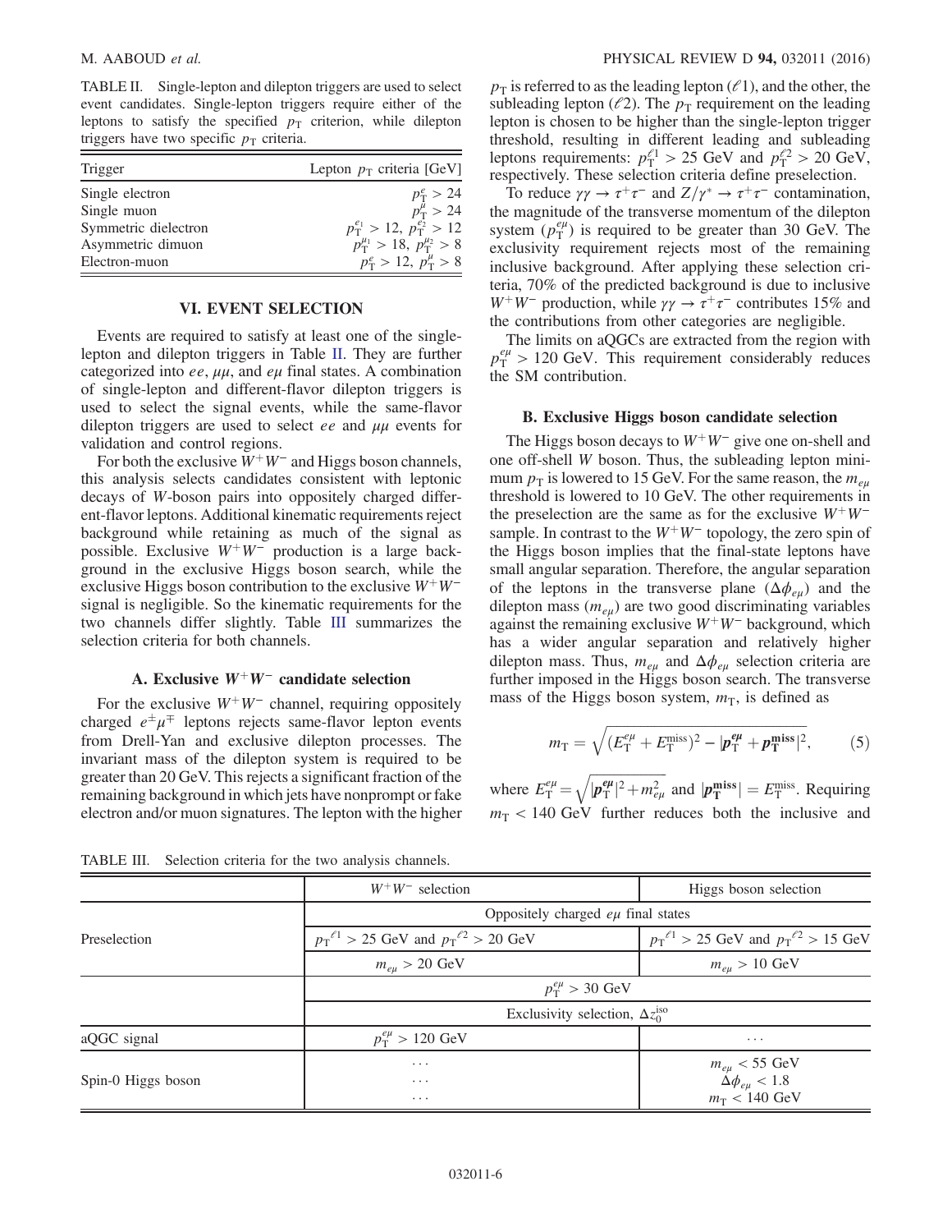TABLE II. Single-lepton and dilepton triggers are used to select event candidates. Single-lepton triggers require either of the leptons to satisfy the specified $p_{\mathrm{T}}$ criterion, while dilepton triggers have two specific $p_{\mathrm{T}}$ criteria.

| Trigger | Lepton $p_{\mathrm{T}}$ criteria [GeV] |
|---|---|
| Single electron | $p_{\mathrm{T}}^{e} > 24$ |
| Single muon | $p_{\mathrm{T}}^{\mu} > 24$ |
| Symmetric dielectron | $p_{\mathrm{T}}^{e_1} > 12,\ p_{\mathrm{T}}^{e_2} > 12$ |
| Asymmetric dimuon | $p_{\mathrm{T}}^{\mu_1} > 18,\ p_{\mathrm{T}}^{\mu_2} > 8$ |
| Electron-muon | $p_{\mathrm{T}}^{e} > 12,\ p_{\mathrm{T}}^{\mu} > 8$ |

## VI. EVENT SELECTION

Events are required to satisfy at least one of the single-lepton and dilepton triggers in Table II. They are further categorized into $ee$, $\mu\mu$, and $e\mu$ final states. A combination of single-lepton and different-flavor dilepton triggers is used to select the signal events, while the same-flavor dilepton triggers are used to select $ee$ and $\mu\mu$ events for validation and control regions.

For both the exclusive $W^+W^-$ and Higgs boson channels, this analysis selects candidates consistent with leptonic decays of $W$-boson pairs into oppositely charged different-flavor leptons. Additional kinematic requirements reject background while retaining as much of the signal as possible. Exclusive $W^+W^-$ production is a large background in the exclusive Higgs boson search, while the exclusive Higgs boson contribution to the exclusive $W^+W^-$ signal is negligible. So the kinematic requirements for the two channels differ slightly. Table III summarizes the selection criteria for both channels.

### A. Exclusive $W^+W^-$ candidate selection

For the exclusive $W^+W^-$ channel, requiring oppositely charged $e^{\pm}\mu^{\mp}$ leptons rejects same-flavor lepton events from Drell-Yan and exclusive dilepton processes. The invariant mass of the dilepton system is required to be greater than 20 GeV. This rejects a significant fraction of the remaining background in which jets have nonprompt or fake electron and/or muon signatures. The lepton with the higher $p_{\mathrm{T}}$ is referred to as the leading lepton ($\ell 1$), and the other, the subleading lepton ($\ell 2$). The $p_{\mathrm{T}}$ requirement on the leading lepton is chosen to be higher than the single-lepton trigger threshold, resulting in different leading and subleading leptons requirements: $p_{\mathrm{T}}^{\ell 1} > 25$ GeV and $p_{\mathrm{T}}^{\ell 2} > 20$ GeV, respectively. These selection criteria define preselection.

To reduce $\gamma\gamma \to \tau^+\tau^-$ and $Z/\gamma^* \to \tau^+\tau^-$ contamination, the magnitude of the transverse momentum of the dilepton system ($p_{\mathrm{T}}^{e\mu}$) is required to be greater than 30 GeV. The exclusivity requirement rejects most of the remaining inclusive background. After applying these selection criteria, 70% of the predicted background is due to inclusive $W^+W^-$ production, while $\gamma\gamma \to \tau^+\tau^-$ contributes 15% and the contributions from other categories are negligible.

The limits on aQGCs are extracted from the region with $p_{\mathrm{T}}^{e\mu} > 120$ GeV. This requirement considerably reduces the SM contribution.

### B. Exclusive Higgs boson candidate selection

The Higgs boson decays to $W^+W^-$ give one on-shell and one off-shell $W$ boson. Thus, the subleading lepton minimum $p_{\mathrm{T}}$ is lowered to 15 GeV. For the same reason, the $m_{e\mu}$ threshold is lowered to 10 GeV. The other requirements in the preselection are the same as for the exclusive $W^+W^-$ sample. In contrast to the $W^+W^-$ topology, the zero spin of the Higgs boson implies that the final-state leptons have small angular separation. Therefore, the angular separation of the leptons in the transverse plane ($\Delta\phi_{e\mu}$) and the dilepton mass ($m_{e\mu}$) are two good discriminating variables against the remaining exclusive $W^+W^-$ background, which has a wider angular separation and relatively higher dilepton mass. Thus, $m_{e\mu}$ and $\Delta\phi_{e\mu}$ selection criteria are further imposed in the Higgs boson search. The transverse mass of the Higgs boson system, $m_{\mathrm{T}}$, is defined as

$$m_{\mathrm{T}} = \sqrt{(E_{\mathrm{T}}^{e\mu} + E_{\mathrm{T}}^{\mathrm{miss}})^2 - |\boldsymbol{p}_{\mathrm{T}}^{e\mu} + \boldsymbol{p}_{\mathrm{T}}^{\mathrm{miss}}|^2}, \qquad (5)$$

where $E_{\mathrm{T}}^{e\mu} = \sqrt{|\boldsymbol{p}_{\mathrm{T}}^{e\mu}|^2 + m_{e\mu}^2}$ and $|\boldsymbol{p}_{\mathrm{T}}^{\mathrm{miss}}| = E_{\mathrm{T}}^{\mathrm{miss}}$. Requiring $m_{\mathrm{T}} < 140$ GeV further reduces both the inclusive and

TABLE III. Selection criteria for the two analysis channels.

| | $W^+W^-$ selection | Higgs boson selection |
|---|---|---|
| Preselection | Oppositely charged $e\mu$ final states | |
| | $p_{\mathrm{T}}^{\ell 1} > 25$ GeV and $p_{\mathrm{T}}^{\ell 2} > 20$ GeV | $p_{\mathrm{T}}^{\ell 1} > 25$ GeV and $p_{\mathrm{T}}^{\ell 2} > 15$ GeV |
| | $m_{e\mu} > 20$ GeV | $m_{e\mu} > 10$ GeV |
| | $p_{\mathrm{T}}^{e\mu} > 30$ GeV | |
| | Exclusivity selection, $\Delta z_0^{\mathrm{iso}}$ | |
| aQGC signal | $p_{\mathrm{T}}^{e\mu} > 120$ GeV | ... |
| Spin-0 Higgs boson | ... | $m_{e\mu} < 55$ GeV |
| | ... | $\Delta\phi_{e\mu} < 1.8$ |
| | ... | $m_{\mathrm{T}} < 140$ GeV |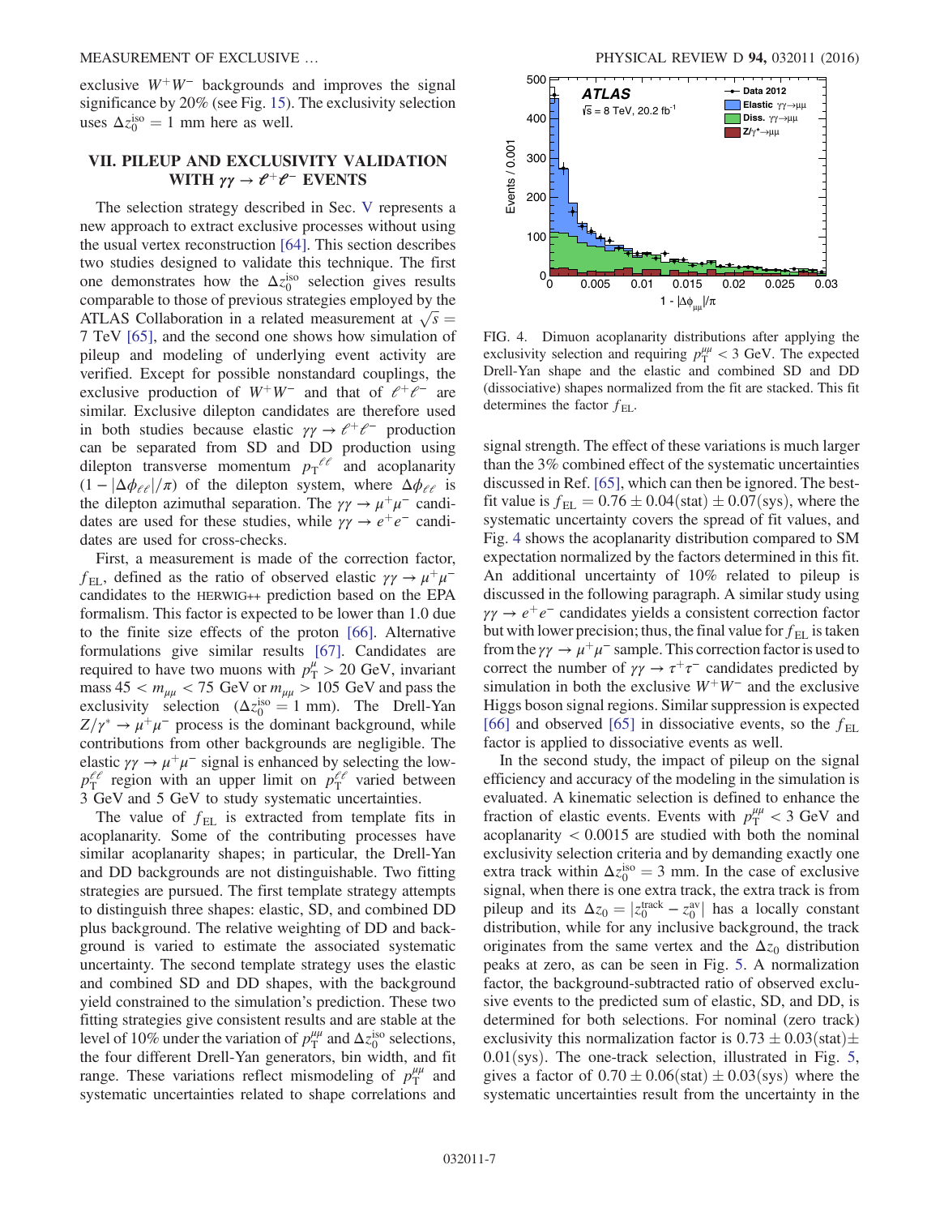exclusive $W^+W^-$ backgrounds and improves the signal significance by 20% (see Fig. 15). The exclusivity selection uses $\Delta z_0^{\text{iso}} = 1$ mm here as well.

## VII. PILEUP AND EXCLUSIVITY VALIDATION WITH $\gamma\gamma \to \ell^+\ell^-$ EVENTS

The selection strategy described in Sec. V represents a new approach to extract exclusive processes without using the usual vertex reconstruction [64]. This section describes two studies designed to validate this technique. The first one demonstrates how the $\Delta z_0^{\text{iso}}$ selection gives results comparable to those of previous strategies employed by the ATLAS Collaboration in a related measurement at $\sqrt{s} = 7$ TeV [65], and the second one shows how simulation of pileup and modeling of underlying event activity are verified. Except for possible nonstandard couplings, the exclusive production of $W^+W^-$ and that of $\ell^+\ell^-$ are similar. Exclusive dilepton candidates are therefore used in both studies because elastic $\gamma\gamma \to \ell^+\ell^-$ production can be separated from SD and DD production using dilepton transverse momentum $p_{\text{T}}^{\ell\ell}$ and acoplanarity $(1 - |\Delta\phi_{\ell\ell}|/\pi)$ of the dilepton system, where $\Delta\phi_{\ell\ell}$ is the dilepton azimuthal separation. The $\gamma\gamma \to \mu^+\mu^-$ candidates are used for these studies, while $\gamma\gamma \to e^+e^-$ candidates are used for cross-checks.

First, a measurement is made of the correction factor, $f_{\text{EL}}$, defined as the ratio of observed elastic $\gamma\gamma \to \mu^+\mu^-$ candidates to the HERWIG++ prediction based on the EPA formalism. This factor is expected to be lower than 1.0 due to the finite size effects of the proton [66]. Alternative formulations give similar results [67]. Candidates are required to have two muons with $p_{\text{T}}^{\mu} > 20$ GeV, invariant mass $45 < m_{\mu\mu} < 75$ GeV or $m_{\mu\mu} > 105$ GeV and pass the exclusivity selection ($\Delta z_0^{\text{iso}} = 1$ mm). The Drell-Yan $Z/\gamma^* \to \mu^+\mu^-$ process is the dominant background, while contributions from other backgrounds are negligible. The elastic $\gamma\gamma \to \mu^+\mu^-$ signal is enhanced by selecting the low-$p_{\text{T}}^{\ell\ell}$ region with an upper limit on $p_{\text{T}}^{\ell\ell}$ varied between 3 GeV and 5 GeV to study systematic uncertainties.

The value of $f_{\text{EL}}$ is extracted from template fits in acoplanarity. Some of the contributing processes have similar acoplanarity shapes; in particular, the Drell-Yan and DD backgrounds are not distinguishable. Two fitting strategies are pursued. The first template strategy attempts to distinguish three shapes: elastic, SD, and combined DD plus background. The relative weighting of DD and background is varied to estimate the associated systematic uncertainty. The second template strategy uses the elastic and combined SD and DD shapes, with the background yield constrained to the simulation's prediction. These two fitting strategies give consistent results and are stable at the level of 10% under the variation of $p_{\text{T}}^{\mu\mu}$ and $\Delta z_0^{\text{iso}}$ selections, the four different Drell-Yan generators, bin width, and fit range. These variations reflect mismodeling of $p_{\text{T}}^{\mu\mu}$ and systematic uncertainties related to shape correlations and signal strength. The effect of these variations is much larger than the 3% combined effect of the systematic uncertainties discussed in Ref. [65], which can then be ignored. The best-fit value is $f_{\text{EL}} = 0.76 \pm 0.04(\text{stat}) \pm 0.07(\text{sys})$, where the systematic uncertainty covers the spread of fit values, and Fig. 4 shows the acoplanarity distribution compared to SM expectation normalized by the factors determined in this fit. An additional uncertainty of 10% related to pileup is discussed in the following paragraph. A similar study using $\gamma\gamma \to e^+e^-$ candidates yields a consistent correction factor but with lower precision; thus, the final value for $f_{\text{EL}}$ is taken from the $\gamma\gamma \to \mu^+\mu^-$ sample. This correction factor is used to correct the number of $\gamma\gamma \to \tau^+\tau^-$ candidates predicted by simulation in both the exclusive $W^+W^-$ and the exclusive Higgs boson signal regions. Similar suppression is expected [66] and observed [65] in dissociative events, so the $f_{\text{EL}}$ factor is applied to dissociative events as well.

FIG. 4. Dimuon acoplanarity distributions after applying the exclusivity selection and requiring $p_{\text{T}}^{\mu\mu} < 3$ GeV. The expected Drell-Yan shape and the elastic and combined SD and DD (dissociative) shapes normalized from the fit are stacked. This fit determines the factor $f_{\text{EL}}$.

In the second study, the impact of pileup on the signal efficiency and accuracy of the modeling in the simulation is evaluated. A kinematic selection is defined to enhance the fraction of elastic events. Events with $p_{\text{T}}^{\mu\mu} < 3$ GeV and acoplanarity $< 0.0015$ are studied with both the nominal exclusivity selection criteria and by demanding exactly one extra track within $\Delta z_0^{\text{iso}} = 3$ mm. In the case of exclusive signal, when there is one extra track, the extra track is from pileup and its $\Delta z_0 = |z_0^{\text{track}} - z_0^{\text{av}}|$ has a locally constant distribution, while for any inclusive background, the track originates from the same vertex and the $\Delta z_0$ distribution peaks at zero, as can be seen in Fig. 5. A normalization factor, the background-subtracted ratio of observed exclusive events to the predicted sum of elastic, SD, and DD, is determined for both selections. For nominal (zero track) exclusivity this normalization factor is $0.73 \pm 0.03(\text{stat}) \pm 0.01(\text{sys})$. The one-track selection, illustrated in Fig. 5, gives a factor of $0.70 \pm 0.06(\text{stat}) \pm 0.03(\text{sys})$ where the systematic uncertainties result from the uncertainty in the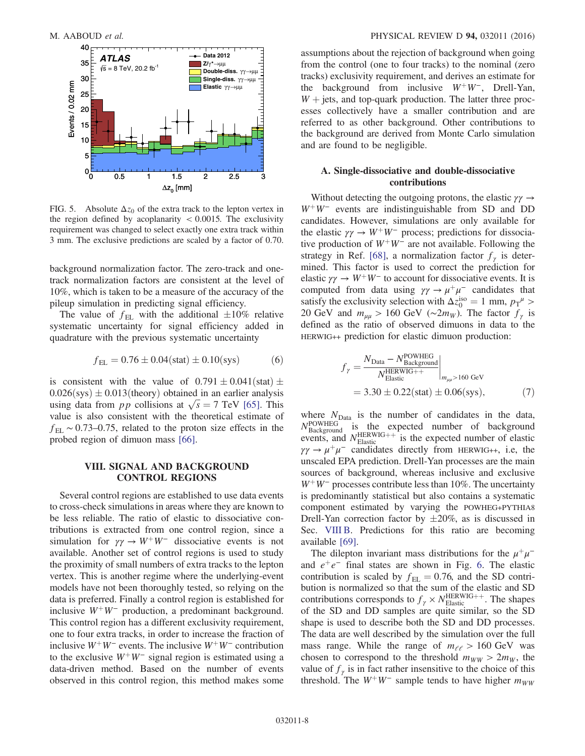FIG. 5. Absolute $\Delta z_0$ of the extra track to the lepton vertex in the region defined by acoplanarity $< 0.0015$. The exclusivity requirement was changed to select exactly one extra track within 3 mm. The exclusive predictions are scaled by a factor of 0.70.

background normalization factor. The zero-track and one-track normalization factors are consistent at the level of 10%, which is taken to be a measure of the accuracy of the pileup simulation in predicting signal efficiency.

The value of $f_{\mathrm{EL}}$ with the additional $\pm 10\%$ relative systematic uncertainty for signal efficiency added in quadrature with the previous systematic uncertainty

$$f_{\mathrm{EL}} = 0.76 \pm 0.04(\mathrm{stat}) \pm 0.10(\mathrm{sys}) \tag{6}$$

is consistent with the value of $0.791 \pm 0.041(\mathrm{stat}) \pm 0.026(\mathrm{sys}) \pm 0.013(\mathrm{theory})$ obtained in an earlier analysis using data from $pp$ collisions at $\sqrt{s} = 7$ TeV [65]. This value is also consistent with the theoretical estimate of $f_{\mathrm{EL}} \sim 0.73$–$0.75$, related to the proton size effects in the probed region of dimuon mass [66].

## VIII. SIGNAL AND BACKGROUND CONTROL REGIONS

Several control regions are established to use data events to cross-check simulations in areas where they are known to be less reliable. The ratio of elastic to dissociative contributions is extracted from one control region, since a simulation for $\gamma\gamma \to W^+W^-$ dissociative events is not available. Another set of control regions is used to study the proximity of small numbers of extra tracks to the lepton vertex. This is another regime where the underlying-event models have not been thoroughly tested, so relying on the data is preferred. Finally a control region is established for inclusive $W^+W^-$ production, a predominant background. This control region has a different exclusivity requirement, one to four extra tracks, in order to increase the fraction of inclusive $W^+W^-$ events. The inclusive $W^+W^-$ contribution to the exclusive $W^+W^-$ signal region is estimated using a data-driven method. Based on the number of events observed in this control region, this method makes some assumptions about the rejection of background when going from the control (one to four tracks) to the nominal (zero tracks) exclusivity requirement, and derives an estimate for the background from inclusive $W^+W^-$, Drell-Yan, $W$ + jets, and top-quark production. The latter three processes collectively have a smaller contribution and are referred to as other background. Other contributions to the background are derived from Monte Carlo simulation and are found to be negligible.

### A. Single-dissociative and double-dissociative contributions

Without detecting the outgoing protons, the elastic $\gamma\gamma \to W^+W^-$ events are indistinguishable from SD and DD candidates. However, simulations are only available for the elastic $\gamma\gamma \to W^+W^-$ process; predictions for dissociative production of $W^+W^-$ are not available. Following the strategy in Ref. [68], a normalization factor $f_\gamma$ is determined. This factor is used to correct the prediction for elastic $\gamma\gamma \to W^+W^-$ to account for dissociative events. It is computed from data using $\gamma\gamma \to \mu^+\mu^-$ candidates that satisfy the exclusivity selection with $\Delta z_0^{\mathrm{iso}} = 1$ mm, $p_{\mathrm{T}}^{\mu} > 20$ GeV and $m_{\mu\mu} > 160$ GeV ($\sim 2m_W$). The factor $f_\gamma$ is defined as the ratio of observed dimuons in data to the HERWIG++ prediction for elastic dimuon production:

$$f_\gamma = \left. \frac{N_{\mathrm{Data}} - N_{\mathrm{Background}}^{\mathrm{POWHEG}}}{N_{\mathrm{Elastic}}^{\mathrm{HERWIG++}}} \right|_{m_{\mu\mu} > 160\ \mathrm{GeV}}$$

$$= 3.30 \pm 0.22(\mathrm{stat}) \pm 0.06(\mathrm{sys}), \tag{7}$$

where $N_{\mathrm{Data}}$ is the number of candidates in the data, $N_{\mathrm{Background}}^{\mathrm{POWHEG}}$ is the expected number of background events, and $N_{\mathrm{Elastic}}^{\mathrm{HERWIG++}}$ is the expected number of elastic $\gamma\gamma \to \mu^+\mu^-$ candidates directly from HERWIG++, i.e, the unscaled EPA prediction. Drell-Yan processes are the main sources of background, whereas inclusive and exclusive $W^+W^-$ processes contribute less than 10%. The uncertainty is predominantly statistical but also contains a systematic component estimated by varying the POWHEG+PYTHIA8 Drell-Yan correction factor by $\pm 20\%$, as is discussed in Sec. VIII B. Predictions for this ratio are becoming available [69].

The dilepton invariant mass distributions for the $\mu^+\mu^-$ and $e^+e^-$ final states are shown in Fig. 6. The elastic contribution is scaled by $f_{\mathrm{EL}} = 0.76$, and the SD contribution is normalized so that the sum of the elastic and SD contributions corresponds to $f_\gamma \times N_{\mathrm{Elastic}}^{\mathrm{HERWIG++}}$. The shapes of the SD and DD samples are quite similar, so the SD shape is used to describe both the SD and DD processes. The data are well described by the simulation over the full mass range. While the range of $m_{\ell\ell} > 160$ GeV was chosen to correspond to the threshold $m_{WW} > 2m_W$, the value of $f_\gamma$ is in fact rather insensitive to the choice of this threshold. The $W^+W^-$ sample tends to have higher $m_{WW}$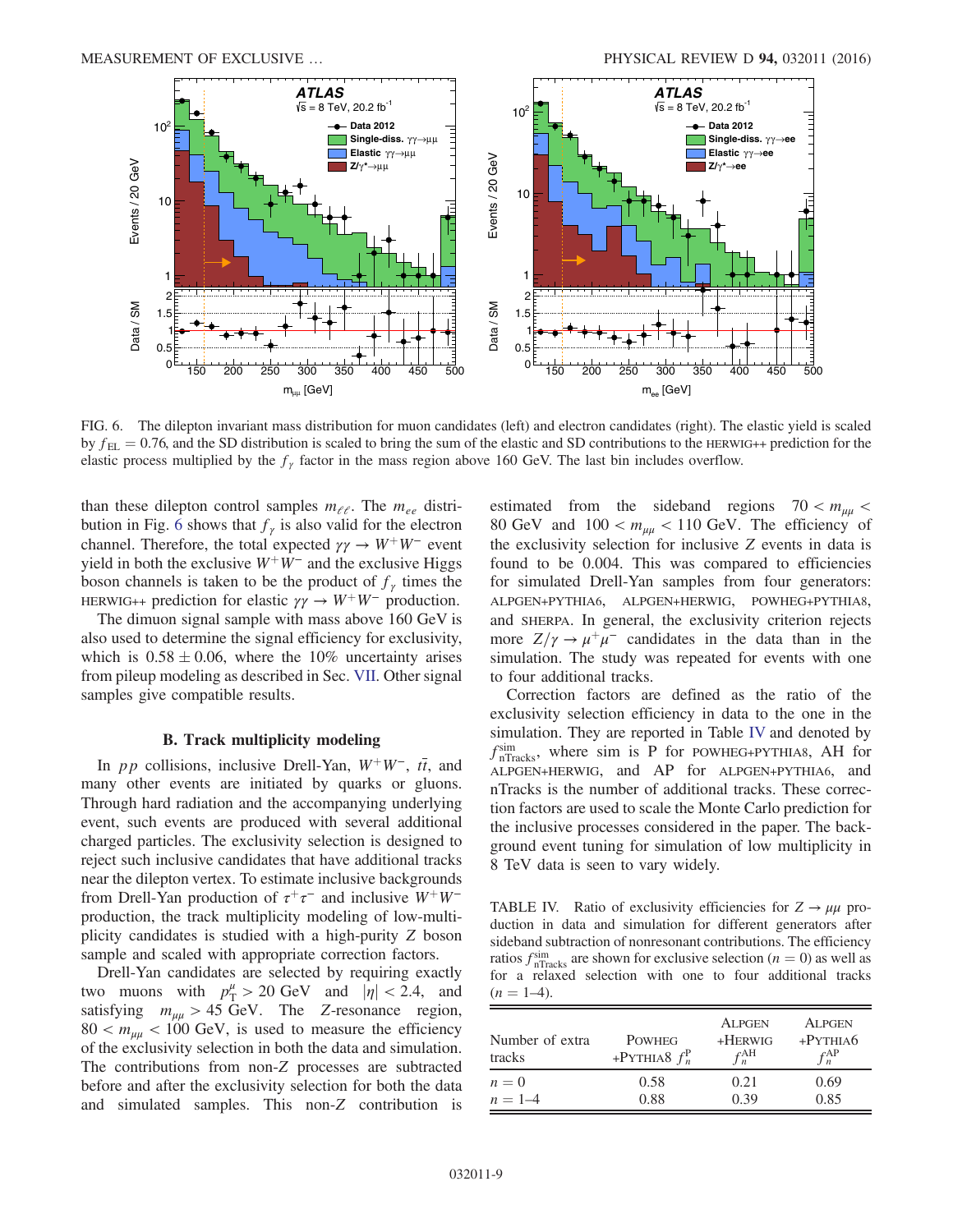FIG. 6. The dilepton invariant mass distribution for muon candidates (left) and electron candidates (right). The elastic yield is scaled by $f_{\rm EL} = 0.76$, and the SD distribution is scaled to bring the sum of the elastic and SD contributions to the HERWIG++ prediction for the elastic process multiplied by the $f_\gamma$ factor in the mass region above 160 GeV. The last bin includes overflow.

than these dilepton control samples $m_{\ell\ell}$. The $m_{ee}$ distribution in Fig. 6 shows that $f_\gamma$ is also valid for the electron channel. Therefore, the total expected $\gamma\gamma \to W^+W^-$ event yield in both the exclusive $W^+W^-$ and the exclusive Higgs boson channels is taken to be the product of $f_\gamma$ times the HERWIG++ prediction for elastic $\gamma\gamma \to W^+W^-$ production.

The dimuon signal sample with mass above 160 GeV is also used to determine the signal efficiency for exclusivity, which is $0.58 \pm 0.06$, where the 10% uncertainty arises from pileup modeling as described in Sec. VII. Other signal samples give compatible results.

### B. Track multiplicity modeling

In $pp$ collisions, inclusive Drell-Yan, $W^+W^-$, $t\bar{t}$, and many other events are initiated by quarks or gluons. Through hard radiation and the accompanying underlying event, such events are produced with several additional charged particles. The exclusivity selection is designed to reject such inclusive candidates that have additional tracks near the dilepton vertex. To estimate inclusive backgrounds from Drell-Yan production of $\tau^+\tau^-$ and inclusive $W^+W^-$ production, the track multiplicity modeling of low-multiplicity candidates is studied with a high-purity $Z$ boson sample and scaled with appropriate correction factors.

Drell-Yan candidates are selected by requiring exactly two muons with $p_{\rm T}^{\mu} > 20$ GeV and $|\eta| < 2.4$, and satisfying $m_{\mu\mu} > 45$ GeV. The $Z$-resonance region, $80 < m_{\mu\mu} < 100$ GeV, is used to measure the efficiency of the exclusivity selection in both the data and simulation. The contributions from non-$Z$ processes are subtracted before and after the exclusivity selection for both the data and simulated samples. This non-$Z$ contribution is estimated from the sideband regions $70 < m_{\mu\mu} < 80$ GeV and $100 < m_{\mu\mu} < 110$ GeV. The efficiency of the exclusivity selection for inclusive $Z$ events in data is found to be 0.004. This was compared to efficiencies for simulated Drell-Yan samples from four generators: ALPGEN+PYTHIA6, ALPGEN+HERWIG, POWHEG+PYTHIA8, and SHERPA. In general, the exclusivity criterion rejects more $Z/\gamma \to \mu^+\mu^-$ candidates in the data than in the simulation. The study was repeated for events with one to four additional tracks.

Correction factors are defined as the ratio of the exclusivity selection efficiency in data to the one in the simulation. They are reported in Table IV and denoted by $f_{\rm nTracks}^{\rm sim}$, where sim is P for POWHEG+PYTHIA8, AH for ALPGEN+HERWIG, and AP for ALPGEN+PYTHIA6, and nTracks is the number of additional tracks. These correction factors are used to scale the Monte Carlo prediction for the inclusive processes considered in the paper. The background event tuning for simulation of low multiplicity in 8 TeV data is seen to vary widely.

TABLE IV. Ratio of exclusivity efficiencies for $Z \to \mu\mu$ production in data and simulation for different generators after sideband subtraction of nonresonant contributions. The efficiency ratios $f_{\rm nTracks}^{\rm sim}$ are shown for exclusive selection ($n = 0$) as well as for a relaxed selection with one to four additional tracks ($n = 1$–4).

| Number of extra tracks | POWHEG +PYTHIA8 $f_n^{\rm P}$ | ALPGEN +HERWIG $f_n^{\rm AH}$ | ALPGEN +PYTHIA6 $f_n^{\rm AP}$ |
|---|---|---|---|
| $n = 0$ | 0.58 | 0.21 | 0.69 |
| $n = 1$–4 | 0.88 | 0.39 | 0.85 |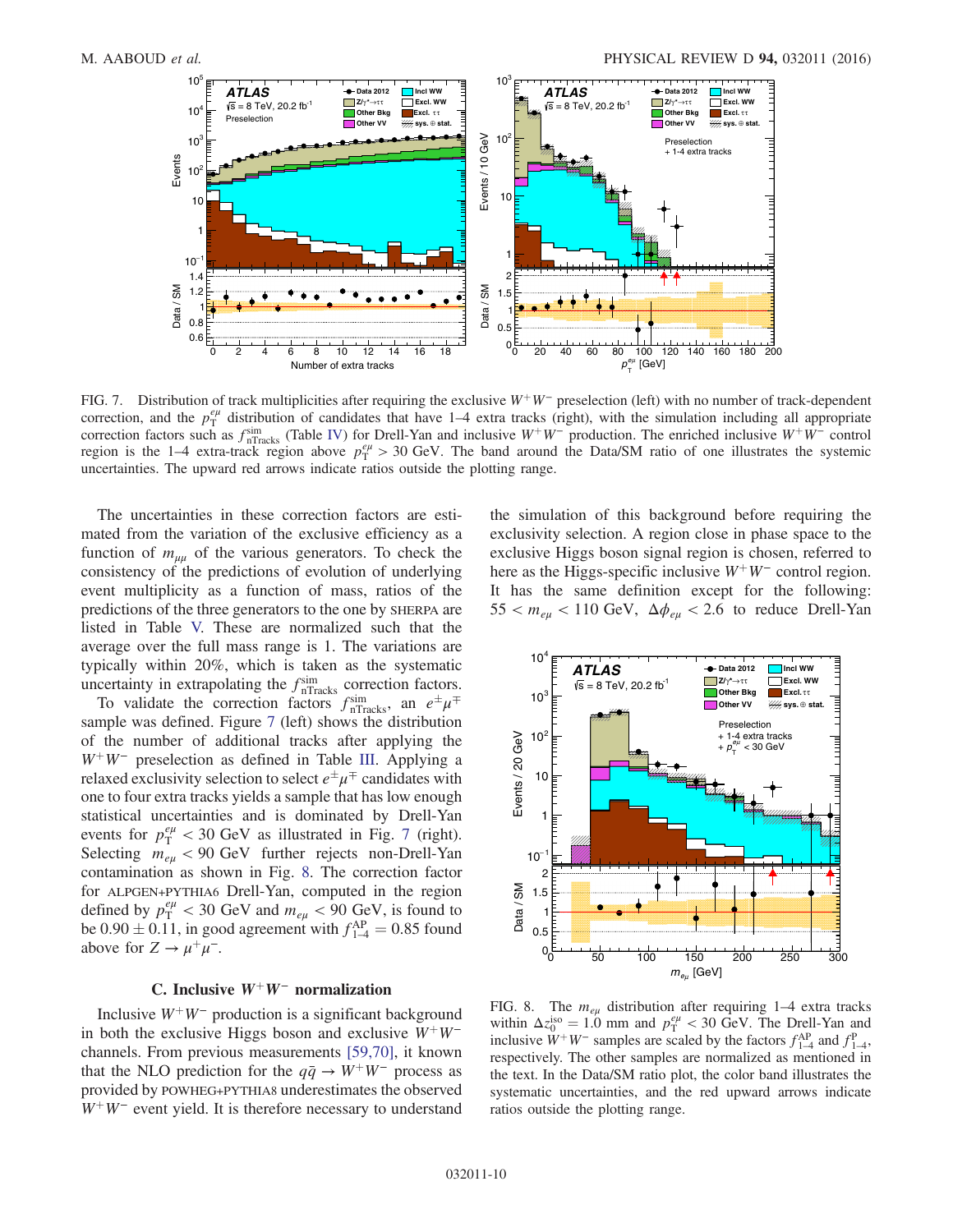FIG. 7. Distribution of track multiplicities after requiring the exclusive $W^+W^-$ preselection (left) with no number of track-dependent correction, and the $p_T^{e\mu}$ distribution of candidates that have 1–4 extra tracks (right), with the simulation including all appropriate correction factors such as $f_{\mathrm{nTracks}}^{\mathrm{sim}}$ (Table IV) for Drell-Yan and inclusive $W^+W^-$ production. The enriched inclusive $W^+W^-$ control region is the 1–4 extra-track region above $p_T^{e\mu} > 30$ GeV. The band around the Data/SM ratio of one illustrates the systemic uncertainties. The upward red arrows indicate ratios outside the plotting range.

The uncertainties in these correction factors are estimated from the variation of the exclusive efficiency as a function of $m_{\mu\mu}$ of the various generators. To check the consistency of the predictions of evolution of underlying event multiplicity as a function of mass, ratios of the predictions of the three generators to the one by SHERPA are listed in Table V. These are normalized such that the average over the full mass range is 1. The variations are typically within 20%, which is taken as the systematic uncertainty in extrapolating the $f_{\mathrm{nTracks}}^{\mathrm{sim}}$ correction factors.

To validate the correction factors $f_{\mathrm{nTracks}}^{\mathrm{sim}}$, an $e^{\pm}\mu^{\mp}$ sample was defined. Figure 7 (left) shows the distribution of the number of additional tracks after applying the $W^+W^-$ preselection as defined in Table III. Applying a relaxed exclusivity selection to select $e^{\pm}\mu^{\mp}$ candidates with one to four extra tracks yields a sample that has low enough statistical uncertainties and is dominated by Drell-Yan events for $p_T^{e\mu} < 30$ GeV as illustrated in Fig. 7 (right). Selecting $m_{e\mu} < 90$ GeV further rejects non-Drell-Yan contamination as shown in Fig. 8. The correction factor for ALPGEN+PYTHIA6 Drell-Yan, computed in the region defined by $p_T^{e\mu} < 30$ GeV and $m_{e\mu} < 90$ GeV, is found to be $0.90 \pm 0.11$, in good agreement with $f_{1\text{–}4}^{\mathrm{AP}} = 0.85$ found above for $Z \to \mu^+\mu^-$.

### C. Inclusive $W^+W^-$ normalization

Inclusive $W^+W^-$ production is a significant background in both the exclusive Higgs boson and exclusive $W^+W^-$ channels. From previous measurements [59,70], it known that the NLO prediction for the $q\bar{q} \to W^+W^-$ process as provided by POWHEG+PYTHIA8 underestimates the observed $W^+W^-$ event yield. It is therefore necessary to understand the simulation of this background before requiring the exclusivity selection. A region close in phase space to the exclusive Higgs boson signal region is chosen, referred to here as the Higgs-specific inclusive $W^+W^-$ control region. It has the same definition except for the following: $55 < m_{e\mu} < 110$ GeV, $\Delta\phi_{e\mu} < 2.6$ to reduce Drell-Yan

FIG. 8. The $m_{e\mu}$ distribution after requiring 1–4 extra tracks within $\Delta z_0^{\mathrm{iso}} = 1.0$ mm and $p_T^{e\mu} < 30$ GeV. The Drell-Yan and inclusive $W^+W^-$ samples are scaled by the factors $f_{1\text{–}4}^{\mathrm{AP}}$ and $f_{1\text{–}4}^{\mathrm{P}}$, respectively. The other samples are normalized as mentioned in the text. In the Data/SM ratio plot, the color band illustrates the systematic uncertainties, and the red upward arrows indicate ratios outside the plotting range.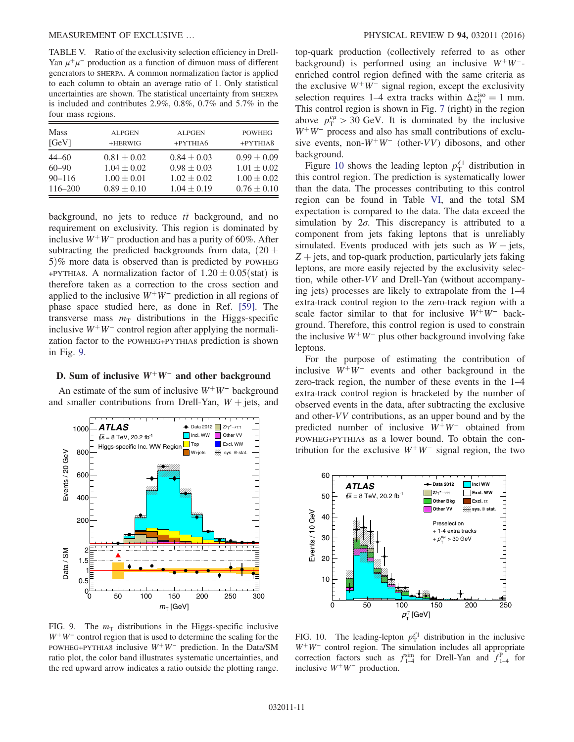TABLE V. Ratio of the exclusivity selection efficiency in Drell-Yan $\mu^+\mu^-$ production as a function of dimuon mass of different generators to SHERPA. A common normalization factor is applied to each column to obtain an average ratio of 1. Only statistical uncertainties are shown. The statistical uncertainty from SHERPA is included and contributes 2.9%, 0.8%, 0.7% and 5.7% in the four mass regions.

| Mass [GeV] | ALPGEN +HERWIG | ALPGEN +PYTHIA6 | POWHEG +PYTHIA8 |
|---|---|---|---|
| 44–60 | $0.81 \pm 0.02$ | $0.84 \pm 0.03$ | $0.99 \pm 0.09$ |
| 60–90 | $1.04 \pm 0.02$ | $0.98 \pm 0.03$ | $1.01 \pm 0.02$ |
| 90–116 | $1.00 \pm 0.01$ | $1.02 \pm 0.02$ | $1.00 \pm 0.02$ |
| 116–200 | $0.89 \pm 0.10$ | $1.04 \pm 0.19$ | $0.76 \pm 0.10$ |

background, no jets to reduce $t\bar{t}$ background, and no requirement on exclusivity. This region is dominated by inclusive $W^+W^-$ production and has a purity of 60%. After subtracting the predicted backgrounds from data, $(20 \pm 5)\%$ more data is observed than is predicted by POWHEG +PYTHIA8. A normalization factor of $1.20 \pm 0.05(\text{stat})$ is therefore taken as a correction to the cross section and applied to the inclusive $W^+W^-$ prediction in all regions of phase space studied here, as done in Ref. [59]. The transverse mass $m_T$ distributions in the Higgs-specific inclusive $W^+W^-$ control region after applying the normalization factor to the POWHEG+PYTHIA8 prediction is shown in Fig. 9.

FIG. 9. The $m_T$ distributions in the Higgs-specific inclusive $W^+W^-$ control region that is used to determine the scaling for the POWHEG+PYTHIA8 inclusive $W^+W^-$ prediction. In the Data/SM ratio plot, the color band illustrates systematic uncertainties, and the red upward arrow indicates a ratio outside the plotting range.

### D. Sum of inclusive $W^+W^-$ and other background

An estimate of the sum of inclusive $W^+W^-$ background and smaller contributions from Drell-Yan, $W +$ jets, and top-quark production (collectively referred to as other background) is performed using an inclusive $W^+W^-$-enriched control region defined with the same criteria as the exclusive $W^+W^-$ signal region, except the exclusivity selection requires 1–4 extra tracks within $\Delta z_0^{\text{iso}} = 1$ mm. This control region is shown in Fig. 7 (right) in the region above $p_T^{e\mu} > 30$ GeV. It is dominated by the inclusive $W^+W^-$ process and also has small contributions of exclusive events, non-$W^+W^-$ (other-$VV$) dibosons, and other background.

Figure 10 shows the leading lepton $p_T^{\ell 1}$ distribution in this control region. The prediction is systematically lower than the data. The processes contributing to this control region can be found in Table VI, and the total SM expectation is compared to the data. The data exceed the simulation by $2\sigma$. This discrepancy is attributed to a component from jets faking leptons that is unreliably simulated. Events produced with jets such as $W +$ jets, $Z +$ jets, and top-quark production, particularly jets faking leptons, are more easily rejected by the exclusivity selection, while other-$VV$ and Drell-Yan (without accompanying jets) processes are likely to extrapolate from the 1–4 extra-track control region to the zero-track region with a scale factor similar to that for inclusive $W^+W^-$ background. Therefore, this control region is used to constrain the inclusive $W^+W^-$ plus other background involving fake leptons.

For the purpose of estimating the contribution of inclusive $W^+W^-$ events and other background in the zero-track region, the number of these events in the 1–4 extra-track control region is bracketed by the number of observed events in the data, after subtracting the exclusive and other-$VV$ contributions, as an upper bound and by the predicted number of inclusive $W^+W^-$ obtained from POWHEG+PYTHIA8 as a lower bound. To obtain the contribution for the exclusive $W^+W^-$ signal region, the two

FIG. 10. The leading-lepton $p_T^{\ell 1}$ distribution in the inclusive $W^+W^-$ control region. The simulation includes all appropriate correction factors such as $f_{1-4}^{\text{sim}}$ for Drell-Yan and $f_{1-4}^{\text{P}}$ for inclusive $W^+W^-$ production.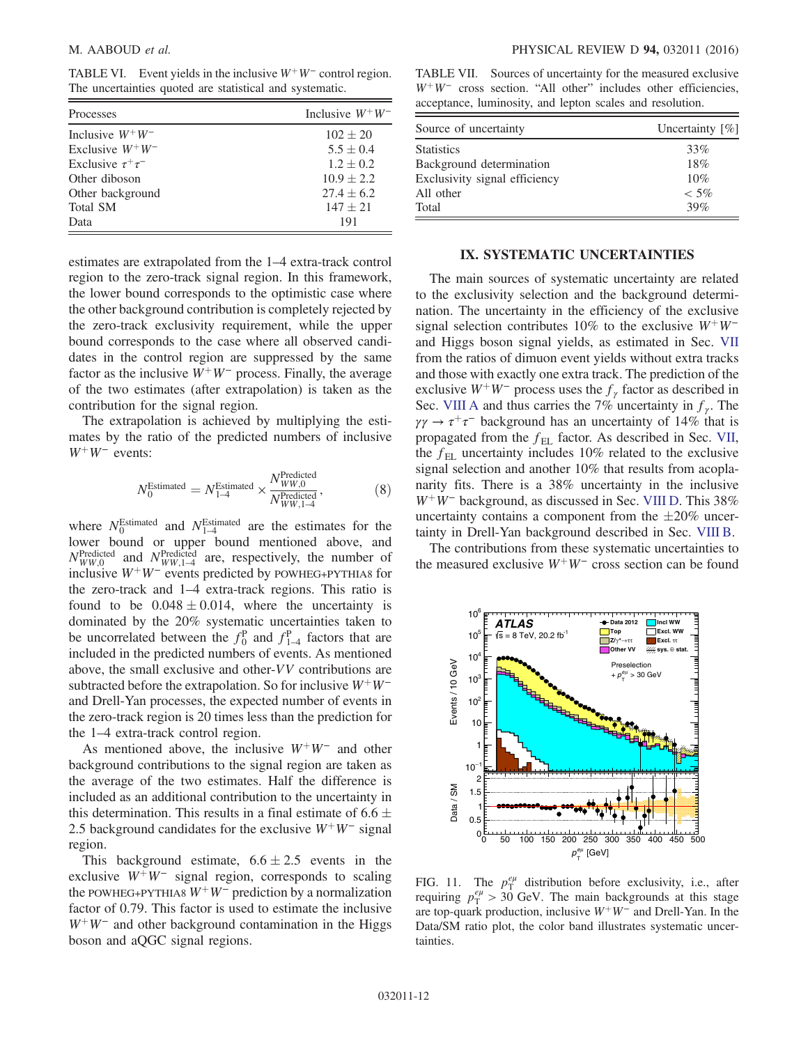TABLE VI. Event yields in the inclusive $W^+W^-$ control region. The uncertainties quoted are statistical and systematic.

| Processes | Inclusive $W^+W^-$ |
|---|---|
| Inclusive $W^+W^-$ | $102 \pm 20$ |
| Exclusive $W^+W^-$ | $5.5 \pm 0.4$ |
| Exclusive $\tau^+\tau^-$ | $1.2 \pm 0.2$ |
| Other diboson | $10.9 \pm 2.2$ |
| Other background | $27.4 \pm 6.2$ |
| Total SM | $147 \pm 21$ |
| Data | 191 |

estimates are extrapolated from the 1–4 extra-track control region to the zero-track signal region. In this framework, the lower bound corresponds to the optimistic case where the other background contribution is completely rejected by the zero-track exclusivity requirement, while the upper bound corresponds to the case where all observed candidates in the control region are suppressed by the same factor as the inclusive $W^+W^-$ process. Finally, the average of the two estimates (after extrapolation) is taken as the contribution for the signal region.

The extrapolation is achieved by multiplying the estimates by the ratio of the predicted numbers of inclusive $W^+W^-$ events:

$$N_0^{\text{Estimated}} = N_{1\text{–}4}^{\text{Estimated}} \times \frac{N_{WW,0}^{\text{Predicted}}}{N_{WW,1\text{–}4}^{\text{Predicted}}}, \tag{8}$$

where $N_0^{\text{Estimated}}$ and $N_{1\text{–}4}^{\text{Estimated}}$ are the estimates for the lower bound or upper bound mentioned above, and $N_{WW,0}^{\text{Predicted}}$ and $N_{WW,1\text{–}4}^{\text{Predicted}}$ are, respectively, the number of inclusive $W^+W^-$ events predicted by POWHEG+PYTHIA8 for the zero-track and 1–4 extra-track regions. This ratio is found to be $0.048 \pm 0.014$, where the uncertainty is dominated by the 20% systematic uncertainties taken to be uncorrelated between the $f_0^{\text{P}}$ and $f_{1\text{–}4}^{\text{P}}$ factors that are included in the predicted numbers of events. As mentioned above, the small exclusive and other-$VV$ contributions are subtracted before the extrapolation. So for inclusive $W^+W^-$ and Drell-Yan processes, the expected number of events in the zero-track region is 20 times less than the prediction for the 1–4 extra-track control region.

As mentioned above, the inclusive $W^+W^-$ and other background contributions to the signal region are taken as the average of the two estimates. Half the difference is included as an additional contribution to the uncertainty in this determination. This results in a final estimate of $6.6 \pm 2.5$ background candidates for the exclusive $W^+W^-$ signal region.

This background estimate, $6.6 \pm 2.5$ events in the exclusive $W^+W^-$ signal region, corresponds to scaling the POWHEG+PYTHIA8 $W^+W^-$ prediction by a normalization factor of 0.79. This factor is used to estimate the inclusive $W^+W^-$ and other background contamination in the Higgs boson and aQGC signal regions.

TABLE VII. Sources of uncertainty for the measured exclusive $W^+W^-$ cross section. "All other" includes other efficiencies, acceptance, luminosity, and lepton scales and resolution.

| Source of uncertainty | Uncertainty [%] |
|---|---|
| Statistics | 33% |
| Background determination | 18% |
| Exclusivity signal efficiency | 10% |
| All other | < 5% |
| Total | 39% |

## IX. SYSTEMATIC UNCERTAINTIES

The main sources of systematic uncertainty are related to the exclusivity selection and the background determination. The uncertainty in the efficiency of the exclusive signal selection contributes 10% to the exclusive $W^+W^-$ and Higgs boson signal yields, as estimated in Sec. VII from the ratios of dimuon event yields without extra tracks and those with exactly one extra track. The prediction of the exclusive $W^+W^-$ process uses the $f_\gamma$ factor as described in Sec. VIII A and thus carries the 7% uncertainty in $f_\gamma$. The $\gamma\gamma \to \tau^+\tau^-$ background has an uncertainty of 14% that is propagated from the $f_{\text{EL}}$ factor. As described in Sec. VII, the $f_{\text{EL}}$ uncertainty includes 10% related to the exclusive signal selection and another 10% that results from acoplanarity fits. There is a 38% uncertainty in the inclusive $W^+W^-$ background, as discussed in Sec. VIII D. This 38% uncertainty contains a component from the $\pm 20\%$ uncertainty in Drell-Yan background described in Sec. VIII B.

The contributions from these systematic uncertainties to the measured exclusive $W^+W^-$ cross section can be found

FIG. 11. The $p_{\text{T}}^{e\mu}$ distribution before exclusivity, i.e., after requiring $p_{\text{T}}^{e\mu} > 30$ GeV. The main backgrounds at this stage are top-quark production, inclusive $W^+W^-$ and Drell-Yan. In the Data/SM ratio plot, the color band illustrates systematic uncertainties.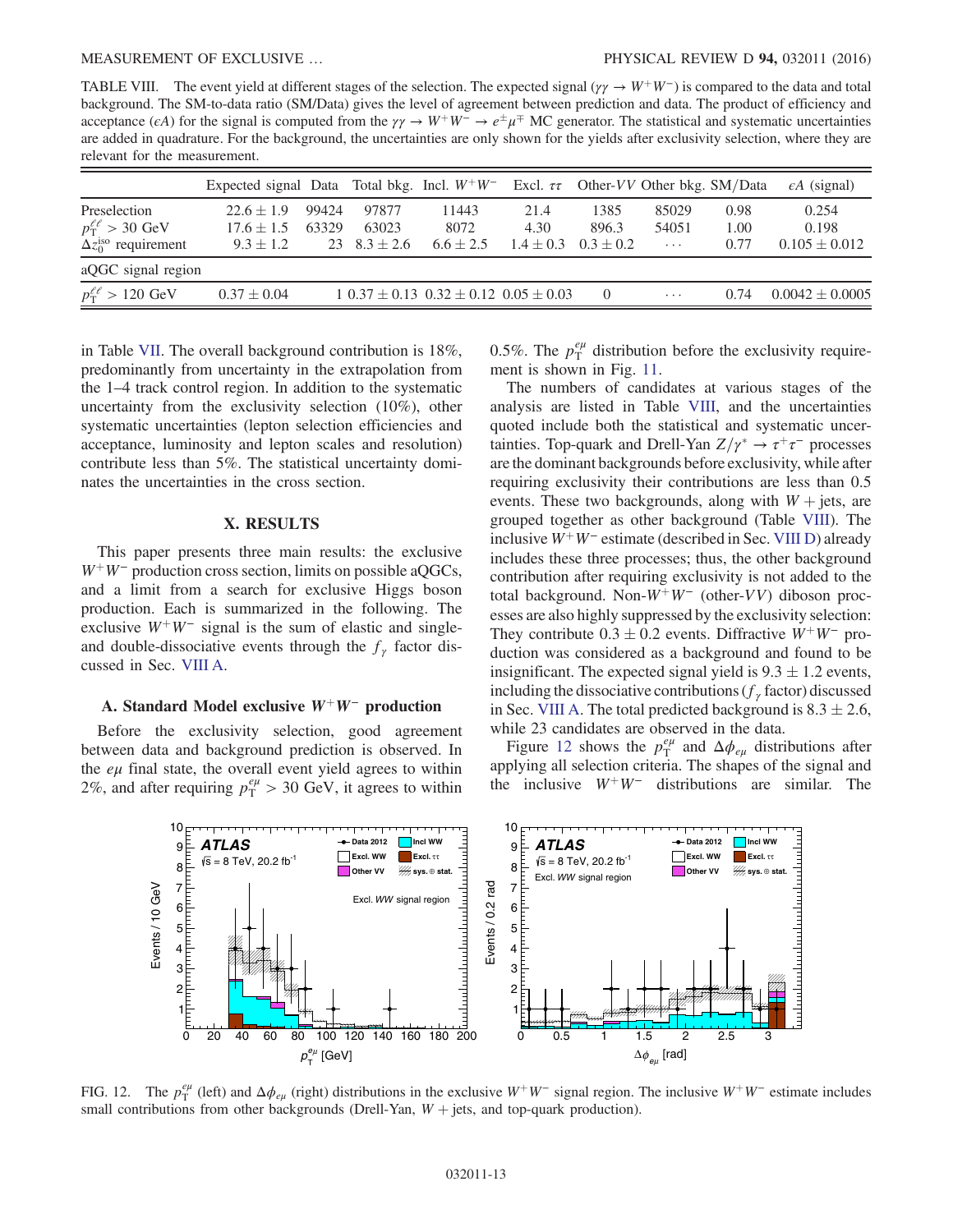TABLE VIII. The event yield at different stages of the selection. The expected signal ($\gamma\gamma \to W^+W^-$) is compared to the data and total background. The SM-to-data ratio (SM/Data) gives the level of agreement between prediction and data. The product of efficiency and acceptance ($\epsilon A$) for the signal is computed from the $\gamma\gamma \to W^+W^- \to e^\pm\mu^\mp$ MC generator. The statistical and systematic uncertainties are added in quadrature. For the background, the uncertainties are only shown for the yields after exclusivity selection, where they are relevant for the measurement.

| | Expected signal | Data | Total bkg. | Incl. $W^+W^-$ | Excl. $\tau\tau$ | Other-$VV$ | Other bkg. | SM/Data | $\epsilon A$ (signal) |
|---|---|---|---|---|---|---|---|---|---|
| Preselection | $22.6 \pm 1.9$ | 99424 | 97877 | 11443 | 21.4 | 1385 | 85029 | 0.98 | 0.254 |
| $p_T^{\ell\ell} > 30$ GeV | $17.6 \pm 1.5$ | 63329 | 63023 | 8072 | 4.30 | 896.3 | 54051 | 1.00 | 0.198 |
| $\Delta z_0^{\mathrm{iso}}$ requirement | $9.3 \pm 1.2$ | 23 | $8.3 \pm 2.6$ | $6.6 \pm 2.5$ | $1.4 \pm 0.3$ | $0.3 \pm 0.2$ | $\cdots$ | 0.77 | $0.105 \pm 0.012$ |
| aQGC signal region | | | | | | | | | |
| $p_T^{\ell\ell} > 120$ GeV | $0.37 \pm 0.04$ | 1 | $0.37 \pm 0.13$ | $0.32 \pm 0.12$ | $0.05 \pm 0.03$ | 0 | $\cdots$ | 0.74 | $0.0042 \pm 0.0005$ |

in Table VII. The overall background contribution is 18%, predominantly from uncertainty in the extrapolation from the 1–4 track control region. In addition to the systematic uncertainty from the exclusivity selection (10%), other systematic uncertainties (lepton selection efficiencies and acceptance, luminosity and lepton scales and resolution) contribute less than 5%. The statistical uncertainty dominates the uncertainties in the cross section.

## X. RESULTS

This paper presents three main results: the exclusive $W^+W^-$ production cross section, limits on possible aQGCs, and a limit from a search for exclusive Higgs boson production. Each is summarized in the following. The exclusive $W^+W^-$ signal is the sum of elastic and single- and double-dissociative events through the $f_\gamma$ factor discussed in Sec. VIII A.

### A. Standard Model exclusive $W^+W^-$ production

Before the exclusivity selection, good agreement between data and background prediction is observed. In the $e\mu$ final state, the overall event yield agrees to within 2%, and after requiring $p_T^{e\mu} > 30$ GeV, it agrees to within 0.5%. The $p_T^{e\mu}$ distribution before the exclusivity requirement is shown in Fig. 11.

The numbers of candidates at various stages of the analysis are listed in Table VIII, and the uncertainties quoted include both the statistical and systematic uncertainties. Top-quark and Drell-Yan $Z/\gamma^* \to \tau^+\tau^-$ processes are the dominant backgrounds before exclusivity, while after requiring exclusivity their contributions are less than 0.5 events. These two backgrounds, along with $W$ + jets, are grouped together as other background (Table VIII). The inclusive $W^+W^-$ estimate (described in Sec. VIII D) already includes these three processes; thus, the other background contribution after requiring exclusivity is not added to the total background. Non-$W^+W^-$ (other-$VV$) diboson processes are also highly suppressed by the exclusivity selection: They contribute $0.3 \pm 0.2$ events. Diffractive $W^+W^-$ production was considered as a background and found to be insignificant. The expected signal yield is $9.3 \pm 1.2$ events, including the dissociative contributions ($f_\gamma$ factor) discussed in Sec. VIII A. The total predicted background is $8.3 \pm 2.6$, while 23 candidates are observed in the data.

Figure 12 shows the $p_T^{e\mu}$ and $\Delta\phi_{e\mu}$ distributions after applying all selection criteria. The shapes of the signal and the inclusive $W^+W^-$ distributions are similar. The

FIG. 12. The $p_T^{e\mu}$ (left) and $\Delta\phi_{e\mu}$ (right) distributions in the exclusive $W^+W^-$ signal region. The inclusive $W^+W^-$ estimate includes small contributions from other backgrounds (Drell-Yan, $W$ + jets, and top-quark production).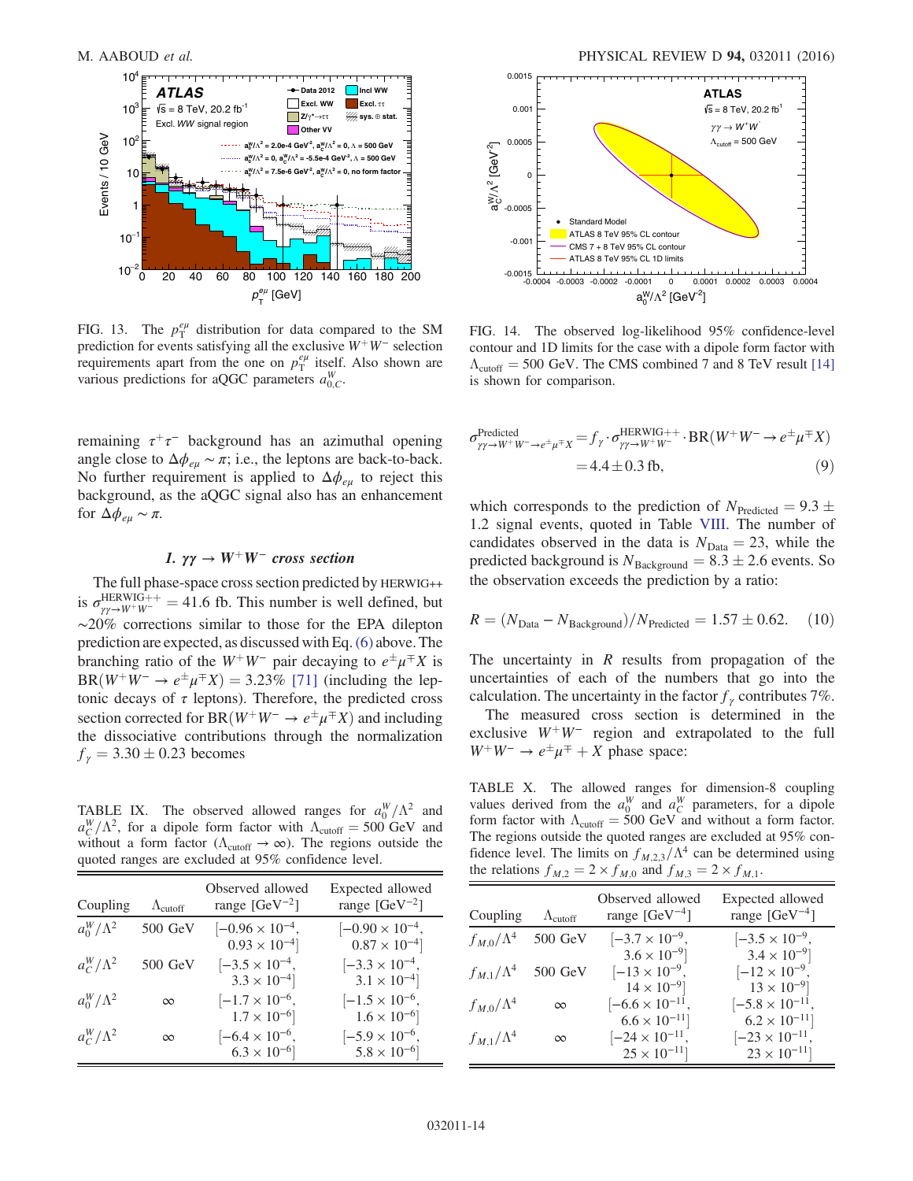FIG. 13. The $p_T^{e\mu}$ distribution for data compared to the SM prediction for events satisfying all the exclusive $W^+W^-$ selection requirements apart from the one on $p_T^{e\mu}$ itself. Also shown are various predictions for aQGC parameters $a_{0,C}^W$.

FIG. 14. The observed log-likelihood 95% confidence-level contour and 1D limits for the case with a dipole form factor with $\Lambda_{\text{cutoff}} = 500$ GeV. The CMS combined 7 and 8 TeV result [14] is shown for comparison.

remaining $\tau^+\tau^-$ background has an azimuthal opening angle close to $\Delta\phi_{e\mu} \sim \pi$; i.e., the leptons are back-to-back. No further requirement is applied to $\Delta\phi_{e\mu}$ to reject this background, as the aQGC signal also has an enhancement for $\Delta\phi_{e\mu} \sim \pi$.

### 1. $\gamma\gamma \to W^+W^-$ cross section

The full phase-space cross section predicted by HERWIG++ is $\sigma_{\gamma\gamma\to W^+W^-}^{\text{HERWIG++}} = 41.6$ fb. This number is well defined, but ~20% corrections similar to those for the EPA dilepton prediction are expected, as discussed with Eq. (6) above. The branching ratio of the $W^+W^-$ pair decaying to $e^\pm\mu^\mp X$ is $\text{BR}(W^+W^- \to e^\pm\mu^\mp X) = 3.23\%$ [71] (including the leptonic decays of $\tau$ leptons). Therefore, the predicted cross section corrected for $\text{BR}(W^+W^- \to e^\pm\mu^\mp X)$ and including the dissociative contributions through the normalization $f_\gamma = 3.30 \pm 0.23$ becomes

$$
\begin{aligned}
\sigma^{\text{Predicted}}_{\gamma\gamma\to W^+W^-\to e^\pm\mu^\mp X} &= f_\gamma \cdot \sigma_{\gamma\gamma\to W^+W^-}^{\text{HERWIG++}} \cdot \text{BR}(W^+W^- \to e^\pm\mu^\mp X) \\
&= 4.4 \pm 0.3 \text{ fb}, \qquad (9)
\end{aligned}
$$

which corresponds to the prediction of $N_{\text{Predicted}} = 9.3 \pm 1.2$ signal events, quoted in Table VIII. The number of candidates observed in the data is $N_{\text{Data}} = 23$, while the predicted background is $N_{\text{Background}} = 8.3 \pm 2.6$ events. So the observation exceeds the prediction by a ratio:

$$
R = (N_{\text{Data}} - N_{\text{Background}})/N_{\text{Predicted}} = 1.57 \pm 0.62. \qquad (10)
$$

The uncertainty in $R$ results from propagation of the uncertainties of each of the numbers that go into the calculation. The uncertainty in the factor $f_\gamma$ contributes 7%.

The measured cross section is determined in the exclusive $W^+W^-$ region and extrapolated to the full $W^+W^- \to e^\pm\mu^\mp + X$ phase space:

TABLE IX. The observed allowed ranges for $a_0^W/\Lambda^2$ and $a_C^W/\Lambda^2$, for a dipole form factor with $\Lambda_{\text{cutoff}} = 500$ GeV and without a form factor ($\Lambda_{\text{cutoff}} \to \infty$). The regions outside the quoted ranges are excluded at 95% confidence level.

| Coupling | $\Lambda_{\text{cutoff}}$ | Observed allowed range [GeV$^{-2}$] | Expected allowed range [GeV$^{-2}$] |
|---|---|---|---|
| $a_0^W/\Lambda^2$ | 500 GeV | $[-0.96 \times 10^{-4}, 0.93 \times 10^{-4}]$ | $[-0.90 \times 10^{-4}, 0.87 \times 10^{-4}]$ |
| $a_C^W/\Lambda^2$ | 500 GeV | $[-3.5 \times 10^{-4}, 3.3 \times 10^{-4}]$ | $[-3.3 \times 10^{-4}, 3.1 \times 10^{-4}]$ |
| $a_0^W/\Lambda^2$ | $\infty$ | $[-1.7 \times 10^{-6}, 1.7 \times 10^{-6}]$ | $[-1.5 \times 10^{-6}, 1.6 \times 10^{-6}]$ |
| $a_C^W/\Lambda^2$ | $\infty$ | $[-6.4 \times 10^{-6}, 6.3 \times 10^{-6}]$ | $[-5.9 \times 10^{-6}, 5.8 \times 10^{-6}]$ |

TABLE X. The allowed ranges for dimension-8 coupling values derived from the $a_0^W$ and $a_C^W$ parameters, for a dipole form factor with $\Lambda_{\text{cutoff}} = 500$ GeV and without a form factor. The regions outside the quoted ranges are excluded at 95% confidence level. The limits on $f_{M,2,3}/\Lambda^4$ can be determined using the relations $f_{M,2} = 2 \times f_{M,0}$ and $f_{M,3} = 2 \times f_{M,1}$.

| Coupling | $\Lambda_{\text{cutoff}}$ | Observed allowed range [GeV$^{-4}$] | Expected allowed range [GeV$^{-4}$] |
|---|---|---|---|
| $f_{M,0}/\Lambda^4$ | 500 GeV | $[-3.7 \times 10^{-9}, 3.6 \times 10^{-9}]$ | $[-3.5 \times 10^{-9}, 3.4 \times 10^{-9}]$ |
| $f_{M,1}/\Lambda^4$ | 500 GeV | $[-13 \times 10^{-9}, 14 \times 10^{-9}]$ | $[-12 \times 10^{-9}, 13 \times 10^{-9}]$ |
| $f_{M,0}/\Lambda^4$ | $\infty$ | $[-6.6 \times 10^{-11}, 6.6 \times 10^{-11}]$ | $[-5.8 \times 10^{-11}, 6.2 \times 10^{-11}]$ |
| $f_{M,1}/\Lambda^4$ | $\infty$ | $[-24 \times 10^{-11}, 25 \times 10^{-11}]$ | $[-23 \times 10^{-11}, 23 \times 10^{-11}]$ |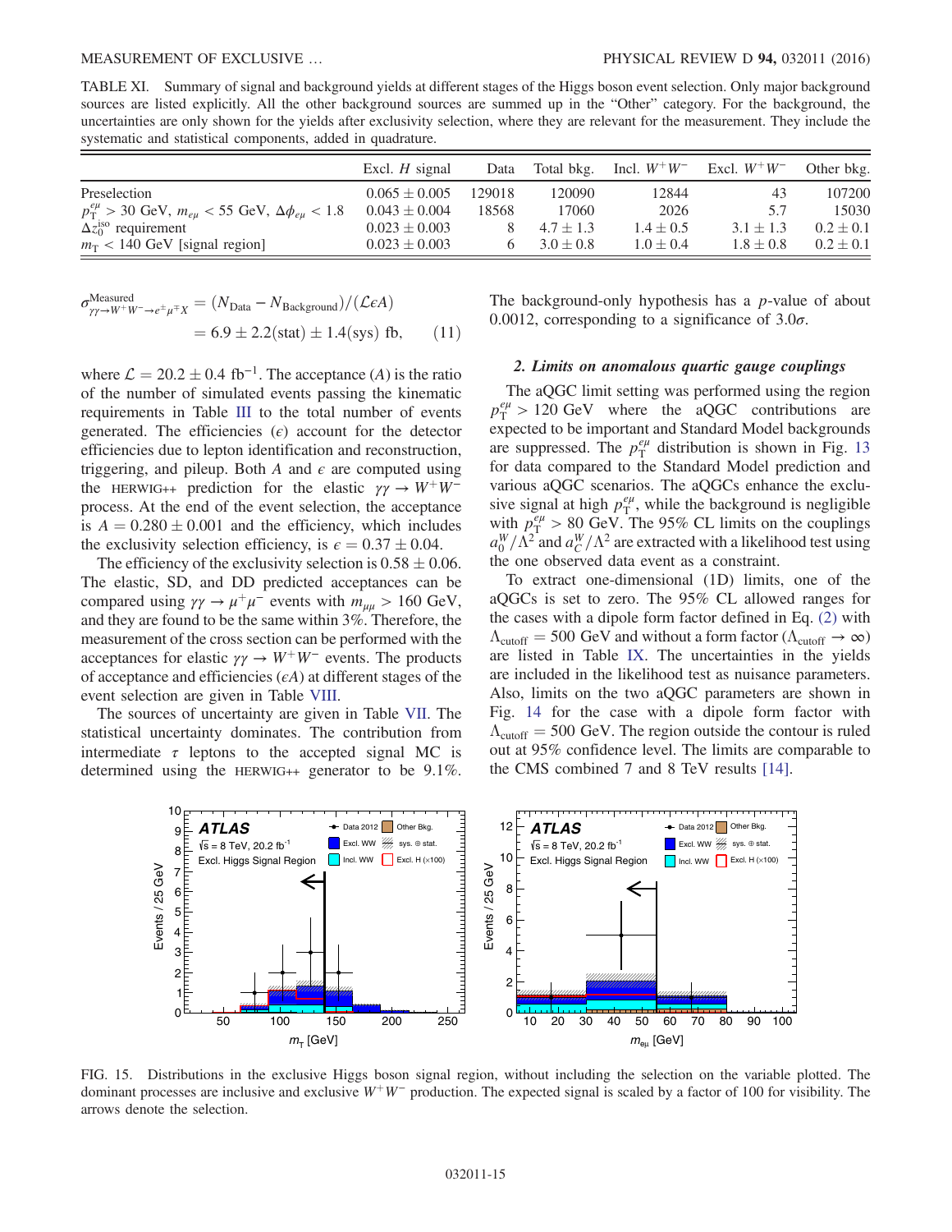TABLE XI. Summary of signal and background yields at different stages of the Higgs boson event selection. Only major background sources are listed explicitly. All the other background sources are summed up in the "Other" category. For the background, the uncertainties are only shown for the yields after exclusivity selection, where they are relevant for the measurement. They include the systematic and statistical components, added in quadrature.

| | Excl. $H$ signal | Data | Total bkg. | Incl. $W^+W^-$ | Excl. $W^+W^-$ | Other bkg. |
|---|---|---|---|---|---|---|
| Preselection | $0.065 \pm 0.005$ | 129018 | 120090 | 12844 | 43 | 107200 |
| $p_T^{e\mu} > 30$ GeV, $m_{e\mu} < 55$ GeV, $\Delta\phi_{e\mu} < 1.8$ | $0.043 \pm 0.004$ | 18568 | 17060 | 2026 | 5.7 | 15030 |
| $\Delta z_0^{\mathrm{iso}}$ requirement | $0.023 \pm 0.003$ | 8 | $4.7 \pm 1.3$ | $1.4 \pm 0.5$ | $3.1 \pm 1.3$ | $0.2 \pm 0.1$ |
| $m_T < 140$ GeV [signal region] | $0.023 \pm 0.003$ | 6 | $3.0 \pm 0.8$ | $1.0 \pm 0.4$ | $1.8 \pm 0.8$ | $0.2 \pm 0.1$ |

$$\sigma^{\mathrm{Measured}}_{\gamma\gamma\to W^+W^-\to e^\pm\mu^\mp X} = (N_{\mathrm{Data}} - N_{\mathrm{Background}})/(\mathcal{L}\epsilon A) = 6.9 \pm 2.2(\mathrm{stat}) \pm 1.4(\mathrm{sys})\ \mathrm{fb}, \qquad (11)$$

where $\mathcal{L} = 20.2 \pm 0.4\ \mathrm{fb}^{-1}$. The acceptance ($A$) is the ratio of the number of simulated events passing the kinematic requirements in Table III to the total number of events generated. The efficiencies ($\epsilon$) account for the detector efficiencies due to lepton identification and reconstruction, triggering, and pileup. Both $A$ and $\epsilon$ are computed using the HERWIG++ prediction for the elastic $\gamma\gamma \to W^+W^-$ process. At the end of the event selection, the acceptance is $A = 0.280 \pm 0.001$ and the efficiency, which includes the exclusivity selection efficiency, is $\epsilon = 0.37 \pm 0.04$.

The efficiency of the exclusivity selection is $0.58 \pm 0.06$. The elastic, SD, and DD predicted acceptances can be compared using $\gamma\gamma \to \mu^+\mu^-$ events with $m_{\mu\mu} > 160$ GeV, and they are found to be the same within 3%. Therefore, the measurement of the cross section can be performed with the acceptances for elastic $\gamma\gamma \to W^+W^-$ events. The products of acceptance and efficiencies ($\epsilon A$) at different stages of the event selection are given in Table VIII.

The sources of uncertainty are given in Table VII. The statistical uncertainty dominates. The contribution from intermediate $\tau$ leptons to the accepted signal MC is determined using the HERWIG++ generator to be 9.1%. The background-only hypothesis has a $p$-value of about 0.0012, corresponding to a significance of $3.0\sigma$.

### 2. Limits on anomalous quartic gauge couplings

The aQGC limit setting was performed using the region $p_T^{e\mu} > 120$ GeV where the aQGC contributions are expected to be important and Standard Model backgrounds are suppressed. The $p_T^{e\mu}$ distribution is shown in Fig. 13 for data compared to the Standard Model prediction and various aQGC scenarios. The aQGCs enhance the exclusive signal at high $p_T^{e\mu}$, while the background is negligible with $p_T^{e\mu} > 80$ GeV. The 95% CL limits on the couplings $a_0^W/\Lambda^2$ and $a_C^W/\Lambda^2$ are extracted with a likelihood test using the one observed data event as a constraint.

To extract one-dimensional (1D) limits, one of the aQGCs is set to zero. The 95% CL allowed ranges for the cases with a dipole form factor defined in Eq. (2) with $\Lambda_{\mathrm{cutoff}} = 500$ GeV and without a form factor ($\Lambda_{\mathrm{cutoff}} \to \infty$) are listed in Table IX. The uncertainties in the yields are included in the likelihood test as nuisance parameters. Also, limits on the two aQGC parameters are shown in Fig. 14 for the case with a dipole form factor with $\Lambda_{\mathrm{cutoff}} = 500$ GeV. The region outside the contour is ruled out at 95% confidence level. The limits are comparable to the CMS combined 7 and 8 TeV results [14].

FIG. 15. Distributions in the exclusive Higgs boson signal region, without including the selection on the variable plotted. The dominant processes are inclusive and exclusive $W^+W^-$ production. The expected signal is scaled by a factor of 100 for visibility. The arrows denote the selection.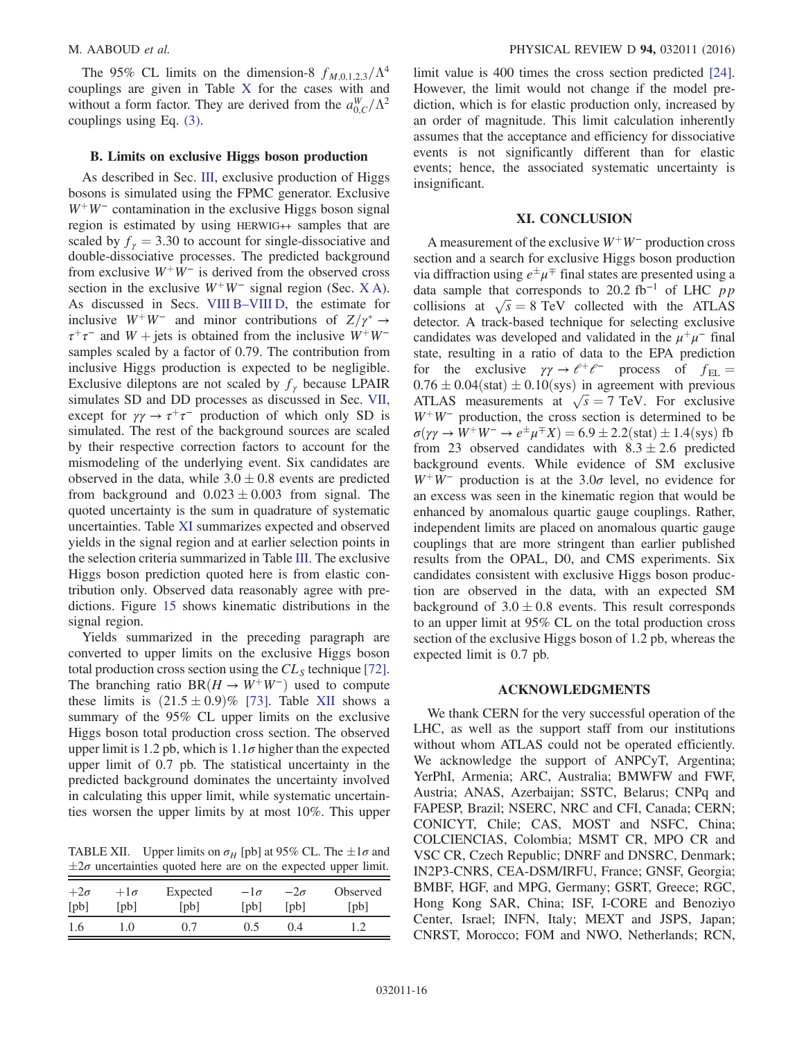The 95% CL limits on the dimension-8 $f_{M,0,1,2,3}/\Lambda^4$ couplings are given in Table X for the cases with and without a form factor. They are derived from the $a_{0,C}^W/\Lambda^2$ couplings using Eq. (3).

### B. Limits on exclusive Higgs boson production

As described in Sec. III, exclusive production of Higgs bosons is simulated using the FPMC generator. Exclusive $W^+W^-$ contamination in the exclusive Higgs boson signal region is estimated by using HERWIG++ samples that are scaled by $f_\gamma = 3.30$ to account for single-dissociative and double-dissociative processes. The predicted background from exclusive $W^+W^-$ is derived from the observed cross section in the exclusive $W^+W^-$ signal region (Sec. X A). As discussed in Secs. VIII B–VIII D, the estimate for inclusive $W^+W^-$ and minor contributions of $Z/\gamma^* \to \tau^+\tau^-$ and $W+\text{jets}$ is obtained from the inclusive $W^+W^-$ samples scaled by a factor of 0.79. The contribution from inclusive Higgs production is expected to be negligible. Exclusive dileptons are not scaled by $f_\gamma$ because LPAIR simulates SD and DD processes as discussed in Sec. VII, except for $\gamma\gamma \to \tau^+\tau^-$ production of which only SD is simulated. The rest of the background sources are scaled by their respective correction factors to account for the mismodeling of the underlying event. Six candidates are observed in the data, while $3.0 \pm 0.8$ events are predicted from background and $0.023 \pm 0.003$ from signal. The quoted uncertainty is the sum in quadrature of systematic uncertainties. Table XI summarizes expected and observed yields in the signal region and at earlier selection points in the selection criteria summarized in Table III. The exclusive Higgs boson prediction quoted here is from elastic contribution only. Observed data reasonably agree with predictions. Figure 15 shows kinematic distributions in the signal region.

Yields summarized in the preceding paragraph are converted to upper limits on the exclusive Higgs boson total production cross section using the $CL_S$ technique [72]. The branching ratio $\text{BR}(H \to W^+W^-)$ used to compute these limits is $(21.5 \pm 0.9)\%$ [73]. Table XII shows a summary of the 95% CL upper limits on the exclusive Higgs boson total production cross section. The observed upper limit is 1.2 pb, which is $1.1\sigma$ higher than the expected upper limit of 0.7 pb. The statistical uncertainty in the predicted background dominates the uncertainty involved in calculating this upper limit, while systematic uncertainties worsen the upper limits by at most 10%. This upper limit value is 400 times the cross section predicted [24]. However, the limit would not change if the model prediction, which is for elastic production only, increased by an order of magnitude. This limit calculation inherently assumes that the acceptance and efficiency for dissociative events is not significantly different than for elastic events; hence, the associated systematic uncertainty is insignificant.

TABLE XII. Upper limits on $\sigma_H$ [pb] at 95% CL. The $\pm 1\sigma$ and $\pm 2\sigma$ uncertainties quoted here are on the expected upper limit.

| $+2\sigma$ [pb] | $+1\sigma$ [pb] | Expected [pb] | $-1\sigma$ [pb] | $-2\sigma$ [pb] | Observed [pb] |
|---|---|---|---|---|---|
| 1.6 | 1.0 | 0.7 | 0.5 | 0.4 | 1.2 |

## XI. CONCLUSION

A measurement of the exclusive $W^+W^-$ production cross section and a search for exclusive Higgs boson production via diffraction using $e^\pm\mu^\mp$ final states are presented using a data sample that corresponds to 20.2 fb$^{-1}$ of LHC $pp$ collisions at $\sqrt{s} = 8$ TeV collected with the ATLAS detector. A track-based technique for selecting exclusive candidates was developed and validated in the $\mu^+\mu^-$ final state, resulting in a ratio of data to the EPA prediction for the exclusive $\gamma\gamma \to \ell^+\ell^-$ process of $f_{\text{EL}} = 0.76 \pm 0.04(\text{stat}) \pm 0.10(\text{sys})$ in agreement with previous ATLAS measurements at $\sqrt{s} = 7$ TeV. For exclusive $W^+W^-$ production, the cross section is determined to be $\sigma(\gamma\gamma \to W^+W^- \to e^\pm\mu^\mp X) = 6.9 \pm 2.2(\text{stat}) \pm 1.4(\text{sys})$ fb from 23 observed candidates with $8.3 \pm 2.6$ predicted background events. While evidence of SM exclusive $W^+W^-$ production is at the $3.0\sigma$ level, no evidence for an excess was seen in the kinematic region that would be enhanced by anomalous quartic gauge couplings. Rather, independent limits are placed on anomalous quartic gauge couplings that are more stringent than earlier published results from the OPAL, D0, and CMS experiments. Six candidates consistent with exclusive Higgs boson production are observed in the data, with an expected SM background of $3.0 \pm 0.8$ events. This result corresponds to an upper limit at 95% CL on the total production cross section of the exclusive Higgs boson of 1.2 pb, whereas the expected limit is 0.7 pb.

## ACKNOWLEDGMENTS

We thank CERN for the very successful operation of the LHC, as well as the support staff from our institutions without whom ATLAS could not be operated efficiently. We acknowledge the support of ANPCyT, Argentina; YerPhI, Armenia; ARC, Australia; BMWFW and FWF, Austria; ANAS, Azerbaijan; SSTC, Belarus; CNPq and FAPESP, Brazil; NSERC, NRC and CFI, Canada; CERN; CONICYT, Chile; CAS, MOST and NSFC, China; COLCIENCIAS, Colombia; MSMT CR, MPO CR and VSC CR, Czech Republic; DNRF and DNSRC, Denmark; IN2P3-CNRS, CEA-DSM/IRFU, France; GNSF, Georgia; BMBF, HGF, and MPG, Germany; GSRT, Greece; RGC, Hong Kong SAR, China; ISF, I-CORE and Benoziyo Center, Israel; INFN, Italy; MEXT and JSPS, Japan; CNRST, Morocco; FOM and NWO, Netherlands; RCN,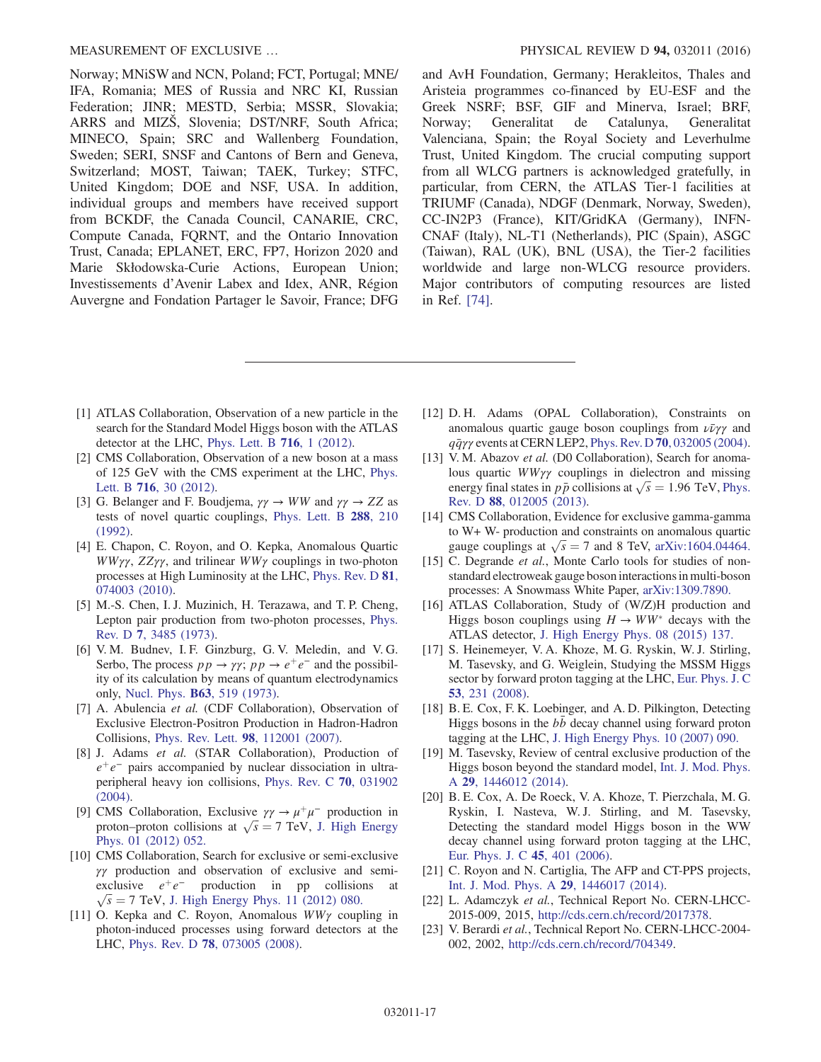Norway; MNiSW and NCN, Poland; FCT, Portugal; MNE/IFA, Romania; MES of Russia and NRC KI, Russian Federation; JINR; MESTD, Serbia; MSSR, Slovakia; ARRS and MIZŠ, Slovenia; DST/NRF, South Africa; MINECO, Spain; SRC and Wallenberg Foundation, Sweden; SERI, SNSF and Cantons of Bern and Geneva, Switzerland; MOST, Taiwan; TAEK, Turkey; STFC, United Kingdom; DOE and NSF, USA. In addition, individual groups and members have received support from BCKDF, the Canada Council, CANARIE, CRC, Compute Canada, FQRNT, and the Ontario Innovation Trust, Canada; EPLANET, ERC, FP7, Horizon 2020 and Marie Skłodowska-Curie Actions, European Union; Investissements d'Avenir Labex and Idex, ANR, Région Auvergne and Fondation Partager le Savoir, France; DFG and AvH Foundation, Germany; Herakleitos, Thales and Aristeia programmes co-financed by EU-ESF and the Greek NSRF; BSF, GIF and Minerva, Israel; BRF, Norway; Generalitat de Catalunya, Generalitat Valenciana, Spain; the Royal Society and Leverhulme Trust, United Kingdom. The crucial computing support from all WLCG partners is acknowledged gratefully, in particular, from CERN, the ATLAS Tier-1 facilities at TRIUMF (Canada), NDGF (Denmark, Norway, Sweden), CC-IN2P3 (France), KIT/GridKA (Germany), INFN-CNAF (Italy), NL-T1 (Netherlands), PIC (Spain), ASGC (Taiwan), RAL (UK), BNL (USA), the Tier-2 facilities worldwide and large non-WLCG resource providers. Major contributors of computing resources are listed in Ref. [74].

---

[1] ATLAS Collaboration, Observation of a new particle in the search for the Standard Model Higgs boson with the ATLAS detector at the LHC, Phys. Lett. B **716**, 1 (2012).

[2] CMS Collaboration, Observation of a new boson at a mass of 125 GeV with the CMS experiment at the LHC, Phys. Lett. B **716**, 30 (2012).

[3] G. Belanger and F. Boudjema, $\gamma\gamma \to WW$ and $\gamma\gamma \to ZZ$ as tests of novel quartic couplings, Phys. Lett. B **288**, 210 (1992).

[4] E. Chapon, C. Royon, and O. Kepka, Anomalous Quartic $WW\gamma\gamma$, $ZZ\gamma\gamma$, and trilinear $WW\gamma$ couplings in two-photon processes at High Luminosity at the LHC, Phys. Rev. D **81**, 074003 (2010).

[5] M.-S. Chen, I. J. Muzinich, H. Terazawa, and T. P. Cheng, Lepton pair production from two-photon processes, Phys. Rev. D **7**, 3485 (1973).

[6] V. M. Budnev, I. F. Ginzburg, G. V. Meledin, and V. G. Serbo, The process $pp \to \gamma\gamma$; $pp \to e^+e^-$ and the possibility of its calculation by means of quantum electrodynamics only, Nucl. Phys. **B63**, 519 (1973).

[7] A. Abulencia *et al.* (CDF Collaboration), Observation of Exclusive Electron-Positron Production in Hadron-Hadron Collisions, Phys. Rev. Lett. **98**, 112001 (2007).

[8] J. Adams *et al.* (STAR Collaboration), Production of $e^+e^-$ pairs accompanied by nuclear dissociation in ultra-peripheral heavy ion collisions, Phys. Rev. C **70**, 031902 (2004).

[9] CMS Collaboration, Exclusive $\gamma\gamma \to \mu^+\mu^-$ production in proton–proton collisions at $\sqrt{s} = 7$ TeV, J. High Energy Phys. 01 (2012) 052.

[10] CMS Collaboration, Search for exclusive or semi-exclusive $\gamma\gamma$ production and observation of exclusive and semi-exclusive $e^+e^-$ production in pp collisions at $\sqrt{s} = 7$ TeV, J. High Energy Phys. 11 (2012) 080.

[11] O. Kepka and C. Royon, Anomalous $WW\gamma$ coupling in photon-induced processes using forward detectors at the LHC, Phys. Rev. D **78**, 073005 (2008).

[12] D. H. Adams (OPAL Collaboration), Constraints on anomalous quartic gauge boson couplings from $\nu\bar{\nu}\gamma\gamma$ and $q\bar{q}\gamma\gamma$ events at CERN LEP2, Phys. Rev. D **70**, 032005 (2004).

[13] V. M. Abazov *et al.* (D0 Collaboration), Search for anomalous quartic $WW\gamma\gamma$ couplings in dielectron and missing energy final states in $p\bar{p}$ collisions at $\sqrt{s} = 1.96$ TeV, Phys. Rev. D **88**, 012005 (2013).

[14] CMS Collaboration, Evidence for exclusive gamma-gamma to W+ W- production and constraints on anomalous quartic gauge couplings at $\sqrt{s} = 7$ and 8 TeV, arXiv:1604.04464.

[15] C. Degrande *et al.*, Monte Carlo tools for studies of non-standard electroweak gauge boson interactions in multi-boson processes: A Snowmass White Paper, arXiv:1309.7890.

[16] ATLAS Collaboration, Study of (W/Z)H production and Higgs boson couplings using $H \to WW^*$ decays with the ATLAS detector, J. High Energy Phys. 08 (2015) 137.

[17] S. Heinemeyer, V. A. Khoze, M. G. Ryskin, W. J. Stirling, M. Tasevsky, and G. Weiglein, Studying the MSSM Higgs sector by forward proton tagging at the LHC, Eur. Phys. J. C **53**, 231 (2008).

[18] B. E. Cox, F. K. Loebinger, and A. D. Pilkington, Detecting Higgs bosons in the $b\bar{b}$ decay channel using forward proton tagging at the LHC, J. High Energy Phys. 10 (2007) 090.

[19] M. Tasevsky, Review of central exclusive production of the Higgs boson beyond the standard model, Int. J. Mod. Phys. A **29**, 1446012 (2014).

[20] B. E. Cox, A. De Roeck, V. A. Khoze, T. Pierzchala, M. G. Ryskin, I. Nasteva, W. J. Stirling, and M. Tasevsky, Detecting the standard model Higgs boson in the WW decay channel using forward proton tagging at the LHC, Eur. Phys. J. C **45**, 401 (2006).

[21] C. Royon and N. Cartiglia, The AFP and CT-PPS projects, Int. J. Mod. Phys. A **29**, 1446017 (2014).

[22] L. Adamczyk *et al.*, Technical Report No. CERN-LHCC-2015-009, 2015, http://cds.cern.ch/record/2017378.

[23] V. Berardi *et al.*, Technical Report No. CERN-LHCC-2004-002, 2002, http://cds.cern.ch/record/704349.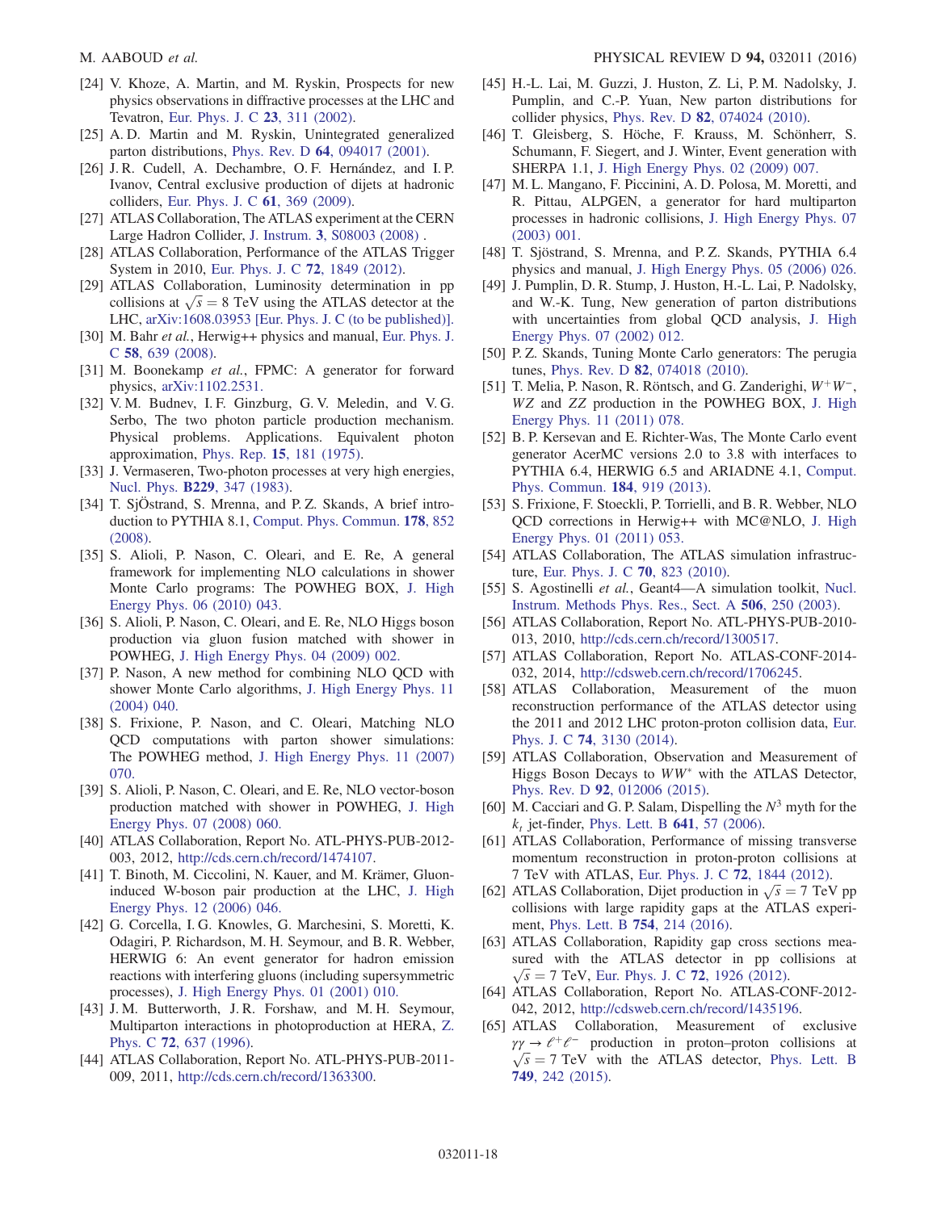[24] V. Khoze, A. Martin, and M. Ryskin, Prospects for new physics observations in diffractive processes at the LHC and Tevatron, Eur. Phys. J. C **23**, 311 (2002).

[25] A. D. Martin and M. Ryskin, Unintegrated generalized parton distributions, Phys. Rev. D **64**, 094017 (2001).

[26] J. R. Cudell, A. Dechambre, O. F. Hernández, and I. P. Ivanov, Central exclusive production of dijets at hadronic colliders, Eur. Phys. J. C **61**, 369 (2009).

[27] ATLAS Collaboration, The ATLAS experiment at the CERN Large Hadron Collider, J. Instrum. **3**, S08003 (2008) .

[28] ATLAS Collaboration, Performance of the ATLAS Trigger System in 2010, Eur. Phys. J. C **72**, 1849 (2012).

[29] ATLAS Collaboration, Luminosity determination in pp collisions at $\sqrt{s} = 8$ TeV using the ATLAS detector at the LHC, arXiv:1608.03953 [Eur. Phys. J. C (to be published)].

[30] M. Bahr *et al.*, Herwig++ physics and manual, Eur. Phys. J. C **58**, 639 (2008).

[31] M. Boonekamp *et al.*, FPMC: A generator for forward physics, arXiv:1102.2531.

[32] V. M. Budnev, I. F. Ginzburg, G. V. Meledin, and V. G. Serbo, The two photon particle production mechanism. Physical problems. Applications. Equivalent photon approximation, Phys. Rep. **15**, 181 (1975).

[33] J. Vermaseren, Two-photon processes at very high energies, Nucl. Phys. **B229**, 347 (1983).

[34] T. SjÖstrand, S. Mrenna, and P. Z. Skands, A brief introduction to PYTHIA 8.1, Comput. Phys. Commun. **178**, 852 (2008).

[35] S. Alioli, P. Nason, C. Oleari, and E. Re, A general framework for implementing NLO calculations in shower Monte Carlo programs: The POWHEG BOX, J. High Energy Phys. 06 (2010) 043.

[36] S. Alioli, P. Nason, C. Oleari, and E. Re, NLO Higgs boson production via gluon fusion matched with shower in POWHEG, J. High Energy Phys. 04 (2009) 002.

[37] P. Nason, A new method for combining NLO QCD with shower Monte Carlo algorithms, J. High Energy Phys. 11 (2004) 040.

[38] S. Frixione, P. Nason, and C. Oleari, Matching NLO QCD computations with parton shower simulations: The POWHEG method, J. High Energy Phys. 11 (2007) 070.

[39] S. Alioli, P. Nason, C. Oleari, and E. Re, NLO vector-boson production matched with shower in POWHEG, J. High Energy Phys. 07 (2008) 060.

[40] ATLAS Collaboration, Report No. ATL-PHYS-PUB-2012-003, 2012, http://cds.cern.ch/record/1474107.

[41] T. Binoth, M. Ciccolini, N. Kauer, and M. Krämer, Gluon-induced W-boson pair production at the LHC, J. High Energy Phys. 12 (2006) 046.

[42] G. Corcella, I. G. Knowles, G. Marchesini, S. Moretti, K. Odagiri, P. Richardson, M. H. Seymour, and B. R. Webber, HERWIG 6: An event generator for hadron emission reactions with interfering gluons (including supersymmetric processes), J. High Energy Phys. 01 (2001) 010.

[43] J. M. Butterworth, J. R. Forshaw, and M. H. Seymour, Multiparton interactions in photoproduction at HERA, Z. Phys. C **72**, 637 (1996).

[44] ATLAS Collaboration, Report No. ATL-PHYS-PUB-2011-009, 2011, http://cds.cern.ch/record/1363300.

[45] H.-L. Lai, M. Guzzi, J. Huston, Z. Li, P. M. Nadolsky, J. Pumplin, and C.-P. Yuan, New parton distributions for collider physics, Phys. Rev. D **82**, 074024 (2010).

[46] T. Gleisberg, S. Höche, F. Krauss, M. Schönherr, S. Schumann, F. Siegert, and J. Winter, Event generation with SHERPA 1.1, J. High Energy Phys. 02 (2009) 007.

[47] M. L. Mangano, F. Piccinini, A. D. Polosa, M. Moretti, and R. Pittau, ALPGEN, a generator for hard multiparton processes in hadronic collisions, J. High Energy Phys. 07 (2003) 001.

[48] T. Sjöstrand, S. Mrenna, and P. Z. Skands, PYTHIA 6.4 physics and manual, J. High Energy Phys. 05 (2006) 026.

[49] J. Pumplin, D. R. Stump, J. Huston, H.-L. Lai, P. Nadolsky, and W.-K. Tung, New generation of parton distributions with uncertainties from global QCD analysis, J. High Energy Phys. 07 (2002) 012.

[50] P. Z. Skands, Tuning Monte Carlo generators: The perugia tunes, Phys. Rev. D **82**, 074018 (2010).

[51] T. Melia, P. Nason, R. Röntsch, and G. Zanderighi, $W^+W^-$, $WZ$ and $ZZ$ production in the POWHEG BOX, J. High Energy Phys. 11 (2011) 078.

[52] B. P. Kersevan and E. Richter-Was, The Monte Carlo event generator AcerMC versions 2.0 to 3.8 with interfaces to PYTHIA 6.4, HERWIG 6.5 and ARIADNE 4.1, Comput. Phys. Commun. **184**, 919 (2013).

[53] S. Frixione, F. Stoeckli, P. Torrielli, and B. R. Webber, NLO QCD corrections in Herwig++ with MC@NLO, J. High Energy Phys. 01 (2011) 053.

[54] ATLAS Collaboration, The ATLAS simulation infrastructure, Eur. Phys. J. C **70**, 823 (2010).

[55] S. Agostinelli *et al.*, Geant4—A simulation toolkit, Nucl. Instrum. Methods Phys. Res., Sect. A **506**, 250 (2003).

[56] ATLAS Collaboration, Report No. ATL-PHYS-PUB-2010-013, 2010, http://cds.cern.ch/record/1300517.

[57] ATLAS Collaboration, Report No. ATLAS-CONF-2014-032, 2014, http://cdsweb.cern.ch/record/1706245.

[58] ATLAS Collaboration, Measurement of the muon reconstruction performance of the ATLAS detector using the 2011 and 2012 LHC proton-proton collision data, Eur. Phys. J. C **74**, 3130 (2014).

[59] ATLAS Collaboration, Observation and Measurement of Higgs Boson Decays to $WW^*$ with the ATLAS Detector, Phys. Rev. D **92**, 012006 (2015).

[60] M. Cacciari and G. P. Salam, Dispelling the $N^3$ myth for the $k_t$ jet-finder, Phys. Lett. B **641**, 57 (2006).

[61] ATLAS Collaboration, Performance of missing transverse momentum reconstruction in proton-proton collisions at 7 TeV with ATLAS, Eur. Phys. J. C **72**, 1844 (2012).

[62] ATLAS Collaboration, Dijet production in $\sqrt{s} = 7$ TeV pp collisions with large rapidity gaps at the ATLAS experiment, Phys. Lett. B **754**, 214 (2016).

[63] ATLAS Collaboration, Rapidity gap cross sections measured with the ATLAS detector in pp collisions at $\sqrt{s} = 7$ TeV, Eur. Phys. J. C **72**, 1926 (2012).

[64] ATLAS Collaboration, Report No. ATLAS-CONF-2012-042, 2012, http://cdsweb.cern.ch/record/1435196.

[65] ATLAS Collaboration, Measurement of exclusive $\gamma\gamma \to \ell^+\ell^-$ production in proton–proton collisions at $\sqrt{s} = 7$ TeV with the ATLAS detector, Phys. Lett. B **749**, 242 (2015).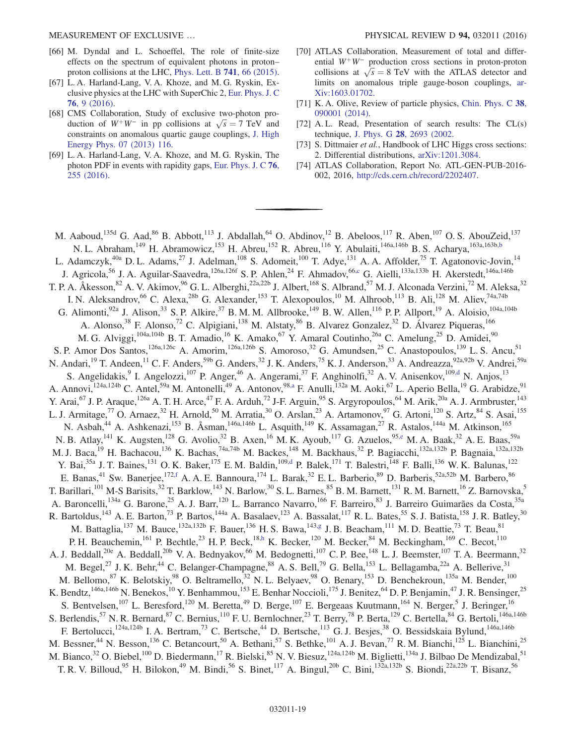[66] M. Dyndal and L. Schoeffel, The role of finite-size effects on the spectrum of equivalent photons in proton–proton collisions at the LHC, Phys. Lett. B 741, 66 (2015).

[67] L. A. Harland-Lang, V. A. Khoze, and M. G. Ryskin, Exclusive physics at the LHC with SuperChic 2, Eur. Phys. J. C 76, 9 (2016).

[68] CMS Collaboration, Study of exclusive two-photon production of $W^+W^-$ in pp collisions at $\sqrt{s} = 7$ TeV and constraints on anomalous quartic gauge couplings, J. High Energy Phys. 07 (2013) 116.

[69] L. A. Harland-Lang, V. A. Khoze, and M. G. Ryskin, The photon PDF in events with rapidity gaps, Eur. Phys. J. C 76, 255 (2016).

[70] ATLAS Collaboration, Measurement of total and differential $W^+W^-$ production cross sections in proton-proton collisions at $\sqrt{s} = 8$ TeV with the ATLAS detector and limits on anomalous triple gauge-boson couplings, arXiv:1603.01702.

[71] K. A. Olive, Review of particle physics, Chin. Phys. C 38, 090001 (2014).

[72] A. L. Read, Presentation of search results: The CL(s) technique, J. Phys. G 28, 2693 (2002.

[73] S. Dittmaier et al., Handbook of LHC Higgs cross sections: 2. Differential distributions, arXiv:1201.3084.

[74] ATLAS Collaboration, Report No. ATL-GEN-PUB-2016-002, 2016, http://cds.cern.ch/record/2202407.

---

M. Aaboud,[135d] G. Aad,[86] B. Abbott,[113] J. Abdallah,[64] O. Abdinov,[12] B. Abeloos,[117] R. Aben,[107] O. S. AbouZeid,[137] N. L. Abraham,[149] H. Abramowicz,[153] H. Abreu,[152] R. Abreu,[116] Y. Abulaiti,[146a,146b] B. S. Acharya,[163a,163b,b] L. Adamczyk,[40a] D. L. Adams,[27] J. Adelman,[108] S. Adomeit,[100] T. Adye,[131] A. A. Affolder,[75] T. Agatonovic-Jovin,[14] J. Agricola,[56] J. A. Aguilar-Saavedra,[126a,126f] S. P. Ahlen,[24] F. Ahmadov,[66,c] G. Aielli,[133a,133b] H. Akerstedt,[146a,146b] T. P. A. Åkesson,[82] A. V. Akimov,[96] G. L. Alberghi,[22a,22b] J. Albert,[168] S. Albrand,[57] M. J. Alconada Verzini,[72] M. Aleksa,[32] I. N. Aleksandrov,[66] C. Alexa,[28b] G. Alexander,[153] T. Alexopoulos,[10] M. Alhroob,[113] B. Ali,[128] M. Aliev,[74a,74b] G. Alimonti,[92a] J. Alison,[33] S. P. Alkire,[37] B. M. M. Allbrooke,[149] B. W. Allen,[116] P. P. Allport,[19] A. Aloisio,[104a,104b] A. Alonso,[38] F. Alonso,[72] C. Alpigiani,[138] M. Alstaty,[86] B. Alvarez Gonzalez,[32] D. Álvarez Piqueras,[166] M. G. Alviggi,[104a,104b] B. T. Amadio,[16] K. Amako,[67] Y. Amaral Coutinho,[26a] C. Amelung,[25] D. Amidei,[90] S. P. Amor Dos Santos,[126a,126c] A. Amorim,[126a,126b] S. Amoroso,[32] G. Amundsen,[25] C. Anastopoulos,[139] L. S. Ancu,[51] N. Andari,[19] T. Andeen,[11] C. F. Anders,[59b] G. Anders,[32] J. K. Anders,[75] K. J. Anderson,[33] A. Andreazza,[92a,92b] V. Andrei,[59a] S. Angelidakis,[9] I. Angelozzi,[107] P. Anger,[46] A. Angerami,[37] F. Anghinolfi,[32] A. V. Anisenkov,[109,d] N. Anjos,[13] A. Annovi,[124a,124b] C. Antel,[59a] M. Antonelli,[49] A. Antonov,[98,a] F. Anulli,[132a] M. Aoki,[67] L. Aperio Bella,[19] G. Arabidze,[91] Y. Arai,[67] J. P. Araque,[126a] A. T. H. Arce,[47] F. A. Arduh,[72] J-F. Arguin,[95] S. Argyropoulos,[64] M. Arik,[20a] A. J. Armbruster,[143] L. J. Armitage,[77] O. Arnaez,[32] H. Arnold,[50] M. Arratia,[30] O. Arslan,[23] A. Artamonov,[97] G. Artoni,[120] S. Artz,[84] S. Asai,[155] N. Asbah,[44] A. Ashkenazi,[153] B. Åsman,[146a,146b] L. Asquith,[149] K. Assamagan,[27] R. Astalos,[144a] M. Atkinson,[165] N. B. Atlay,[141] K. Augsten,[128] G. Avolio,[32] B. Axen,[16] M. K. Ayoub,[117] G. Azuelos,[95,e] M. A. Baak,[32] A. E. Baas,[59a] M. J. Baca,[19] H. Bachacou,[136] K. Bachas,[74a,74b] M. Backes,[148] M. Backhaus,[32] P. Bagiacchi,[132a,132b] P. Bagnaia,[132a,132b] Y. Bai,[35a] J. T. Baines,[131] O. K. Baker,[175] E. M. Baldin,[109,d] P. Balek,[171] T. Balestri,[148] F. Balli,[136] W. K. Balunas,[122] E. Banas,[41] Sw. Banerjee,[172,f] A. A. E. Bannoura,[174] L. Barak,[32] E. L. Barberio,[89] D. Barberis,[52a,52b] M. Barbero,[86] T. Barillari,[101] M-S Barisits,[32] T. Barklow,[143] N. Barlow,[30] S. L. Barnes,[85] B. M. Barnett,[131] R. M. Barnett,[16] Z. Barnovska,[5] A. Baroncelli,[134a] G. Barone,[25] A. J. Barr,[120] L. Barranco Navarro,[166] F. Barreiro,[83] J. Barreiro Guimarães da Costa,[35a] R. Bartoldus,[143] A. E. Barton,[73] P. Bartos,[144a] A. Basalaev,[123] A. Bassalat,[117] R. L. Bates,[55] S. J. Batista,[158] J. R. Batley,[30] M. Battaglia,[137] M. Bauce,[132a,132b] F. Bauer,[136] H. S. Bawa,[143,g] J. B. Beacham,[111] M. D. Beattie,[73] T. Beau,[81] P. H. Beauchemin,[161] P. Bechtle,[23] H. P. Beck,[18,h] K. Becker,[120] M. Becker,[84] M. Beckingham,[169] C. Becot,[110] A. J. Beddall,[20e] A. Beddall,[20b] V. A. Bednyakov,[66] M. Bedognetti,[107] C. P. Bee,[148] L. J. Beemster,[107] T. A. Beermann,[32] M. Begel,[27] J. K. Behr,[44] C. Belanger-Champagne,[88] A. S. Bell,[79] G. Bella,[153] L. Bellagamba,[22a] A. Bellerive,[31] M. Bellomo,[87] K. Belotskiy,[98] O. Beltramello,[32] N. L. Belyaev,[98] O. Benary,[153] D. Benchekroun,[135a] M. Bender,[100] K. Bendtz,[146a,146b] N. Benekos,[10] Y. Benhammou,[153] E. Benhar Noccioli,[175] J. Benitez,[64] D. P. Benjamin,[47] J. R. Bensinger,[25] S. Bentvelsen,[107] L. Beresford,[120] M. Beretta,[49] D. Berge,[107] E. Bergeaas Kuutmann,[164] N. Berger,[5] J. Beringer,[16] S. Berlendis,[57] N. R. Bernard,[87] C. Bernius,[110] F. U. Bernlochner,[23] T. Berry,[78] P. Berta,[129] C. Bertella,[84] G. Bertoli,[146a,146b] F. Bertolucci,[124a,124b] I. A. Bertram,[73] C. Bertsche,[44] D. Bertsche,[113] G. J. Besjes,[38] O. Bessidskaia Bylund,[146a,146b] M. Bessner,[44] N. Besson,[136] C. Betancourt,[50] A. Bethani,[57] S. Bethke,[101] A. J. Bevan,[77] R. M. Bianchi,[125] L. Bianchini,[25] M. Bianco,[32] O. Biebel,[100] D. Biedermann,[17] R. Bielski,[85] N. V. Biesuz,[124a,124b] M. Biglietti,[134a] J. Bilbao De Mendizabal,[51] T. R. V. Billoud,[95] H. Bilokon,[49] M. Bindi,[56] S. Binet,[117] A. Bingul,[20b] C. Bini,[132a,132b] S. Biondi,[22a,22b] T. Bisanz,[56]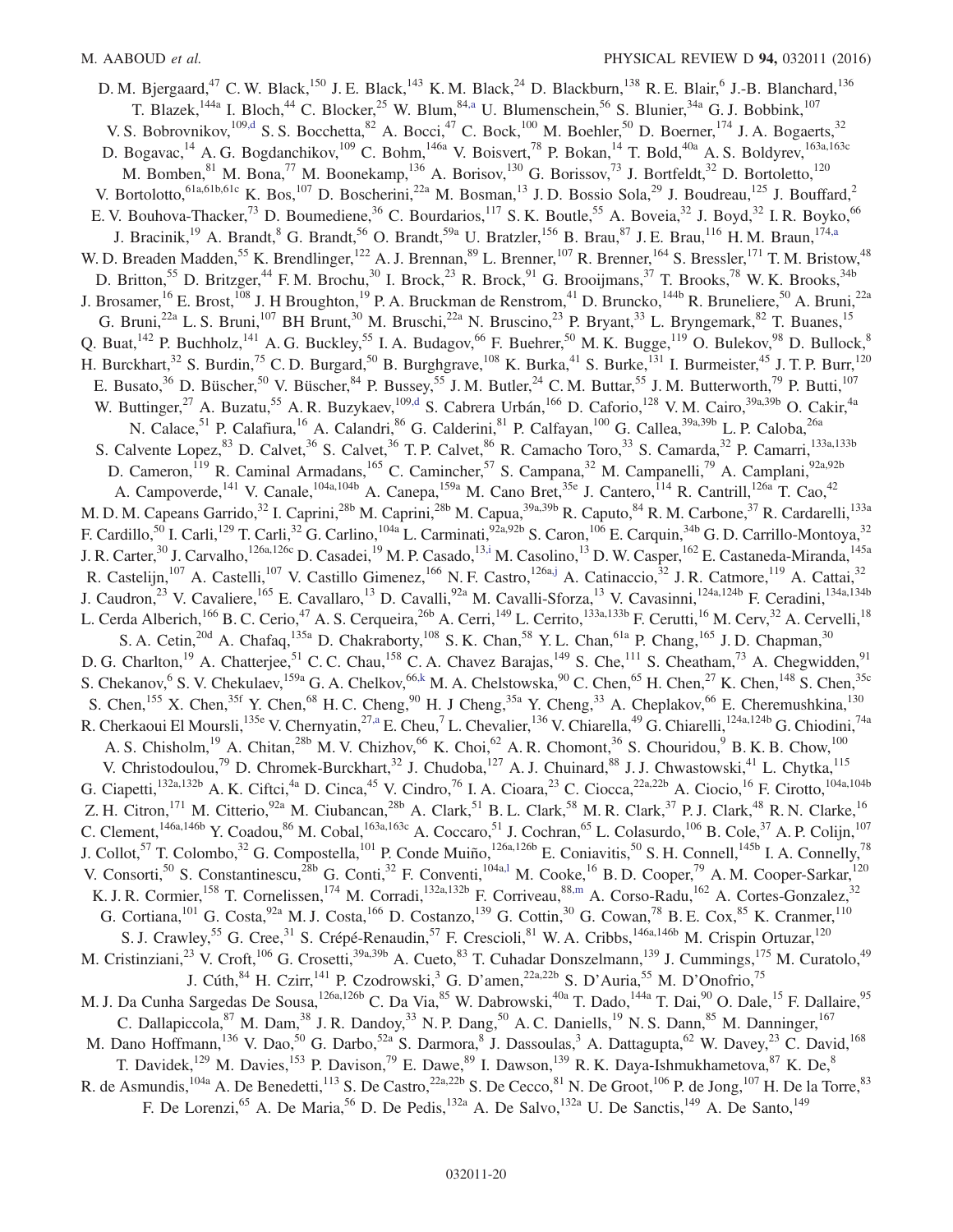D. M. Bjergaard,[47] C. W. Black,[150] J. E. Black,[143] K. M. Black,[24] D. Blackburn,[138] R. E. Blair,[6] J.-B. Blanchard,[136] T. Blazek,[144a] I. Bloch,[44] C. Blocker,[25] W. Blum,[84,a] U. Blumenschein,[56] S. Blunier,[34a] G. J. Bobbink,[107] V. S. Bobrovnikov,[109,d] S. S. Bocchetta,[82] A. Bocci,[47] C. Bock,[100] M. Boehler,[50] D. Boerner,[174] J. A. Bogaerts,[32] D. Bogavac,[14] A. G. Bogdanchikov,[109] C. Bohm,[146a] V. Boisvert,[78] P. Bokan,[14] T. Bold,[40a] A. S. Boldyrev,[163a,163c] M. Bomben,[81] M. Bona,[77] M. Boonekamp,[136] A. Borisov,[130] G. Borissov,[73] J. Bortfeldt,[32] D. Bortoletto,[120] V. Bortolotto,[61a,61b,61c] K. Bos,[107] D. Boscherini,[22a] M. Bosman,[13] J. D. Bossio Sola,[29] J. Boudreau,[125] J. Bouffard,[2] E. V. Bouhova-Thacker,[73] D. Boumediene,[36] C. Bourdarios,[117] S. K. Boutle,[55] A. Boveia,[32] J. Boyd,[32] I. R. Boyko,[66] J. Bracinik,[19] A. Brandt,[8] G. Brandt,[56] O. Brandt,[59a] U. Bratzler,[156] B. Brau,[87] J. E. Brau,[116] H. M. Braun,[174,a] W. D. Breaden Madden,[55] K. Brendlinger,[122] A. J. Brennan,[89] L. Brenner,[107] R. Brenner,[164] S. Bressler,[171] T. M. Bristow,[48] D. Britton,[55] D. Britzger,[44] F. M. Brochu,[30] I. Brock,[23] R. Brock,[91] G. Brooijmans,[37] T. Brooks,[78] W. K. Brooks,[34b] J. Brosamer,[16] E. Brost,[108] J. H Broughton,[19] P. A. Bruckman de Renstrom,[41] D. Bruncko,[144b] R. Bruneliere,[50] A. Bruni,[22a] G. Bruni,[22a] L. S. Bruni,[107] BH Brunt,[30] M. Bruschi,[22a] N. Bruscino,[23] P. Bryant,[33] L. Bryngemark,[82] T. Buanes,[15] Q. Buat,[142] P. Buchholz,[141] A. G. Buckley,[55] I. A. Budagov,[66] F. Buehrer,[50] M. K. Bugge,[119] O. Bulekov,[98] D. Bullock,[8] H. Burckhart,[32] S. Burdin,[75] C. D. Burgard,[50] B. Burghgrave,[108] K. Burka,[41] S. Burke,[131] I. Burmeister,[45] J. T. P. Burr,[120] E. Busato,[36] D. Büscher,[50] V. Büscher,[84] P. Bussey,[55] J. M. Butler,[24] C. M. Buttar,[55] J. M. Butterworth,[79] P. Butti,[107] W. Buttinger,[27] A. Buzatu,[55] A. R. Buzykaev,[109,d] S. Cabrera Urbán,[166] D. Caforio,[128] V. M. Cairo,[39a,39b] O. Cakir,[4a] N. Calace,[51] P. Calafiura,[16] A. Calandri,[86] G. Calderini,[81] P. Calfayan,[100] G. Callea,[39a,39b] L. P. Caloba,[26a] S. Calvente Lopez,[83] D. Calvet,[36] S. Calvet,[36] T. P. Calvet,[86] R. Camacho Toro,[33] S. Camarda,[32] P. Camarri,[133a,133b] D. Cameron,[119] R. Caminal Armadans,[165] C. Camincher,[57] S. Campana,[32] M. Campanelli,[79] A. Camplani,[92a,92b] A. Campoverde,[141] V. Canale,[104a,104b] A. Canepa,[159a] M. Cano Bret,[35e] J. Cantero,[114] R. Cantrill,[126a] T. Cao,[42] M. D. M. Capeans Garrido,[32] I. Caprini,[28b] M. Caprini,[28b] M. Capua,[39a,39b] R. Caputo,[84] R. M. Carbone,[37] R. Cardarelli,[133a] F. Cardillo,[50] I. Carli,[129] T. Carli,[32] G. Carlino,[104a] L. Carminati,[92a,92b] S. Caron,[106] E. Carquin,[34b] G. D. Carrillo-Montoya,[32] J. R. Carter,[30] J. Carvalho,[126a,126c] D. Casadei,[19] M. P. Casado,[13,i] M. Casolino,[13] D. W. Casper,[162] E. Castaneda-Miranda,[145a] R. Castelijn,[107] A. Castelli,[107] V. Castillo Gimenez,[166] N. F. Castro,[126a,j] A. Catinaccio,[32] J. R. Catmore,[119] A. Cattai,[32] J. Caudron,[23] V. Cavaliere,[165] E. Cavallaro,[13] D. Cavalli,[92a] M. Cavalli-Sforza,[13] V. Cavasinni,[124a,124b] F. Ceradini,[134a,134b] L. Cerda Alberich,[166] B. C. Cerio,[47] A. S. Cerqueira,[26b] A. Cerri,[149] L. Cerrito,[133a,133b] F. Cerutti,[16] M. Cerv,[32] A. Cervelli,[18] S. A. Cetin,[20d] A. Chafaq,[135a] D. Chakraborty,[108] S. K. Chan,[58] Y. L. Chan,[61a] P. Chang,[165] J. D. Chapman,[30] D. G. Charlton,[19] A. Chatterjee,[51] C. C. Chau,[158] C. A. Chavez Barajas,[149] S. Che,[111] S. Cheatham,[73] A. Chegwidden,[91] S. Chekanov,[6] S. V. Chekulaev,[159a] G. A. Chelkov,[66,k] M. A. Chelstowska,[90] C. Chen,[65] H. Chen,[27] K. Chen,[148] S. Chen,[35c] S. Chen,[155] X. Chen,[35f] Y. Chen,[68] H. C. Cheng,[90] H. J Cheng,[35a] Y. Cheng,[33] A. Cheplakov,[66] E. Cheremushkina,[130] R. Cherkaoui El Moursli,[135e] V. Chernyatin,[27,a] E. Cheu,[7] L. Chevalier,[136] V. Chiarella,[49] G. Chiarelli,[124a,124b] G. Chiodini,[74a] A. S. Chisholm,[19] A. Chitan,[28b] M. V. Chizhov,[66] K. Choi,[62] A. R. Chomont,[36] S. Chouridou,[9] B. K. B. Chow,[100] V. Christodoulou,[79] D. Chromek-Burckhart,[32] J. Chudoba,[127] A. J. Chuinard,[88] J. J. Chwastowski,[41] L. Chytka,[115] G. Ciapetti,[132a,132b] A. K. Ciftci,[4a] D. Cinca,[45] V. Cindro,[76] I. A. Cioara,[23] C. Ciocca,[22a,22b] A. Ciocio,[16] F. Cirotto,[104a,104b] Z. H. Citron,[171] M. Citterio,[92a] M. Ciubancan,[28b] A. Clark,[51] B. L. Clark,[58] M. R. Clark,[37] P. J. Clark,[48] R. N. Clarke,[16] C. Clement,[146a,146b] Y. Coadou,[86] M. Cobal,[163a,163c] A. Coccaro,[51] J. Cochran,[65] L. Colasurdo,[106] B. Cole,[37] A. P. Colijn,[107] J. Collot,[57] T. Colombo,[32] G. Compostella,[101] P. Conde Muiño,[126a,126b] E. Coniavitis,[50] S. H. Connell,[145b] I. A. Connelly,[78] V. Consorti,[50] S. Constantinescu,[28b] G. Conti,[32] F. Conventi,[104a,l] M. Cooke,[16] B. D. Cooper,[79] A. M. Cooper-Sarkar,[120] K. J. R. Cormier,[158] T. Cornelissen,[174] M. Corradi,[132a,132b] F. Corriveau,[88,m] A. Corso-Radu,[162] A. Cortes-Gonzalez,[32] G. Cortiana,[101] G. Costa,[92a] M. J. Costa,[166] D. Costanzo,[139] G. Cottin,[30] G. Cowan,[78] B. E. Cox,[85] K. Cranmer,[110] S. J. Crawley,[55] G. Cree,[31] S. Crépé-Renaudin,[57] F. Crescioli,[81] W. A. Cribbs,[146a,146b] M. Crispin Ortuzar,[120] M. Cristinziani,[23] V. Croft,[106] G. Crosetti,[39a,39b] A. Cueto,[83] T. Cuhadar Donszelmann,[139] J. Cummings,[175] M. Curatolo,[49] J. Cúth,[84] H. Czirr,[141] P. Czodrowski,[3] G. D'amen,[22a,22b] S. D'Auria,[55] M. D'Onofrio,[75] M. J. Da Cunha Sargedas De Sousa,[126a,126b] C. Da Via,[85] W. Dabrowski,[40a] T. Dado,[144a] T. Dai,[90] O. Dale,[15] F. Dallaire,[95] C. Dallapiccola,[87] M. Dam,[38] J. R. Dandoy,[33] N. P. Dang,[50] A. C. Daniells,[19] N. S. Dann,[85] M. Danninger,[167] M. Dano Hoffmann,[136] V. Dao,[50] G. Darbo,[52a] S. Darmora,[8] J. Dassoulas,[3] A. Dattagupta,[62] W. Davey,[23] C. David,[168] T. Davidek,[129] M. Davies,[153] P. Davison,[79] E. Dawe,[89] I. Dawson,[139] R. K. Daya-Ishmukhametova,[87] K. De,[8] R. de Asmundis,[104a] A. De Benedetti,[113] S. De Castro,[22a,22b] S. De Cecco,[81] N. De Groot,[106] P. de Jong,[107] H. De la Torre,[83] F. De Lorenzi,[65] A. De Maria,[56] D. De Pedis,[132a] A. De Salvo,[132a] U. De Sanctis,[149] A. De Santo,[149]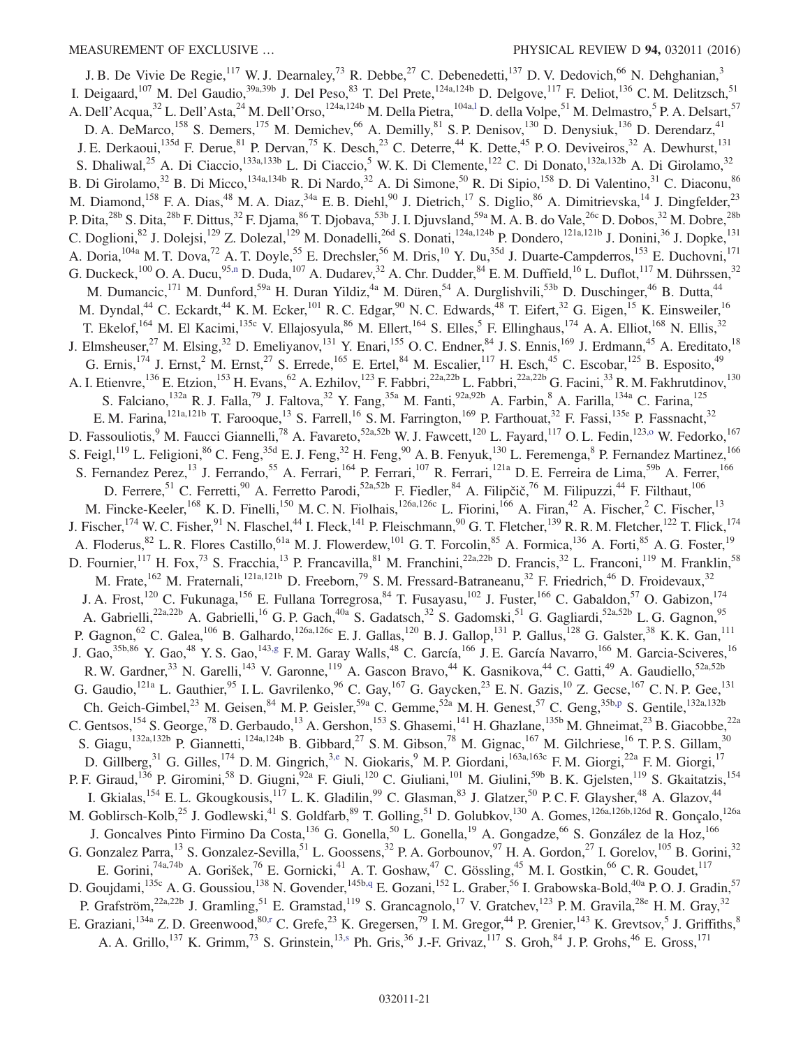J. B. De Vivie De Regie,[117] W. J. Dearnaley,[73] R. Debbe,[27] C. Debenedetti,[137] D. V. Dedovich,[66] N. Dehghanian,[3] I. Deigaard,[107] M. Del Gaudio,[39a,39b] J. Del Peso,[83] T. Del Prete,[124a,124b] D. Delgove,[117] F. Deliot,[136] C. M. Delitzsch,[51] A. Dell'Acqua,[32] L. Dell'Asta,[24] M. Dell'Orso,[124a,124b] M. Della Pietra,[104a,l] D. della Volpe,[51] M. Delmastro,[5] P. A. Delsart,[57] D. A. DeMarco,[158] S. Demers,[175] M. Demichev,[66] A. Demilly,[81] S. P. Denisov,[130] D. Denysiuk,[136] D. Derendarz,[41] J. E. Derkaoui,[135d] F. Derue,[81] P. Dervan,[75] K. Desch,[23] C. Deterre,[44] K. Dette,[45] P. O. Deviveiros,[32] A. Dewhurst,[131] S. Dhaliwal,[25] A. Di Ciaccio,[133a,133b] L. Di Ciaccio,[5] W. K. Di Clemente,[122] C. Di Donato,[132a,132b] A. Di Girolamo,[32] B. Di Girolamo,[32] B. Di Micco,[134a,134b] R. Di Nardo,[32] A. Di Simone,[50] R. Di Sipio,[158] D. Di Valentino,[31] C. Diaconu,[86] M. Diamond,[158] F. A. Dias,[48] M. A. Diaz,[34a] E. B. Diehl,[90] J. Dietrich,[17] S. Diglio,[86] A. Dimitrievska,[14] J. Dingfelder,[23] P. Dita,[28b] S. Dita,[28b] F. Dittus,[32] F. Djama,[86] T. Djobava,[53b] J. I. Djuvsland,[59a] M. A. B. do Vale,[26c] D. Dobos,[32] M. Dobre,[28b] C. Doglioni,[82] J. Dolejsi,[129] Z. Dolezal,[129] M. Donadelli,[26d] S. Donati,[124a,124b] P. Dondero,[121a,121b] J. Donini,[36] J. Dopke,[131] A. Doria,[104a] M. T. Dova,[72] A. T. Doyle,[55] E. Drechsler,[56] M. Dris,[10] Y. Du,[35d] J. Duarte-Campderros,[153] E. Duchovni,[171] G. Duckeck,[100] O. A. Ducu,[95,n] D. Duda,[107] A. Dudarev,[32] A. Chr. Dudder,[84] E. M. Duffield,[16] L. Duflot,[117] M. Dührssen,[32] M. Dumancic,[171] M. Dunford,[59a] H. Duran Yildiz,[4a] M. Düren,[54] A. Durglishvili,[53b] D. Duschinger,[46] B. Dutta,[44] M. Dyndal,[44] C. Eckardt,[44] K. M. Ecker,[101] R. C. Edgar,[90] N. C. Edwards,[48] T. Eifert,[32] G. Eigen,[15] K. Einsweiler,[16] T. Ekelof,[164] M. El Kacimi,[135c] V. Ellajosyula,[86] M. Ellert,[164] S. Elles,[5] F. Ellinghaus,[174] A. A. Elliot,[168] N. Ellis,[32] J. Elmsheuser,[27] M. Elsing,[32] D. Emeliyanov,[131] Y. Enari,[155] O. C. Endner,[84] J. S. Ennis,[169] J. Erdmann,[45] A. Ereditato,[18] G. Ernis,[174] J. Ernst,[2] M. Ernst,[27] S. Errede,[165] E. Ertel,[84] M. Escalier,[117] H. Esch,[45] C. Escobar,[125] B. Esposito,[49] A. I. Etienvre,[136] E. Etzion,[153] H. Evans,[62] A. Ezhilov,[123] F. Fabbri,[22a,22b] L. Fabbri,[22a,22b] G. Facini,[33] R. M. Fakhrutdinov,[130] S. Falciano,[132a] R. J. Falla,[79] J. Faltova,[32] Y. Fang,[35a] M. Fanti,[92a,92b] A. Farbin,[8] A. Farilla,[134a] C. Farina,[125] E. M. Farina,[121a,121b] T. Farooque,[13] S. Farrell,[16] S. M. Farrington,[169] P. Farthouat,[32] F. Fassi,[135e] P. Fassnacht,[32] D. Fassouliotis,[9] M. Faucci Giannelli,[78] A. Favareto,[52a,52b] W. J. Fawcett,[120] L. Fayard,[117] O. L. Fedin,[123,o] W. Fedorko,[167] S. Feigl,[119] L. Feligioni,[86] C. Feng,[35d] E. J. Feng,[32] H. Feng,[90] A. B. Fenyuk,[130] L. Feremenga,[8] P. Fernandez Martinez,[166] S. Fernandez Perez,[13] J. Ferrando,[55] A. Ferrari,[164] P. Ferrari,[107] R. Ferrari,[121a] D. E. Ferreira de Lima,[59b] A. Ferrer,[166] D. Ferrere,[51] C. Ferretti,[90] A. Ferretto Parodi,[52a,52b] F. Fiedler,[84] A. Filipčič,[76] M. Filipuzzi,[44] F. Filthaut,[106] M. Fincke-Keeler,[168] K. D. Finelli,[150] M. C. N. Fiolhais,[126a,126c] L. Fiorini,[166] A. Firan,[42] A. Fischer,[2] C. Fischer,[13] J. Fischer,[174] W. C. Fisher,[91] N. Flaschel,[44] I. Fleck,[141] P. Fleischmann,[90] G. T. Fletcher,[139] R. R. M. Fletcher,[122] T. Flick,[174] A. Floderus,[82] L. R. Flores Castillo,[61a] M. J. Flowerdew,[101] G. T. Forcolin,[85] A. Formica,[136] A. Forti,[85] A. G. Foster,[19] D. Fournier,[117] H. Fox,[73] S. Fracchia,[13] P. Francavilla,[81] M. Franchini,[22a,22b] D. Francis,[32] L. Franconi,[119] M. Franklin,[58] M. Frate,[162] M. Fraternali,[121a,121b] D. Freeborn,[79] S. M. Fressard-Batraneanu,[32] F. Friedrich,[46] D. Froidevaux,[32] J. A. Frost,[120] C. Fukunaga,[156] E. Fullana Torregrosa,[84] T. Fusayasu,[102] J. Fuster,[166] C. Gabaldon,[57] O. Gabizon,[174] A. Gabrielli,[22a,22b] A. Gabrielli,[16] G. P. Gach,[40a] S. Gadatsch,[32] S. Gadomski,[51] G. Gagliardi,[52a,52b] L. G. Gagnon,[95] P. Gagnon,[62] C. Galea,[106] B. Galhardo,[126a,126c] E. J. Gallas,[120] B. J. Gallop,[131] P. Gallus,[128] G. Galster,[38] K. K. Gan,[111] J. Gao,[35b,86] Y. Gao,[48] Y. S. Gao,[143,g] F. M. Garay Walls,[48] C. García,[166] J. E. García Navarro,[166] M. Garcia-Sciveres,[16] R. W. Gardner,[33] N. Garelli,[143] V. Garonne,[119] A. Gascon Bravo,[44] K. Gasnikova,[44] C. Gatti,[49] A. Gaudiello,[52a,52b] G. Gaudio,[121a] L. Gauthier,[95] I. L. Gavrilenko,[96] C. Gay,[167] G. Gaycken,[23] E. N. Gazis,[10] Z. Gecse,[167] C. N. P. Gee,[131] Ch. Geich-Gimbel,[23] M. Geisen,[84] M. P. Geisler,[59a] C. Gemme,[52a] M. H. Genest,[57] C. Geng,[35b,p] S. Gentile,[132a,132b] C. Gentsos,[154] S. George,[78] D. Gerbaudo,[13] A. Gershon,[153] S. Ghasemi,[141] H. Ghazlane,[135b] M. Ghneimat,[23] B. Giacobbe,[22a] S. Giagu,[132a,132b] P. Giannetti,[124a,124b] B. Gibbard,[27] S. M. Gibson,[78] M. Gignac,[167] M. Gilchriese,[16] T. P. S. Gillam,[30] D. Gillberg,[31] G. Gilles,[174] D. M. Gingrich,[3,e] N. Giokaris,[9] M. P. Giordani,[163a,163c] F. M. Giorgi,[22a] F. M. Giorgi,[17] P. F. Giraud,[136] P. Giromini,[58] D. Giugni,[92a] F. Giuli,[120] C. Giuliani,[101] M. Giulini,[59b] B. K. Gjelsten,[119] S. Gkaitatzis,[154] I. Gkialas,[154] E. L. Gkougkousis,[117] L. K. Gladilin,[99] C. Glasman,[83] J. Glatzer,[50] P. C. F. Glaysher,[48] A. Glazov,[44] M. Goblirsch-Kolb,[25] J. Godlewski,[41] S. Goldfarb,[89] T. Golling,[51] D. Golubkov,[130] A. Gomes,[126a,126b,126d] R. Gonçalo,[126a] J. Goncalves Pinto Firmino Da Costa,[136] G. Gonella,[50] L. Gonella,[19] A. Gongadze,[66] S. González de la Hoz,[166] G. Gonzalez Parra,[13] S. Gonzalez-Sevilla,[51] L. Goossens,[32] P. A. Gorbounov,[97] H. A. Gordon,[27] I. Gorelov,[105] B. Gorini,[32] E. Gorini,[74a,74b] A. Gorišek,[76] E. Gornicki,[41] A. T. Goshaw,[47] C. Gössling,[45] M. I. Gostkin,[66] C. R. Goudet,[117] D. Goujdami,[135c] A. G. Goussiou,[138] N. Govender,[145b,q] E. Gozani,[152] L. Graber,[56] I. Grabowska-Bold,[40a] P. O. J. Gradin,[57] P. Grafström,[22a,22b] J. Gramling,[51] E. Gramstad,[119] S. Grancagnolo,[17] V. Gratchev,[123] P. M. Gravila,[28e] H. M. Gray,[32] E. Graziani,[134a] Z. D. Greenwood,[80,r] C. Grefe,[23] K. Gregersen,[79] I. M. Gregor,[44] P. Grenier,[143] K. Grevtsov,[5] J. Griffiths,[8] A. A. Grillo,[137] K. Grimm,[73] S. Grinstein,[13,s] Ph. Gris,[36] J.-F. Grivaz,[117] S. Groh,[84] J. P. Grohs,[46] E. Gross,[171]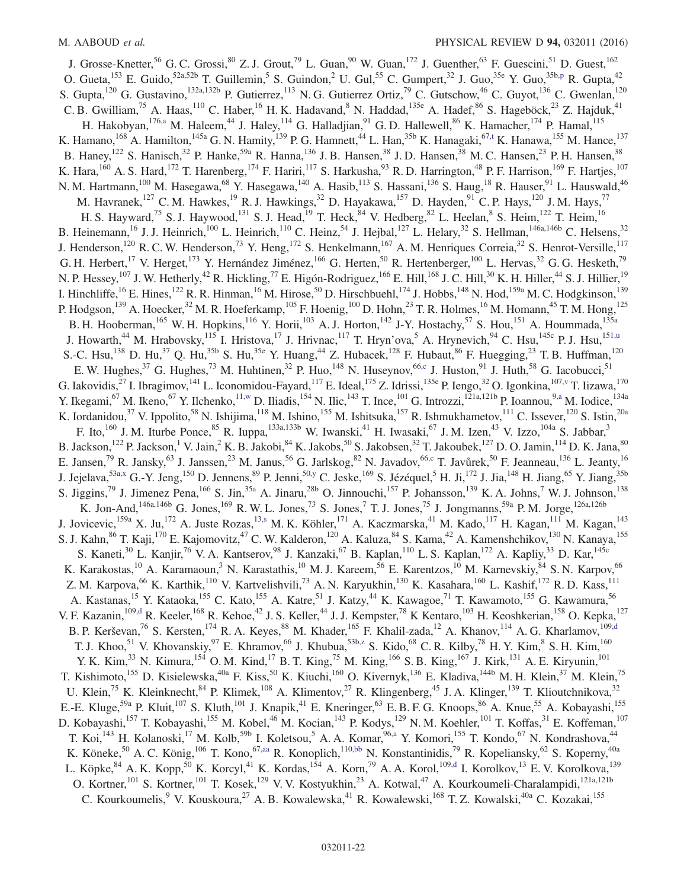J. Grosse-Knetter,[56] G. C. Grossi,[80] Z. J. Grout,[79] L. Guan,[90] W. Guan,[172] J. Guenther,[63] F. Guescini,[51] D. Guest,[162] O. Gueta,[153] E. Guido,[52a,52b] T. Guillemin,[5] S. Guindon,[2] U. Gul,[55] C. Gumpert,[32] J. Guo,[35e] Y. Guo,[35b,p] R. Gupta,[42] S. Gupta,[120] G. Gustavino,[132a,132b] P. Gutierrez,[113] N. G. Gutierrez Ortiz,[79] C. Gutschow,[46] C. Guyot,[136] C. Gwenlan,[120] C. B. Gwilliam,[75] A. Haas,[110] C. Haber,[16] H. K. Hadavand,[8] N. Haddad,[135e] A. Hadef,[86] S. Hageböck,[23] Z. Hajduk,[41] H. Hakobyan,[176,a] M. Haleem,[44] J. Haley,[114] G. Halladjian,[91] G. D. Hallewell,[86] K. Hamacher,[174] P. Hamal,[115] K. Hamano,[168] A. Hamilton,[145a] G. N. Hamity,[139] P. G. Hamnett,[44] L. Han,[35b] K. Hanagaki,[67,t] K. Hanawa,[155] M. Hance,[137] B. Haney,[122] S. Hanisch,[32] P. Hanke,[59a] R. Hanna,[136] J. B. Hansen,[38] J. D. Hansen,[38] M. C. Hansen,[23] P. H. Hansen,[38] K. Hara,[160] A. S. Hard,[172] T. Harenberg,[174] F. Hariri,[117] S. Harkusha,[93] R. D. Harrington,[48] P. F. Harrison,[169] F. Hartjes,[107] N. M. Hartmann,[100] M. Hasegawa,[68] Y. Hasegawa,[140] A. Hasib,[113] S. Hassani,[136] S. Haug,[18] R. Hauser,[91] L. Hauswald,[46] M. Havranek,[127] C. M. Hawkes,[19] R. J. Hawkings,[32] D. Hayakawa,[157] D. Hayden,[91] C. P. Hays,[120] J. M. Hays,[77] H. S. Hayward,[75] S. J. Haywood,[131] S. J. Head,[19] T. Heck,[84] V. Hedberg,[82] L. Heelan,[8] S. Heim,[122] T. Heim,[16] B. Heinemann,[16] J. J. Heinrich,[100] L. Heinrich,[110] C. Heinz,[54] J. Hejbal,[127] L. Helary,[32] S. Hellman,[146a,146b] C. Helsens,[32] J. Henderson,[120] R. C. W. Henderson,[73] Y. Heng,[172] S. Henkelmann,[167] A. M. Henriques Correia,[32] S. Henrot-Versille,[117] G. H. Herbert,[17] V. Herget,[173] Y. Hernández Jiménez,[166] G. Herten,[50] R. Hertenberger,[100] L. Hervas,[32] G. G. Hesketh,[79] N. P. Hessey,[107] J. W. Hetherly,[42] R. Hickling,[77] E. Higón-Rodriguez,[166] E. Hill,[168] J. C. Hill,[30] K. H. Hiller,[44] S. J. Hillier,[19] I. Hinchliffe,[16] E. Hines,[122] R. R. Hinman,[16] M. Hirose,[50] D. Hirschbuehl,[174] J. Hobbs,[148] N. Hod,[159a] M. C. Hodgkinson,[139] P. Hodgson,[139] A. Hoecker,[32] M. R. Hoeferkamp,[105] F. Hoenig,[100] D. Hohn,[23] T. R. Holmes,[16] M. Homann,[45] T. M. Hong,[125] B. H. Hooberman,[165] W. H. Hopkins,[116] Y. Horii,[103] A. J. Horton,[142] J-Y. Hostachy,[57] S. Hou,[151] A. Hoummada,[135a] J. Howarth,[44] M. Hrabovsky,[115] I. Hristova,[17] J. Hrivnac,[117] T. Hryn'ova,[5] A. Hrynevich,[94] C. Hsu,[145c] P. J. Hsu,[151,u] S.-C. Hsu,[138] D. Hu,[37] Q. Hu,[35b] S. Hu,[35e] Y. Huang,[44] Z. Hubacek,[128] F. Hubaut,[86] F. Huegging,[23] T. B. Huffman,[120] E. W. Hughes,[37] G. Hughes,[73] M. Huhtinen,[32] P. Huo,[148] N. Huseynov,[66,c] J. Huston,[91] J. Huth,[58] G. Iacobucci,[51] G. Iakovidis,[27] I. Ibragimov,[141] L. Iconomidou-Fayard,[117] E. Ideal,[175] Z. Idrissi,[135e] P. Iengo,[32] O. Igonkina,[107,v] T. Iizawa,[170] Y. Ikegami,[67] M. Ikeno,[67] Y. Ilchenko,[11,w] D. Iliadis,[154] N. Ilic,[143] T. Ince,[101] G. Introzzi,[121a,121b] P. Ioannou,[9,a] M. Iodice,[134a] K. Iordanidou,[37] V. Ippolito,[58] N. Ishijima,[118] M. Ishino,[155] M. Ishitsuka,[157] R. Ishmukhametov,[111] C. Issever,[120] S. Istin,[20a] F. Ito,[160] J. M. Iturbe Ponce,[85] R. Iuppa,[133a,133b] W. Iwanski,[41] H. Iwasaki,[67] J. M. Izen,[43] V. Izzo,[104a] S. Jabbar,[3] B. Jackson,[122] P. Jackson,[1] V. Jain,[2] K. B. Jakobi,[84] K. Jakobs,[50] S. Jakobsen,[32] T. Jakoubek,[127] D. O. Jamin,[114] D. K. Jana,[80] E. Jansen,[79] R. Jansky,[63] J. Janssen,[23] M. Janus,[56] G. Jarlskog,[82] N. Javadov,[66,c] T. Javůrek,[50] F. Jeanneau,[136] L. Jeanty,[16] J. Jejelava,[53a,x] G.-Y. Jeng,[150] D. Jennens,[89] P. Jenni,[50,y] C. Jeske,[169] S. Jézéquel,[5] H. Ji,[172] J. Jia,[148] H. Jiang,[65] Y. Jiang,[35b] S. Jiggins,[79] J. Jimenez Pena,[166] S. Jin,[35a] A. Jinaru,[28b] O. Jinnouchi,[157] P. Johansson,[139] K. A. Johns,[7] W. J. Johnson,[138] K. Jon-And,[146a,146b] G. Jones,[169] R. W. L. Jones,[73] S. Jones,[7] T. J. Jones,[75] J. Jongmanns,[59a] P. M. Jorge,[126a,126b] J. Jovicevic,[159a] X. Ju,[172] A. Juste Rozas,[13,s] M. K. Köhler,[171] A. Kaczmarska,[41] M. Kado,[117] H. Kagan,[111] M. Kagan,[143] S. J. Kahn,[86] T. Kaji,[170] E. Kajomovitz,[47] C. W. Kalderon,[120] A. Kaluza,[84] S. Kama,[42] A. Kamenshchikov,[130] N. Kanaya,[155] S. Kaneti,[30] L. Kanjir,[76] V. A. Kantserov,[98] J. Kanzaki,[67] B. Kaplan,[110] L. S. Kaplan,[172] A. Kapliy,[33] D. Kar,[145c] K. Karakostas,[10] A. Karamaoun,[3] N. Karastathis,[10] M. J. Kareem,[56] E. Karentzos,[10] M. Karnevskiy,[84] S. N. Karpov,[66] Z. M. Karpova,[66] K. Karthik,[110] V. Kartvelishvili,[73] A. N. Karyukhin,[130] K. Kasahara,[160] L. Kashif,[172] R. D. Kass,[111] A. Kastanas,[15] Y. Kataoka,[155] C. Kato,[155] A. Katre,[51] J. Katzy,[44] K. Kawagoe,[71] T. Kawamoto,[155] G. Kawamura,[56] V. F. Kazanin,[109,d] R. Keeler,[168] R. Kehoe,[42] J. S. Keller,[44] J. J. Kempster,[78] K Kentaro,[103] H. Keoshkerian,[158] O. Kepka,[127] B. P. Kerševan,[76] S. Kersten,[174] R. A. Keyes,[88] M. Khader,[165] F. Khalil-zada,[12] A. Khanov,[114] A. G. Kharlamov,[109,d] T. J. Khoo,[51] V. Khovanskiy,[97] E. Khramov,[66] J. Khubua,[53b,z] S. Kido,[68] C. R. Kilby,[78] H. Y. Kim,[8] S. H. Kim,[160] Y. K. Kim,[33] N. Kimura,[154] O. M. Kind,[17] B. T. King,[75] M. King,[166] S. B. King,[167] J. Kirk,[131] A. E. Kiryunin,[101] T. Kishimoto,[155] D. Kisielewska,[40a] F. Kiss,[50] K. Kiuchi,[160] O. Kivernyk,[136] E. Kladiva,[144b] M. H. Klein,[37] M. Klein,[75] U. Klein,[75] K. Kleinknecht,[84] P. Klimek,[108] A. Klimentov,[27] R. Klingenberg,[45] J. A. Klinger,[139] T. Klioutchnikova,[32] E.-E. Kluge,[59a] P. Kluit,[107] S. Kluth,[101] J. Knapik,[41] E. Kneringer,[63] E. B. F. G. Knoops,[86] A. Knue,[55] A. Kobayashi,[155] D. Kobayashi,[157] T. Kobayashi,[155] M. Kobel,[46] M. Kocian,[143] P. Kodys,[129] N. M. Koehler,[101] T. Koffas,[31] E. Koffeman,[107] T. Koi,[143] H. Kolanoski,[17] M. Kolb,[59b] I. Koletsou,[5] A. A. Komar,[96,a] Y. Komori,[155] T. Kondo,[67] N. Kondrashova,[44] K. Köneke,[50] A. C. König,[106] T. Kono,[67,aa] R. Konoplich,[110,bb] N. Konstantinidis,[79] R. Kopeliansky,[62] S. Koperny,[40a] L. Köpke,[84] A. K. Kopp,[50] K. Korcyl,[41] K. Kordas,[154] A. Korn,[79] A. A. Korol,[109,d] I. Korolkov,[13] E. V. Korolkova,[139] O. Kortner,[101] S. Kortner,[101] T. Kosek,[129] V. V. Kostyukhin,[23] A. Kotwal,[47] A. Kourkoumeli-Charalampidi,[121a,121b] C. Kourkoumelis,[9] V. Kouskoura,[27] A. B. Kowalewska,[41] R. Kowalewski,[168] T. Z. Kowalski,[40a] C. Kozakai,[155]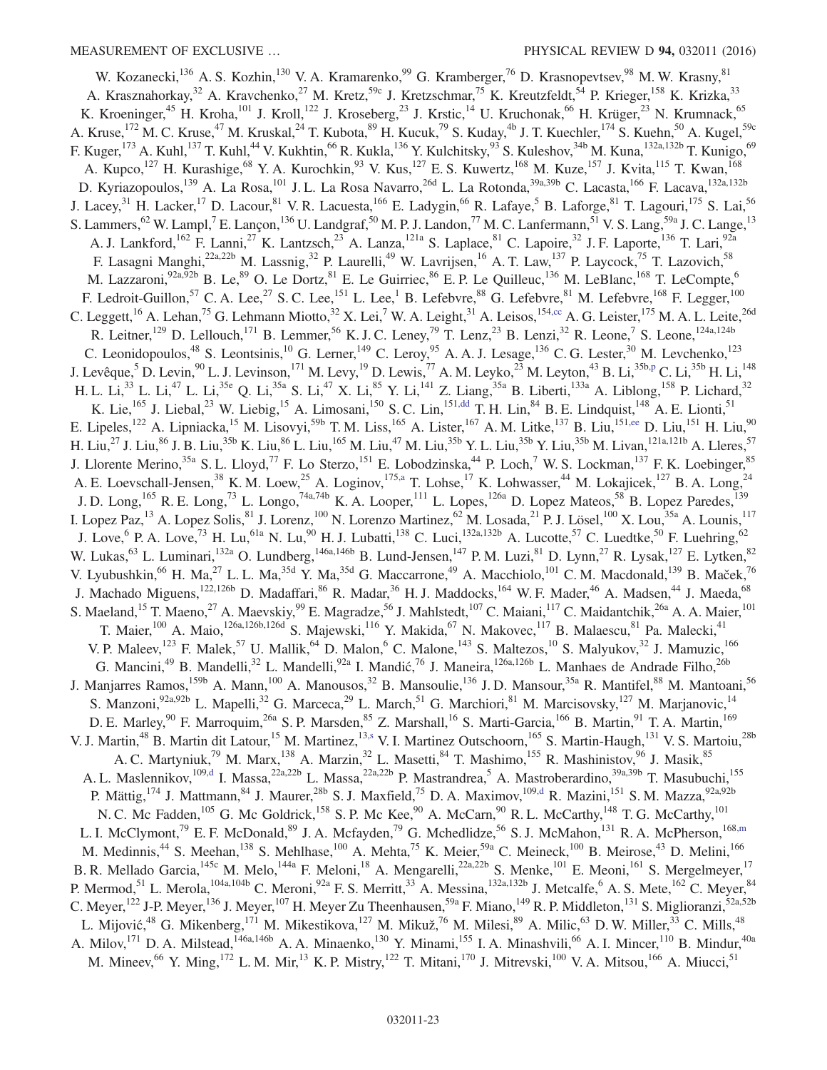W. Kozanecki,[136] A. S. Kozhin,[130] V. A. Kramarenko,[99] G. Kramberger,[76] D. Krasnopevtsev,[98] M. W. Krasny,[81] A. Krasznahorkay,[32] A. Kravchenko,[27] M. Kretz,[59c] J. Kretzschmar,[75] K. Kreutzfeldt,[54] P. Krieger,[158] K. Krizka,[33] K. Kroeninger,[45] H. Kroha,[101] J. Kroll,[122] J. Kroseberg,[23] J. Krstic,[14] U. Kruchonak,[66] H. Krüger,[23] N. Krumnack,[65] A. Kruse,[172] M. C. Kruse,[47] M. Kruskal,[24] T. Kubota,[89] H. Kucuk,[79] S. Kuday,[4b] J. T. Kuechler,[174] S. Kuehn,[50] A. Kugel,[59c] F. Kuger,[173] A. Kuhl,[137] T. Kuhl,[44] V. Kukhtin,[66] R. Kukla,[136] Y. Kulchitsky,[93] S. Kuleshov,[34b] M. Kuna,[132a,132b] T. Kunigo,[69] A. Kupco,[127] H. Kurashige,[68] Y. A. Kurochkin,[93] V. Kus,[127] E. S. Kuwertz,[168] M. Kuze,[157] J. Kvita,[115] T. Kwan,[168] D. Kyriazopoulos,[139] A. La Rosa,[101] J. L. La Rosa Navarro,[26d] L. La Rotonda,[39a,39b] C. Lacasta,[166] F. Lacava,[132a,132b] J. Lacey,[31] H. Lacker,[17] D. Lacour,[81] V. R. Lacuesta,[166] E. Ladygin,[66] R. Lafaye,[5] B. Laforge,[81] T. Lagouri,[175] S. Lai,[56] S. Lammers,[62] W. Lampl,[7] E. Lançon,[136] U. Landgraf,[50] M. P. J. Landon,[77] M. C. Lanfermann,[51] V. S. Lang,[59a] J. C. Lange,[13] A. J. Lankford,[162] F. Lanni,[27] K. Lantzsch,[23] A. Lanza,[121a] S. Laplace,[81] C. Lapoire,[32] J. F. Laporte,[136] T. Lari,[92a] F. Lasagni Manghi,[22a,22b] M. Lassnig,[32] P. Laurelli,[49] W. Lavrijsen,[16] A. T. Law,[137] P. Laycock,[75] T. Lazovich,[58] M. Lazzaroni,[92a,92b] B. Le,[89] O. Le Dortz,[81] E. Le Guirriec,[86] E. P. Le Quilleuc,[136] M. LeBlanc,[168] T. LeCompte,[6] F. Ledroit-Guillon,[57] C. A. Lee,[27] S. C. Lee,[151] L. Lee,[1] B. Lefebvre,[88] G. Lefebvre,[81] M. Lefebvre,[168] F. Legger,[100] C. Leggett,[16] A. Lehan,[75] G. Lehmann Miotto,[32] X. Lei,[7] W. A. Leight,[31] A. Leisos,[154,cc] A. G. Leister,[175] M. A. L. Leite,[26d] R. Leitner,[129] D. Lellouch,[171] B. Lemmer,[56] K. J. C. Leney,[79] T. Lenz,[23] B. Lenzi,[32] R. Leone,[7] S. Leone,[124a,124b] C. Leonidopoulos,[48] S. Leontsinis,[10] G. Lerner,[149] C. Leroy,[95] A. A. J. Lesage,[136] C. G. Lester,[30] M. Levchenko,[123] J. Levêque,[5] D. Levin,[90] L. J. Levinson,[171] M. Levy,[19] D. Lewis,[77] A. M. Leyko,[23] M. Leyton,[43] B. Li,[35b,p] C. Li,[35b] H. Li,[148] H. L. Li,[33] L. Li,[47] L. Li,[35e] Q. Li,[35a] S. Li,[47] X. Li,[85] Y. Li,[141] Z. Liang,[35a] B. Liberti,[133a] A. Liblong,[158] P. Lichard,[32] K. Lie,[165] J. Liebal,[23] W. Liebig,[15] A. Limosani,[150] S. C. Lin,[151,dd] T. H. Lin,[84] B. E. Lindquist,[148] A. E. Lionti,[51] E. Lipeles,[122] A. Lipniacka,[15] M. Lisovyi,[59b] T. M. Liss,[165] A. Lister,[167] A. M. Litke,[137] B. Liu,[151,ee] D. Liu,[151] H. Liu,[90] H. Liu,[27] J. Liu,[86] J. B. Liu,[35b] K. Liu,[86] L. Liu,[165] M. Liu,[47] M. Liu,[35b] Y. L. Liu,[35b] Y. Liu,[35b] M. Livan,[121a,121b] A. Lleres,[57] J. Llorente Merino,[35a] S. L. Lloyd,[77] F. Lo Sterzo,[151] E. Lobodzinska,[44] P. Loch,[7] W. S. Lockman,[137] F. K. Loebinger,[85] A. E. Loevschall-Jensen,[38] K. M. Loew,[25] A. Loginov,[175,a] T. Lohse,[17] K. Lohwasser,[44] M. Lokajicek,[127] B. A. Long,[24] J. D. Long,[165] R. E. Long,[73] L. Longo,[74a,74b] K. A. Looper,[111] L. Lopes,[126a] D. Lopez Mateos,[58] B. Lopez Paredes,[139] I. Lopez Paz,[13] A. Lopez Solis,[81] J. Lorenz,[100] N. Lorenzo Martinez,[62] M. Losada,[21] P. J. Lösel,[100] X. Lou,[35a] A. Lounis,[117] J. Love,[6] P. A. Love,[73] H. Lu,[61a] N. Lu,[90] H. J. Lubatti,[138] C. Luci,[132a,132b] A. Lucotte,[57] C. Luedtke,[50] F. Luehring,[62] W. Lukas,[63] L. Luminari,[132a] O. Lundberg,[146a,146b] B. Lund-Jensen,[147] P. M. Luzi,[81] D. Lynn,[27] R. Lysak,[127] E. Lytken,[82] V. Lyubushkin,[66] H. Ma,[27] L. L. Ma,[35d] Y. Ma,[35d] G. Maccarrone,[49] A. Macchiolo,[101] C. M. Macdonald,[139] B. Maček,[76] J. Machado Miguens,[122,126b] D. Madaffari,[86] R. Madar,[36] H. J. Maddocks,[164] W. F. Mader,[46] A. Madsen,[44] J. Maeda,[68] S. Maeland,[15] T. Maeno,[27] A. Maevskiy,[99] E. Magradze,[56] J. Mahlstedt,[107] C. Maiani,[117] C. Maidantchik,[26a] A. A. Maier,[101] T. Maier,[100] A. Maio,[126a,126b,126d] S. Majewski,[116] Y. Makida,[67] N. Makovec,[117] B. Malaescu,[81] Pa. Malecki,[41] V. P. Maleev,[123] F. Malek,[57] U. Mallik,[64] D. Malon,[6] C. Malone,[143] S. Maltezos,[10] S. Malyukov,[32] J. Mamuzic,[166] G. Mancini,[49] B. Mandelli,[32] L. Mandelli,[92a] I. Mandić,[76] J. Maneira,[126a,126b] L. Manhaes de Andrade Filho,[26b] J. Manjarres Ramos,[159b] A. Mann,[100] A. Manousos,[32] B. Mansoulie,[136] J. D. Mansour,[35a] R. Mantifel,[88] M. Mantoani,[56] S. Manzoni,[92a,92b] L. Mapelli,[32] G. Marceca,[29] L. March,[51] G. Marchiori,[81] M. Marcisovsky,[127] M. Marjanovic,[14] D. E. Marley,[90] F. Marroquim,[26a] S. P. Marsden,[85] Z. Marshall,[16] S. Marti-Garcia,[166] B. Martin,[91] T. A. Martin,[169] V. J. Martin,[48] B. Martin dit Latour,[15] M. Martinez,[13,s] V. I. Martinez Outschoorn,[165] S. Martin-Haugh,[131] V. S. Martoiu,[28b] A. C. Martyniuk,[79] M. Marx,[138] A. Marzin,[32] L. Masetti,[84] T. Mashimo,[155] R. Mashinistov,[96] J. Masik,[85] A. L. Maslennikov,[109,d] I. Massa,[22a,22b] L. Massa,[22a,22b] P. Mastrandrea,[5] A. Mastroberardino,[39a,39b] T. Masubuchi,[155] P. Mättig,[174] J. Mattmann,[84] J. Maurer,[28b] S. J. Maxfield,[75] D. A. Maximov,[109,d] R. Mazini,[151] S. M. Mazza,[92a,92b] N. C. Mc Fadden,[105] G. Mc Goldrick,[158] S. P. Mc Kee,[90] A. McCarn,[90] R. L. McCarthy,[148] T. G. McCarthy,[101] L. I. McClymont,[79] E. F. McDonald,[89] J. A. Mcfayden,[79] G. Mchedlidze,[56] S. J. McMahon,[131] R. A. McPherson,[168,m] M. Medinnis,[44] S. Meehan,[138] S. Mehlhase,[100] A. Mehta,[75] K. Meier,[59a] C. Meineck,[100] B. Meirose,[43] D. Melini,[166] B. R. Mellado Garcia,[145c] M. Melo,[144a] F. Meloni,[18] A. Mengarelli,[22a,22b] S. Menke,[101] E. Meoni,[161] S. Mergelmeyer,[17] P. Mermod,[51] L. Merola,[104a,104b] C. Meroni,[92a] F. S. Merritt,[33] A. Messina,[132a,132b] J. Metcalfe,[6] A. S. Mete,[162] C. Meyer,[84] C. Meyer,[122] J-P. Meyer,[136] J. Meyer,[107] H. Meyer Zu Theenhausen,[59a] F. Miano,[149] R. P. Middleton,[131] S. Miglioranzi,[52a,52b] L. Mijović,[48] G. Mikenberg,[171] M. Mikestikova,[127] M. Mikuž,[76] M. Milesi,[89] A. Milic,[63] D. W. Miller,[33] C. Mills,[48] A. Milov,[171] D. A. Milstead,[146a,146b] A. A. Minaenko,[130] Y. Minami,[155] I. A. Minashvili,[66] A. I. Mincer,[110] B. Mindur,[40a] M. Mineev,[66] Y. Ming,[172] L. M. Mir,[13] K. P. Mistry,[122] T. Mitani,[170] J. Mitrevski,[100] V. A. Mitsou,[166] A. Miucci,[51]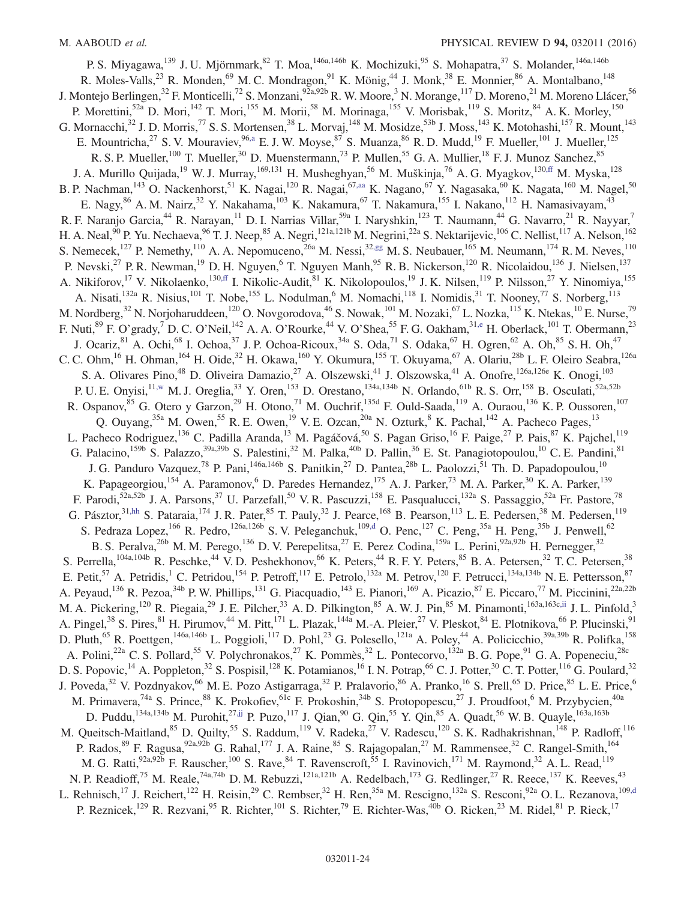P. S. Miyagawa,[139] J. U. Mjörnmark,[82] T. Moa,[146a,146b] K. Mochizuki,[95] S. Mohapatra,[37] S. Molander,[146a,146b] R. Moles-Valls,[23] R. Monden,[69] M. C. Mondragon,[91] K. Mönig,[44] J. Monk,[38] E. Monnier,[86] A. Montalbano,[148] J. Montejo Berlingen,[32] F. Monticelli,[72] S. Monzani,[92a,92b] R. W. Moore,[3] N. Morange,[117] D. Moreno,[21] M. Moreno Llácer,[56] P. Morettini,[52a] D. Mori,[142] T. Mori,[155] M. Morii,[58] M. Morinaga,[155] V. Morisbak,[119] S. Moritz,[84] A. K. Morley,[150] G. Mornacchi,[32] J. D. Morris,[77] S. S. Mortensen,[38] L. Morvaj,[148] M. Mosidze,[53b] J. Moss,[143] K. Motohashi,[157] R. Mount,[143] E. Mountricha,[27] S. V. Mouraviev,[96,a] E. J. W. Moyse,[87] S. Muanza,[86] R. D. Mudd,[19] F. Mueller,[101] J. Mueller,[125] R. S. P. Mueller,[100] T. Mueller,[30] D. Muenstermann,[73] P. Mullen,[55] G. A. Mullier,[18] F. J. Munoz Sanchez,[85] J. A. Murillo Quijada,[19] W. J. Murray,[169,131] H. Musheghyan,[56] M. Muškinja,[76] A. G. Myagkov,[130,ff] M. Myska,[128] B. P. Nachman,[143] O. Nackenhorst,[51] K. Nagai,[120] R. Nagai,[67,aa] K. Nagano,[67] Y. Nagasaka,[60] K. Nagata,[160] M. Nagel,[50] E. Nagy,[86] A. M. Nairz,[32] Y. Nakahama,[103] K. Nakamura,[67] T. Nakamura,[155] I. Nakano,[112] H. Namasivayam,[43] R. F. Naranjo Garcia,[44] R. Narayan,[11] D. I. Narrias Villar,[59a] I. Naryshkin,[123] T. Naumann,[44] G. Navarro,[21] R. Nayyar,[7] H. A. Neal,[90] P. Yu. Nechaeva,[96] T. J. Neep,[85] A. Negri,[121a,121b] M. Negrini,[22a] S. Nektarijevic,[106] C. Nellist,[117] A. Nelson,[162] S. Nemecek,[127] P. Nemethy,[110] A. A. Nepomuceno,[26a] M. Nessi,[32,gg] M. S. Neubauer,[165] M. Neumann,[174] R. M. Neves,[110] P. Nevski,[27] P. R. Newman,[19] D. H. Nguyen,[6] T. Nguyen Manh,[95] R. B. Nickerson,[120] R. Nicolaidou,[136] J. Nielsen,[137] A. Nikiforov,[17] V. Nikolaenko,[130,ff] I. Nikolic-Audit,[81] K. Nikolopoulos,[19] J. K. Nilsen,[119] P. Nilsson,[27] Y. Ninomiya,[155] A. Nisati,[132a] R. Nisius,[101] T. Nobe,[155] L. Nodulman,[6] M. Nomachi,[118] I. Nomidis,[31] T. Nooney,[77] S. Norberg,[113] M. Nordberg,[32] N. Norjoharuddeen,[120] O. Novgorodova,[46] S. Nowak,[101] M. Nozaki,[67] L. Nozka,[115] K. Ntekas,[10] E. Nurse,[79] F. Nuti,[89] F. O'grady,[7] D. C. O'Neil,[142] A. A. O'Rourke,[44] V. O'Shea,[55] F. G. Oakham,[31,e] H. Oberlack,[101] T. Obermann,[23] J. Ocariz,[81] A. Ochi,[68] I. Ochoa,[37] J. P. Ochoa-Ricoux,[34a] S. Oda,[71] S. Odaka,[67] H. Ogren,[62] A. Oh,[85] S. H. Oh,[47] C. C. Ohm,[16] H. Ohman,[164] H. Oide,[32] H. Okawa,[160] Y. Okumura,[155] T. Okuyama,[67] A. Olariu,[28b] L. F. Oleiro Seabra,[126a] S. A. Olivares Pino,[48] D. Oliveira Damazio,[27] A. Olszewski,[41] J. Olszowska,[41] A. Onofre,[126a,126e] K. Onogi,[103] P. U. E. Onyisi,[11,w] M. J. Oreglia,[33] Y. Oren,[153] D. Orestano,[134a,134b] N. Orlando,[61b] R. S. Orr,[158] B. Osculati,[52a,52b] R. Ospanov,[85] G. Otero y Garzon,[29] H. Otono,[71] M. Ouchrif,[135d] F. Ould-Saada,[119] A. Ouraou,[136] K. P. Oussoren,[107] Q. Ouyang,[35a] M. Owen,[55] R. E. Owen,[19] V. E. Ozcan,[20a] N. Ozturk,[8] K. Pachal,[142] A. Pacheco Pages,[13] L. Pacheco Rodriguez,[136] C. Padilla Aranda,[13] M. Pagáčová,[50] S. Pagan Griso,[16] F. Paige,[27] P. Pais,[87] K. Pajchel,[119] G. Palacino,[159b] S. Palazzo,[39a,39b] S. Palestini,[32] M. Palka,[40b] D. Pallin,[36] E. St. Panagiotopoulou,[10] C. E. Pandini,[81] J. G. Panduro Vazquez,[78] P. Pani,[146a,146b] S. Panitkin,[27] D. Pantea,[28b] L. Paolozzi,[51] Th. D. Papadopoulou,[10] K. Papageorgiou,[154] A. Paramonov,[6] D. Paredes Hernandez,[175] A. J. Parker,[73] M. A. Parker,[30] K. A. Parker,[139] F. Parodi,[52a,52b] J. A. Parsons,[37] U. Parzefall,[50] V. R. Pascuzzi,[158] E. Pasqualucci,[132a] S. Passaggio,[52a] Fr. Pastore,[78] G. Pásztor,[31,hh] S. Pataraia,[174] J. R. Pater,[85] T. Pauly,[32] J. Pearce,[168] B. Pearson,[113] L. E. Pedersen,[38] M. Pedersen,[119] S. Pedraza Lopez,[166] R. Pedro,[126a,126b] S. V. Peleganchuk,[109,d] O. Penc,[127] C. Peng,[35a] H. Peng,[35b] J. Penwell,[62] B. S. Peralva,[26b] M. M. Perego,[136] D. V. Perepelitsa,[27] E. Perez Codina,[159a] L. Perini,[92a,92b] H. Pernegger,[32] S. Perrella,[104a,104b] R. Peschke,[44] V. D. Peshekhonov,[66] K. Peters,[44] R. F. Y. Peters,[85] B. A. Petersen,[32] T. C. Petersen,[38] E. Petit,[57] A. Petridis,[1] C. Petridou,[154] P. Petroff,[117] E. Petrolo,[132a] M. Petrov,[120] F. Petrucci,[134a,134b] N. E. Pettersson,[87] A. Peyaud,[136] R. Pezoa,[34b] P. W. Phillips,[131] G. Piacquadio,[143] E. Pianori,[169] A. Picazio,[87] E. Piccaro,[77] M. Piccinini,[22a,22b] M. A. Pickering,[120] R. Piegaia,[29] J. E. Pilcher,[33] A. D. Pilkington,[85] A. W. J. Pin,[85] M. Pinamonti,[163a,163c,ii] J. L. Pinfold,[3] A. Pingel,[38] S. Pires,[81] H. Pirumov,[44] M. Pitt,[171] L. Plazak,[144a] M.-A. Pleier,[27] V. Pleskot,[84] E. Plotnikova,[66] P. Plucinski,[91] D. Pluth,[65] R. Poettgen,[146a,146b] L. Poggioli,[117] D. Pohl,[23] G. Polesello,[121a] A. Poley,[44] A. Policicchio,[39a,39b] R. Polifka,[158] A. Polini,[22a] C. S. Pollard,[55] V. Polychronakos,[27] K. Pommès,[32] L. Pontecorvo,[132a] B. G. Pope,[91] G. A. Popeneciu,[28c] D. S. Popovic,[14] A. Poppleton,[32] S. Pospisil,[128] K. Potamianos,[16] I. N. Potrap,[66] C. J. Potter,[30] C. T. Potter,[116] G. Poulard,[32] J. Poveda,[32] V. Pozdnyakov,[66] M. E. Pozo Astigarraga,[32] P. Pralavorio,[86] A. Pranko,[16] S. Prell,[65] D. Price,[85] L. E. Price,[6] M. Primavera,[74a] S. Prince,[88] K. Prokofiev,[61c] F. Prokoshin,[34b] S. Protopopescu,[27] J. Proudfoot,[6] M. Przybycien,[40a] D. Puddu,[134a,134b] M. Purohit,[27,jj] P. Puzo,[117] J. Qian,[90] G. Qin,[55] Y. Qin,[85] A. Quadt,[56] W. B. Quayle,[163a,163b] M. Queitsch-Maitland,[85] D. Quilty,[55] S. Raddum,[119] V. Radeka,[27] V. Radescu,[120] S. K. Radhakrishnan,[148] P. Radloff,[116] P. Rados,[89] F. Ragusa,[92a,92b] G. Rahal,[177] J. A. Raine,[85] S. Rajagopalan,[27] M. Rammensee,[32] C. Rangel-Smith,[164] M. G. Ratti,[92a,92b] F. Rauscher,[100] S. Rave,[84] T. Ravenscroft,[55] I. Ravinovich,[171] M. Raymond,[32] A. L. Read,[119] N. P. Readioff,[75] M. Reale,[74a,74b] D. M. Rebuzzi,[121a,121b] A. Redelbach,[173] G. Redlinger,[27] R. Reece,[137] K. Reeves,[43] L. Rehnisch,[17] J. Reichert,[122] H. Reisin,[29] C. Rembser,[32] H. Ren,[35a] M. Rescigno,[132a] S. Resconi,[92a] O. L. Rezanova,[109,d] P. Reznicek,[129] R. Rezvani,[95] R. Richter,[101] S. Richter,[79] E. Richter-Was,[40b] O. Ricken,[23] M. Ridel,[81] P. Rieck,[17]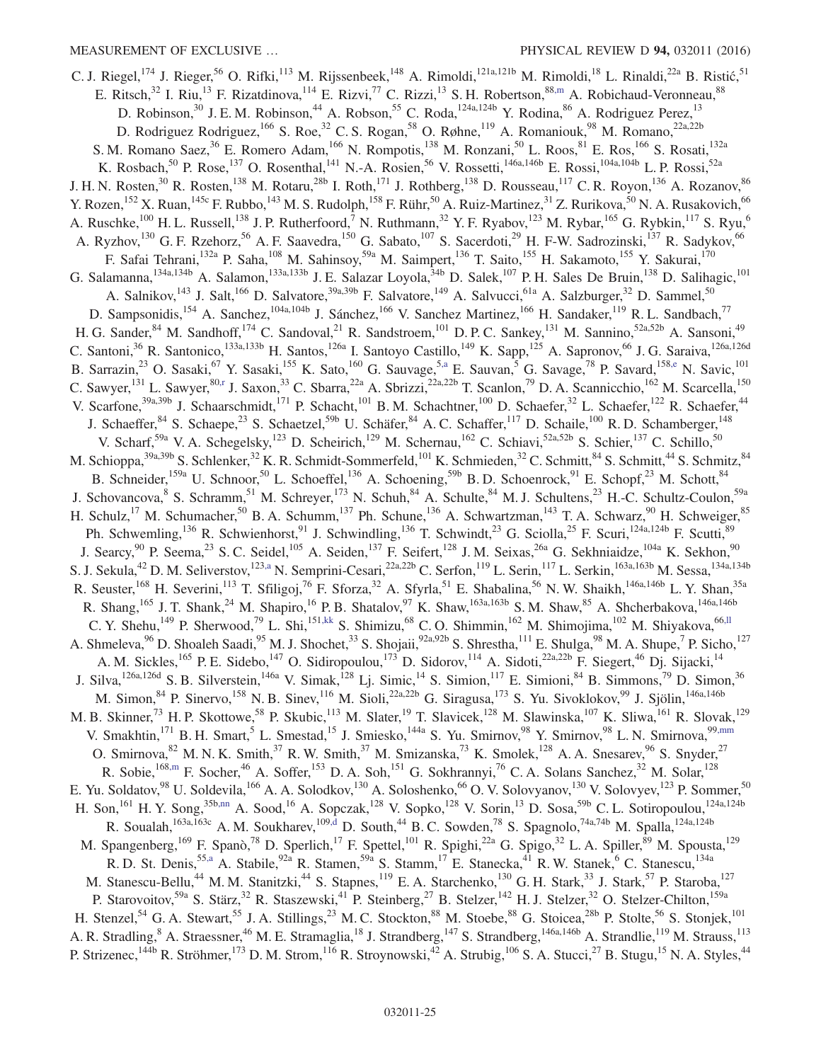C. J. Riegel,[174] J. Rieger,[56] O. Rifki,[113] M. Rijssenbeek,[148] A. Rimoldi,[121a,121b] M. Rimoldi,[18] L. Rinaldi,[22a] B. Ristić,[51] E. Ritsch,[32] I. Riu,[13] F. Rizatdinova,[114] E. Rizvi,[77] C. Rizzi,[13] S. H. Robertson,[88,m] A. Robichaud-Veronneau,[88] D. Robinson,[30] J. E. M. Robinson,[44] A. Robson,[55] C. Roda,[124a,124b] Y. Rodina,[86] A. Rodriguez Perez,[13] D. Rodriguez Rodriguez,[166] S. Roe,[32] C. S. Rogan,[58] O. Røhne,[119] A. Romaniouk,[98] M. Romano,[22a,22b] S. M. Romano Saez,[36] E. Romero Adam,[166] N. Rompotis,[138] M. Ronzani,[50] L. Roos,[81] E. Ros,[166] S. Rosati,[132a] K. Rosbach,[50] P. Rose,[137] O. Rosenthal,[141] N.-A. Rosien,[56] V. Rossetti,[146a,146b] E. Rossi,[104a,104b] L. P. Rossi,[52a] J. H. N. Rosten,[30] R. Rosten,[138] M. Rotaru,[28b] I. Roth,[171] J. Rothberg,[138] D. Rousseau,[117] C. R. Royon,[136] A. Rozanov,[86] Y. Rozen,[152] X. Ruan,[145c] F. Rubbo,[143] M. S. Rudolph,[158] F. Rühr,[50] A. Ruiz-Martinez,[31] Z. Rurikova,[50] N. A. Rusakovich,[66] A. Ruschke,[100] H. L. Russell,[138] J. P. Rutherfoord,[7] N. Ruthmann,[32] Y. F. Ryabov,[123] M. Rybar,[165] G. Rybkin,[117] S. Ryu,[6] A. Ryzhov,[130] G. F. Rzehorz,[56] A. F. Saavedra,[150] G. Sabato,[107] S. Sacerdoti,[29] H. F-W. Sadrozinski,[137] R. Sadykov,[66] F. Safai Tehrani,[132a] P. Saha,[108] M. Sahinsoy,[59a] M. Saimpert,[136] T. Saito,[155] H. Sakamoto,[155] Y. Sakurai,[170] G. Salamanna,[134a,134b] A. Salamon,[133a,133b] J. E. Salazar Loyola,[34b] D. Salek,[107] P. H. Sales De Bruin,[138] D. Salihagic,[101] A. Salnikov,[143] J. Salt,[166] D. Salvatore,[39a,39b] F. Salvatore,[149] A. Salvucci,[61a] A. Salzburger,[32] D. Sammel,[50] D. Sampsonidis,[154] A. Sanchez,[104a,104b] J. Sánchez,[166] V. Sanchez Martinez,[166] H. Sandaker,[119] R. L. Sandbach,[77] H. G. Sander,[84] M. Sandhoff,[174] C. Sandoval,[21] R. Sandstroem,[101] D. P. C. Sankey,[131] M. Sannino,[52a,52b] A. Sansoni,[49] C. Santoni,[36] R. Santonico,[133a,133b] H. Santos,[126a] I. Santoyo Castillo,[149] K. Sapp,[125] A. Sapronov,[66] J. G. Saraiva,[126a,126d] B. Sarrazin,[23] O. Sasaki,[67] Y. Sasaki,[155] K. Sato,[160] G. Sauvage,[5,a] E. Sauvan,[5] G. Savage,[78] P. Savard,[158,e] N. Savic,[101] C. Sawyer,[131] L. Sawyer,[80,r] J. Saxon,[33] C. Sbarra,[22a] A. Sbrizzi,[22a,22b] T. Scanlon,[79] D. A. Scannicchio,[162] M. Scarcella,[150] V. Scarfone,[39a,39b] J. Schaarschmidt,[171] P. Schacht,[101] B. M. Schachtner,[100] D. Schaefer,[32] L. Schaefer,[122] R. Schaefer,[44] J. Schaeffer,[84] S. Schaepe,[23] S. Schaetzel,[59b] U. Schäfer,[84] A. C. Schaffer,[117] D. Schaile,[100] R. D. Schamberger,[148] V. Scharf,[59a] V. A. Schegelsky,[123] D. Scheirich,[129] M. Schernau,[162] C. Schiavi,[52a,52b] S. Schier,[137] C. Schillo,[50] M. Schioppa,[39a,39b] S. Schlenker,[32] K. R. Schmidt-Sommerfeld,[101] K. Schmieden,[32] C. Schmitt,[84] S. Schmitt,[44] S. Schmitz,[84] B. Schneider,[159a] U. Schnoor,[50] L. Schoeffel,[136] A. Schoening,[59b] B. D. Schoenrock,[91] E. Schopf,[23] M. Schott,[84] J. Schovancova,[8] S. Schramm,[51] M. Schreyer,[173] N. Schuh,[84] A. Schulte,[84] M. J. Schultens,[23] H.-C. Schultz-Coulon,[59a] H. Schulz,[17] M. Schumacher,[50] B. A. Schumm,[137] Ph. Schune,[136] A. Schwartzman,[143] T. A. Schwarz,[90] H. Schweiger,[85] Ph. Schwemling,[136] R. Schwienhorst,[91] J. Schwindling,[136] T. Schwindt,[23] G. Sciolla,[25] F. Scuri,[124a,124b] F. Scutti,[89] J. Searcy,[90] P. Seema,[23] S. C. Seidel,[105] A. Seiden,[137] F. Seifert,[128] J. M. Seixas,[26a] G. Sekhniaidze,[104a] K. Sekhon,[90] S. J. Sekula,[42] D. M. Seliverstov,[123,a] N. Semprini-Cesari,[22a,22b] C. Serfon,[119] L. Serin,[117] L. Serkin,[163a,163b] M. Sessa,[134a,134b] R. Seuster,[168] H. Severini,[113] T. Sfiligoj,[76] F. Sforza,[32] A. Sfyrla,[51] E. Shabalina,[56] N. W. Shaikh,[146a,146b] L. Y. Shan,[35a] R. Shang,[165] J. T. Shank,[24] M. Shapiro,[16] P. B. Shatalov,[97] K. Shaw,[163a,163b] S. M. Shaw,[85] A. Shcherbakova,[146a,146b] C. Y. Shehu,[149] P. Sherwood,[79] L. Shi,[151,kk] S. Shimizu,[68] C. O. Shimmin,[162] M. Shimojima,[102] M. Shiyakova,[66,ll] A. Shmeleva,[96] D. Shoaleh Saadi,[95] M. J. Shochet,[33] S. Shojaii,[92a,92b] S. Shrestha,[111] E. Shulga,[98] M. A. Shupe,[7] P. Sicho,[127] A. M. Sickles,[165] P. E. Sidebo,[147] O. Sidiropoulou,[173] D. Sidorov,[114] A. Sidoti,[22a,22b] F. Siegert,[46] Dj. Sijacki,[14] J. Silva,[126a,126d] S. B. Silverstein,[146a] V. Simak,[128] Lj. Simic,[14] S. Simion,[117] E. Simioni,[84] B. Simmons,[79] D. Simon,[36] M. Simon,[84] P. Sinervo,[158] N. B. Sinev,[116] M. Sioli,[22a,22b] G. Siragusa,[173] S. Yu. Sivoklokov,[99] J. Sjölin,[146a,146b] M. B. Skinner,[73] H. P. Skottowe,[58] P. Skubic,[113] M. Slater,[19] T. Slavicek,[128] M. Slawinska,[107] K. Sliwa,[161] R. Slovak,[129] V. Smakhtin,[171] B. H. Smart,[5] L. Smestad,[15] J. Smiesko,[144a] S. Yu. Smirnov,[98] Y. Smirnov,[98] L. N. Smirnova,[99,mm] O. Smirnova,[82] M. N. K. Smith,[37] R. W. Smith,[37] M. Smizanska,[73] K. Smolek,[128] A. A. Snesarev,[96] S. Snyder,[27] R. Sobie,[168,m] F. Socher,[46] A. Soffer,[153] D. A. Soh,[151] G. Sokhrannyi,[76] C. A. Solans Sanchez,[32] M. Solar,[128] E. Yu. Soldatov,[98] U. Soldevila,[166] A. A. Solodkov,[130] A. Soloshenko,[66] O. V. Solovyanov,[130] V. Solovyev,[123] P. Sommer,[50] H. Son,[161] H. Y. Song,[35b,nn] A. Sood,[16] A. Sopczak,[128] V. Sopko,[128] V. Sorin,[13] D. Sosa,[59b] C. L. Sotiropoulou,[124a,124b] R. Soualah,[163a,163c] A. M. Soukharev,[109,d] D. South,[44] B. C. Sowden,[78] S. Spagnolo,[74a,74b] M. Spalla,[124a,124b] M. Spangenberg,[169] F. Spanò,[78] D. Sperlich,[17] F. Spettel,[101] R. Spighi,[22a] G. Spigo,[32] L. A. Spiller,[89] M. Spousta,[129] R. D. St. Denis,[55,a] A. Stabile,[92a] R. Stamen,[59a] S. Stamm,[17] E. Stanecka,[41] R. W. Stanek,[6] C. Stanescu,[134a] M. Stanescu-Bellu,[44] M. M. Stanitzki,[44] S. Stapnes,[119] E. A. Starchenko,[130] G. H. Stark,[33] J. Stark,[57] P. Staroba,[127] P. Starovoitov,[59a] S. Stärz,[32] R. Staszewski,[41] P. Steinberg,[27] B. Stelzer,[142] H. J. Stelzer,[32] O. Stelzer-Chilton,[159a] H. Stenzel,[54] G. A. Stewart,[55] J. A. Stillings,[23] M. C. Stockton,[88] M. Stoebe,[88] G. Stoicea,[28b] P. Stolte,[56] S. Stonjek,[101] A. R. Stradling,[8] A. Straessner,[46] M. E. Stramaglia,[18] J. Strandberg,[147] S. Strandberg,[146a,146b] A. Strandlie,[119] M. Strauss,[113] P. Strizenec,[144b] R. Ströhmer,[173] D. M. Strom,[116] R. Stroynowski,[42] A. Strubig,[106] S. A. Stucci,[27] B. Stugu,[15] N. A. Styles,[44]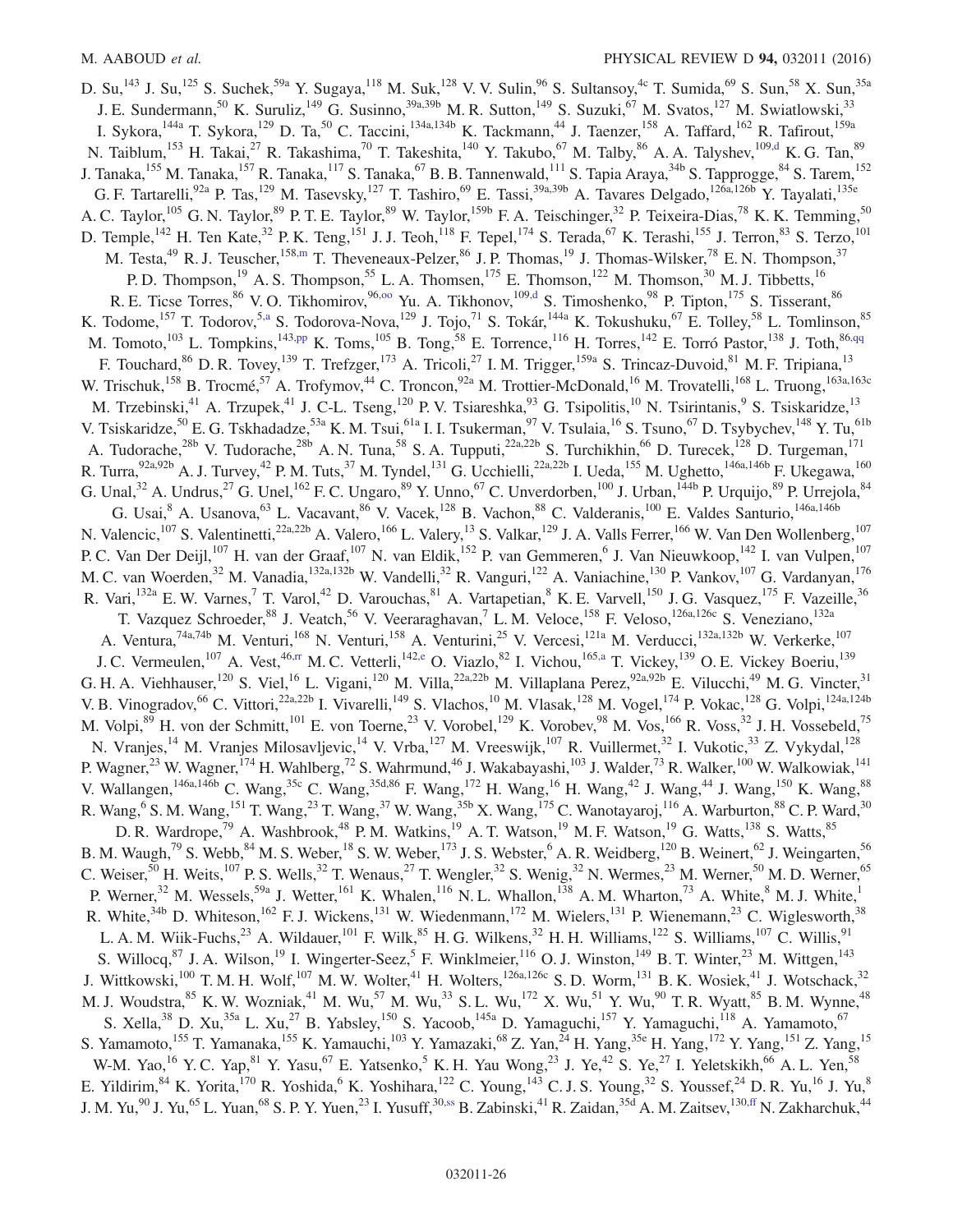D. Su,[143] J. Su,[125] S. Suchek,[59a] Y. Sugaya,[118] M. Suk,[128] V. V. Sulin,[96] S. Sultansoy,[4c] T. Sumida,[69] S. Sun,[58] X. Sun,[35a] J. E. Sundermann,[50] K. Suruliz,[149] G. Susinno,[39a,39b] M. R. Sutton,[149] S. Suzuki,[67] M. Svatos,[127] M. Swiatlowski,[33] I. Sykora,[144a] T. Sykora,[129] D. Ta,[50] C. Taccini,[134a,134b] K. Tackmann,[44] J. Taenzer,[158] A. Taffard,[162] R. Tafirout,[159a] N. Taiblum,[153] H. Takai,[27] R. Takashima,[70] T. Takeshita,[140] Y. Takubo,[67] M. Talby,[86] A. A. Talyshev,[109,d] K. G. Tan,[89] J. Tanaka,[155] M. Tanaka,[157] R. Tanaka,[117] S. Tanaka,[67] B. B. Tannenwald,[111] S. Tapia Araya,[34b] S. Tapprogge,[84] S. Tarem,[152] G. F. Tartarelli,[92a] P. Tas,[129] M. Tasevsky,[127] T. Tashiro,[69] E. Tassi,[39a,39b] A. Tavares Delgado,[126a,126b] Y. Tayalati,[135e] A. C. Taylor,[105] G. N. Taylor,[89] P. T. E. Taylor,[89] W. Taylor,[159b] F. A. Teischinger,[32] P. Teixeira-Dias,[78] K. K. Temming,[50] D. Temple,[142] H. Ten Kate,[32] P. K. Teng,[151] J. J. Teoh,[118] F. Tepel,[174] S. Terada,[67] K. Terashi,[155] J. Terron,[83] S. Terzo,[101] M. Testa,[49] R. J. Teuscher,[158,m] T. Theveneaux-Pelzer,[86] J. P. Thomas,[19] J. Thomas-Wilsker,[78] E. N. Thompson,[37] P. D. Thompson,[19] A. S. Thompson,[55] L. A. Thomsen,[175] E. Thomson,[122] M. Thomson,[30] M. J. Tibbetts,[16] R. E. Ticse Torres,[86] V. O. Tikhomirov,[96,oo] Yu. A. Tikhonov,[109,d] S. Timoshenko,[98] P. Tipton,[175] S. Tisserant,[86] K. Todome,[157] T. Todorov,[5,a] S. Todorova-Nova,[129] J. Tojo,[71] S. Tokár,[144a] K. Tokushuku,[67] E. Tolley,[58] L. Tomlinson,[85] M. Tomoto,[103] L. Tompkins,[143,pp] K. Toms,[105] B. Tong,[58] E. Torrence,[116] H. Torres,[142] E. Torró Pastor,[138] J. Toth,[86,qq] F. Touchard,[86] D. R. Tovey,[139] T. Trefzger,[173] A. Tricoli,[27] I. M. Trigger,[159a] S. Trincaz-Duvoid,[81] M. F. Tripiana,[13] W. Trischuk,[158] B. Trocmé,[57] A. Trofymov,[44] C. Troncon,[92a] M. Trottier-McDonald,[16] M. Trovatelli,[168] L. Truong,[163a,163c] M. Trzebinski,[41] A. Trzupek,[41] J. C-L. Tseng,[120] P. V. Tsiareshka,[93] G. Tsipolitis,[10] N. Tsirintanis,[9] S. Tsiskaridze,[13] V. Tsiskaridze,[50] E. G. Tskhadadze,[53a] K. M. Tsui,[61a] I. I. Tsukerman,[97] V. Tsulaia,[16] S. Tsuno,[67] D. Tsybychev,[148] Y. Tu,[61b] A. Tudorache,[28b] V. Tudorache,[28b] A. N. Tuna,[58] S. A. Tupputi,[22a,22b] S. Turchikhin,[66] D. Turecek,[128] D. Turgeman,[171] R. Turra,[92a,92b] A. J. Turvey,[42] P. M. Tuts,[37] M. Tyndel,[131] G. Ucchielli,[22a,22b] I. Ueda,[155] M. Ughetto,[146a,146b] F. Ukegawa,[160] G. Unal,[32] A. Undrus,[27] G. Unel,[162] F. C. Ungaro,[89] Y. Unno,[67] C. Unverdorben,[100] J. Urban,[144b] P. Urquijo,[89] P. Urrejola,[84] G. Usai,[8] A. Usanova,[63] L. Vacavant,[86] V. Vacek,[128] B. Vachon,[88] C. Valderanis,[100] E. Valdes Santurio,[146a,146b] N. Valencic,[107] S. Valentinetti,[22a,22b] A. Valero,[166] L. Valery,[13] S. Valkar,[129] J. A. Valls Ferrer,[166] W. Van Den Wollenberg,[107] P. C. Van Der Deijl,[107] H. van der Graaf,[107] N. van Eldik,[152] P. van Gemmeren,[6] J. Van Nieuwkoop,[142] I. van Vulpen,[107] M. C. van Woerden,[32] M. Vanadia,[132a,132b] W. Vandelli,[32] R. Vanguri,[122] A. Vaniachine,[130] P. Vankov,[107] G. Vardanyan,[176] R. Vari,[132a] E. W. Varnes,[7] T. Varol,[42] D. Varouchas,[81] A. Vartapetian,[8] K. E. Varvell,[150] J. G. Vasquez,[175] F. Vazeille,[36] T. Vazquez Schroeder,[88] J. Veatch,[56] V. Veeraraghavan,[7] L. M. Veloce,[158] F. Veloso,[126a,126c] S. Veneziano,[132a] A. Ventura,[74a,74b] M. Venturi,[168] N. Venturi,[158] A. Venturini,[25] V. Vercesi,[121a] M. Verducci,[132a,132b] W. Verkerke,[107] J. C. Vermeulen,[107] A. Vest,[46,rr] M. C. Vetterli,[142,e] O. Viazlo,[82] I. Vichou,[165,a] T. Vickey,[139] O. E. Vickey Boeriu,[139] G. H. A. Viehhauser,[120] S. Viel,[16] L. Vigani,[120] M. Villa,[22a,22b] M. Villaplana Perez,[92a,92b] E. Vilucchi,[49] M. G. Vincter,[31] V. B. Vinogradov,[66] C. Vittori,[22a,22b] I. Vivarelli,[149] S. Vlachos,[10] M. Vlasak,[128] M. Vogel,[174] P. Vokac,[128] G. Volpi,[124a,124b] M. Volpi,[89] H. von der Schmitt,[101] E. von Toerne,[23] V. Vorobel,[129] K. Vorobev,[98] M. Vos,[166] R. Voss,[32] J. H. Vossebeld,[75] N. Vranjes,[14] M. Vranjes Milosavljevic,[14] V. Vrba,[127] M. Vreeswijk,[107] R. Vuillermet,[32] I. Vukotic,[33] Z. Vykydal,[128] P. Wagner,[23] W. Wagner,[174] H. Wahlberg,[72] S. Wahrmund,[46] J. Wakabayashi,[103] J. Walder,[73] R. Walker,[100] W. Walkowiak,[141] V. Wallangen,[146a,146b] C. Wang,[35c] C. Wang,[35d,86] F. Wang,[172] H. Wang,[16] H. Wang,[42] J. Wang,[44] J. Wang,[150] K. Wang,[88] R. Wang,[6] S. M. Wang,[151] T. Wang,[23] T. Wang,[37] W. Wang,[35b] X. Wang,[175] C. Wanotayaroj,[116] A. Warburton,[88] C. P. Ward,[30] D. R. Wardrope,[79] A. Washbrook,[48] P. M. Watkins,[19] A. T. Watson,[19] M. F. Watson,[19] G. Watts,[138] S. Watts,[85] B. M. Waugh,[79] S. Webb,[84] M. S. Weber,[18] S. W. Weber,[173] J. S. Webster,[6] A. R. Weidberg,[120] B. Weinert,[62] J. Weingarten,[56] C. Weiser,[50] H. Weits,[107] P. S. Wells,[32] T. Wenaus,[27] T. Wengler,[32] S. Wenig,[32] N. Wermes,[23] M. Werner,[50] M. D. Werner,[65] P. Werner,[32] M. Wessels,[59a] J. Wetter,[161] K. Whalen,[116] N. L. Whallon,[138] A. M. Wharton,[73] A. White,[8] M. J. White,[1] R. White,[34b] D. Whiteson,[162] F. J. Wickens,[131] W. Wiedenmann,[172] M. Wielers,[131] P. Wienemann,[23] C. Wiglesworth,[38] L. A. M. Wiik-Fuchs,[23] A. Wildauer,[101] F. Wilk,[85] H. G. Wilkens,[32] H. H. Williams,[122] S. Williams,[107] C. Willis,[91] S. Willocq,[87] J. A. Wilson,[19] I. Wingerter-Seez,[5] F. Winklmeier,[116] O. J. Winston,[149] B. T. Winter,[23] M. Wittgen,[143] J. Wittkowski,[100] T. M. H. Wolf,[107] M. W. Wolter,[41] H. Wolters,[126a,126c] S. D. Worm,[131] B. K. Wosiek,[41] J. Wotschack,[32] M. J. Woudstra,[85] K. W. Wozniak,[41] M. Wu,[57] M. Wu,[33] S. L. Wu,[172] X. Wu,[51] Y. Wu,[90] T. R. Wyatt,[85] B. M. Wynne,[48] S. Xella,[38] D. Xu,[35a] L. Xu,[27] B. Yabsley,[150] S. Yacoob,[145a] D. Yamaguchi,[157] Y. Yamaguchi,[118] A. Yamamoto,[67] S. Yamamoto,[155] T. Yamanaka,[155] K. Yamauchi,[103] Y. Yamazaki,[68] Z. Yan,[24] H. Yang,[35e] H. Yang,[172] Y. Yang,[151] Z. Yang,[15] W-M. Yao,[16] Y. C. Yap,[81] Y. Yasu,[67] E. Yatsenko,[5] K. H. Yau Wong,[23] J. Ye,[42] S. Ye,[27] I. Yeletskikh,[66] A. L. Yen,[58] E. Yildirim,[84] K. Yorita,[170] R. Yoshida,[6] K. Yoshihara,[122] C. Young,[143] C. J. S. Young,[32] S. Youssef,[24] D. R. Yu,[16] J. Yu,[8] J. M. Yu,[90] J. Yu,[65] L. Yuan,[68] S. P. Y. Yuen,[23] I. Yusuff,[30,ss] B. Zabinski,[41] R. Zaidan,[35d] A. M. Zaitsev,[130,ff] N. Zakharchuk,[44]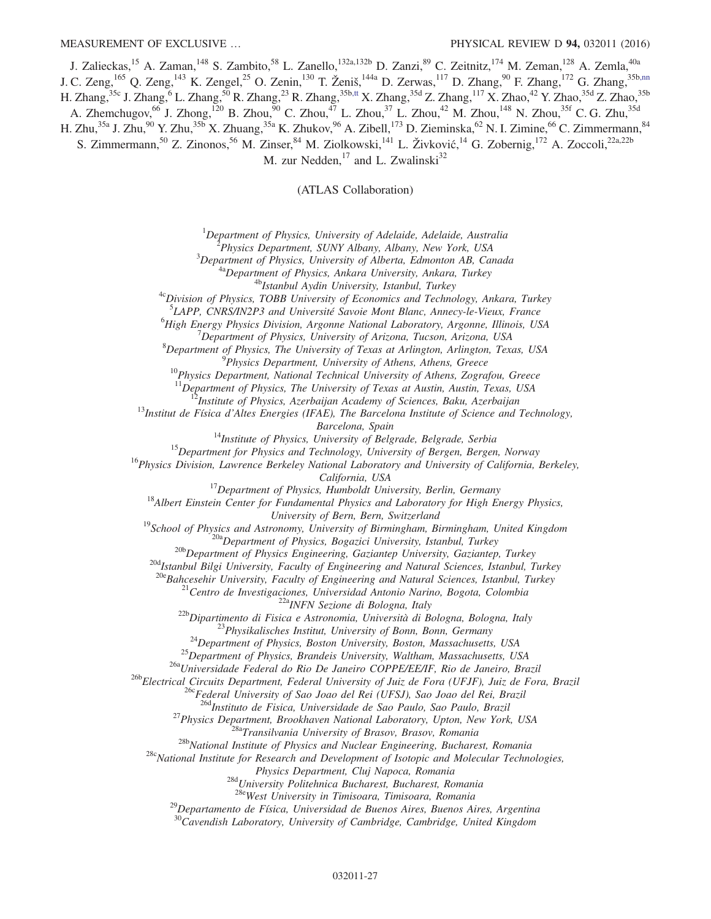J. Zalieckas,[15] A. Zaman,[148] S. Zambito,[58] L. Zanello,[132a,132b] D. Zanzi,[89] C. Zeitnitz,[174] M. Zeman,[128] A. Zemla,[40a] J. C. Zeng,[165] Q. Zeng,[143] K. Zengel,[25] O. Zenin,[130] T. Ženiš,[144a] D. Zerwas,[117] D. Zhang,[90] F. Zhang,[172] G. Zhang,[35b,nn] H. Zhang,[35c] J. Zhang,[6] L. Zhang,[50] R. Zhang,[23] R. Zhang,[35b,tt] X. Zhang,[35d] Z. Zhang,[117] X. Zhao,[42] Y. Zhao,[35d] Z. Zhao,[35b] A. Zhemchugov,[66] J. Zhong,[120] B. Zhou,[90] C. Zhou,[47] L. Zhou,[37] L. Zhou,[42] M. Zhou,[148] N. Zhou,[35f] C. G. Zhu,[35d] H. Zhu,[35a] J. Zhu,[90] Y. Zhu,[35b] X. Zhuang,[35a] K. Zhukov,[96] A. Zibell,[173] D. Zieminska,[62] N. I. Zimine,[66] C. Zimmermann,[84] S. Zimmermann,[50] Z. Zinonos,[56] M. Zinser,[84] M. Ziolkowski,[141] L. Živković,[14] G. Zobernig,[172] A. Zoccoli,[22a,22b] M. zur Nedden,[17] and L. Zwalinski[32]

(ATLAS Collaboration)

[1]*Department of Physics, University of Adelaide, Adelaide, Australia*
[2]*Physics Department, SUNY Albany, Albany, New York, USA*
[3]*Department of Physics, University of Alberta, Edmonton AB, Canada*
[4a]*Department of Physics, Ankara University, Ankara, Turkey*
[4b]*Istanbul Aydin University, Istanbul, Turkey*
[4c]*Division of Physics, TOBB University of Economics and Technology, Ankara, Turkey*
[5]*LAPP, CNRS/IN2P3 and Université Savoie Mont Blanc, Annecy-le-Vieux, France*
[6]*High Energy Physics Division, Argonne National Laboratory, Argonne, Illinois, USA*
[7]*Department of Physics, University of Arizona, Tucson, Arizona, USA*
[8]*Department of Physics, The University of Texas at Arlington, Arlington, Texas, USA*
[9]*Physics Department, University of Athens, Athens, Greece*
[10]*Physics Department, National Technical University of Athens, Zografou, Greece*
[11]*Department of Physics, The University of Texas at Austin, Austin, Texas, USA*
[12]*Institute of Physics, Azerbaijan Academy of Sciences, Baku, Azerbaijan*
[13]*Institut de Física d'Altes Energies (IFAE), The Barcelona Institute of Science and Technology, Barcelona, Spain*
[14]*Institute of Physics, University of Belgrade, Belgrade, Serbia*
[15]*Department for Physics and Technology, University of Bergen, Bergen, Norway*
[16]*Physics Division, Lawrence Berkeley National Laboratory and University of California, Berkeley, California, USA*
[17]*Department of Physics, Humboldt University, Berlin, Germany*
[18]*Albert Einstein Center for Fundamental Physics and Laboratory for High Energy Physics, University of Bern, Bern, Switzerland*
[19]*School of Physics and Astronomy, University of Birmingham, Birmingham, United Kingdom*
[20a]*Department of Physics, Bogazici University, Istanbul, Turkey*
[20b]*Department of Physics Engineering, Gaziantep University, Gaziantep, Turkey*
[20d]*Istanbul Bilgi University, Faculty of Engineering and Natural Sciences, Istanbul, Turkey*
[20e]*Bahcesehir University, Faculty of Engineering and Natural Sciences, Istanbul, Turkey*
[21]*Centro de Investigaciones, Universidad Antonio Narino, Bogota, Colombia*
[22a]*INFN Sezione di Bologna, Italy*
[22b]*Dipartimento di Fisica e Astronomia, Università di Bologna, Bologna, Italy*
[23]*Physikalisches Institut, University of Bonn, Bonn, Germany*
[24]*Department of Physics, Boston University, Boston, Massachusetts, USA*
[25]*Department of Physics, Brandeis University, Waltham, Massachusetts, USA*
[26a]*Universidade Federal do Rio De Janeiro COPPE/EE/IF, Rio de Janeiro, Brazil*
[26b]*Electrical Circuits Department, Federal University of Juiz de Fora (UFJF), Juiz de Fora, Brazil*
[26c]*Federal University of Sao Joao del Rei (UFSJ), Sao Joao del Rei, Brazil*
[26d]*Instituto de Fisica, Universidade de Sao Paulo, Sao Paulo, Brazil*
[27]*Physics Department, Brookhaven National Laboratory, Upton, New York, USA*
[28a]*Transilvania University of Brasov, Brasov, Romania*
[28b]*National Institute of Physics and Nuclear Engineering, Bucharest, Romania*
[28c]*National Institute for Research and Development of Isotopic and Molecular Technologies, Physics Department, Cluj Napoca, Romania*
[28d]*University Politehnica Bucharest, Bucharest, Romania*
[28e]*West University in Timisoara, Timisoara, Romania*
[29]*Departamento de Física, Universidad de Buenos Aires, Buenos Aires, Argentina*
[30]*Cavendish Laboratory, University of Cambridge, Cambridge, United Kingdom*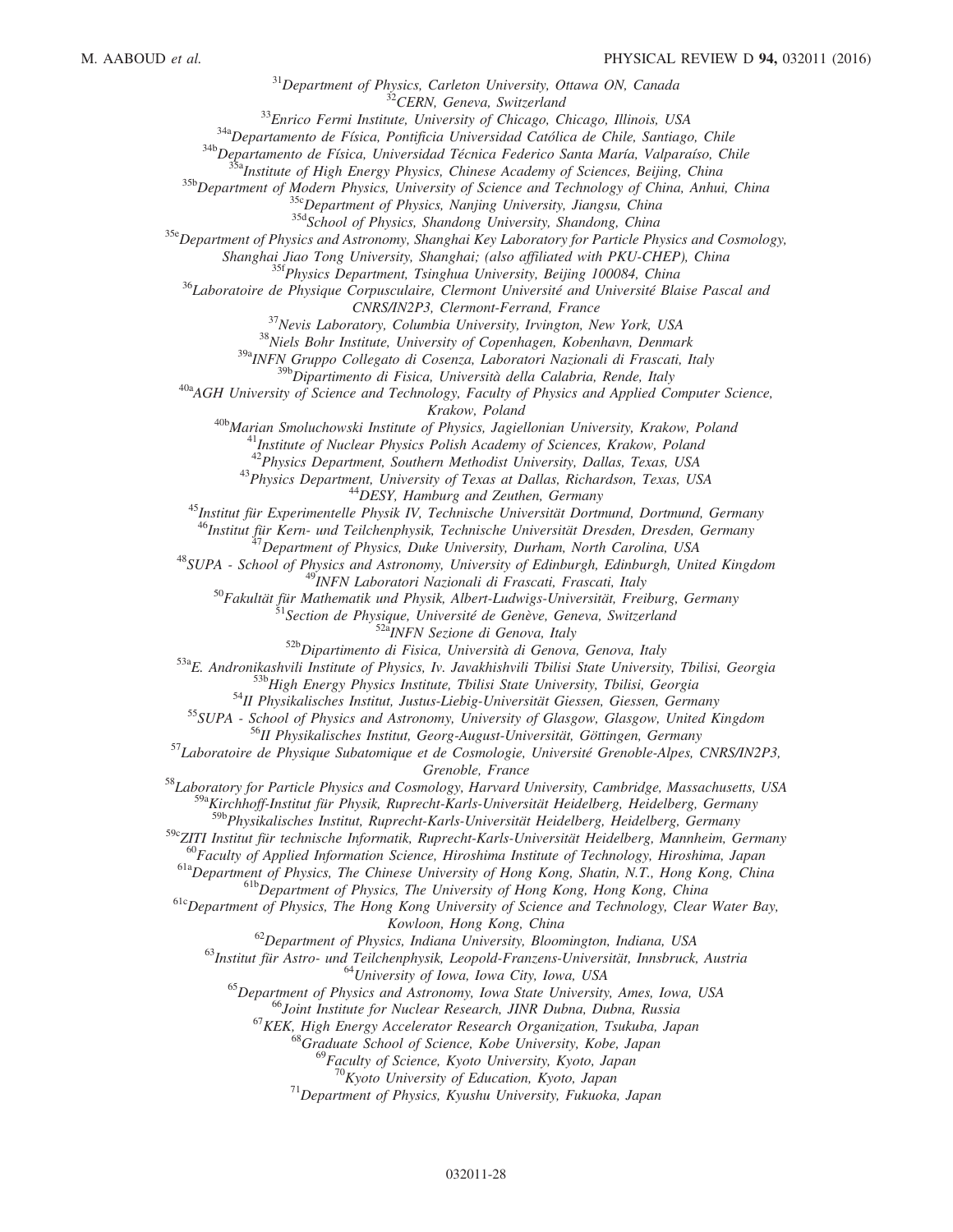[31]Department of Physics, Carleton University, Ottawa ON, Canada
[32]CERN, Geneva, Switzerland
[33]Enrico Fermi Institute, University of Chicago, Chicago, Illinois, USA
[34a]Departamento de Física, Pontificia Universidad Católica de Chile, Santiago, Chile
[34b]Departamento de Física, Universidad Técnica Federico Santa María, Valparaíso, Chile
[35a]Institute of High Energy Physics, Chinese Academy of Sciences, Beijing, China
[35b]Department of Modern Physics, University of Science and Technology of China, Anhui, China
[35c]Department of Physics, Nanjing University, Jiangsu, China
[35d]School of Physics, Shandong University, Shandong, China
[35e]Department of Physics and Astronomy, Shanghai Key Laboratory for Particle Physics and Cosmology, Shanghai Jiao Tong University, Shanghai; (also affiliated with PKU-CHEP), China
[35f]Physics Department, Tsinghua University, Beijing 100084, China
[36]Laboratoire de Physique Corpusculaire, Clermont Université and Université Blaise Pascal and CNRS/IN2P3, Clermont-Ferrand, France
[37]Nevis Laboratory, Columbia University, Irvington, New York, USA
[38]Niels Bohr Institute, University of Copenhagen, Kobenhavn, Denmark
[39a]INFN Gruppo Collegato di Cosenza, Laboratori Nazionali di Frascati, Italy
[39b]Dipartimento di Fisica, Università della Calabria, Rende, Italy
[40a]AGH University of Science and Technology, Faculty of Physics and Applied Computer Science, Krakow, Poland
[40b]Marian Smoluchowski Institute of Physics, Jagiellonian University, Krakow, Poland
[41]Institute of Nuclear Physics Polish Academy of Sciences, Krakow, Poland
[42]Physics Department, Southern Methodist University, Dallas, Texas, USA
[43]Physics Department, University of Texas at Dallas, Richardson, Texas, USA
[44]DESY, Hamburg and Zeuthen, Germany
[45]Institut für Experimentelle Physik IV, Technische Universität Dortmund, Dortmund, Germany
[46]Institut für Kern- und Teilchenphysik, Technische Universität Dresden, Dresden, Germany
[47]Department of Physics, Duke University, Durham, North Carolina, USA
[48]SUPA - School of Physics and Astronomy, University of Edinburgh, Edinburgh, United Kingdom
[49]INFN Laboratori Nazionali di Frascati, Frascati, Italy
[50]Fakultät für Mathematik und Physik, Albert-Ludwigs-Universität, Freiburg, Germany
[51]Section de Physique, Université de Genève, Geneva, Switzerland
[52a]INFN Sezione di Genova, Italy
[52b]Dipartimento di Fisica, Università di Genova, Genova, Italy
[53a]E. Andronikashvili Institute of Physics, Iv. Javakhishvili Tbilisi State University, Tbilisi, Georgia
[53b]High Energy Physics Institute, Tbilisi State University, Tbilisi, Georgia
[54]II Physikalisches Institut, Justus-Liebig-Universität Giessen, Giessen, Germany
[55]SUPA - School of Physics and Astronomy, University of Glasgow, Glasgow, United Kingdom
[56]II Physikalisches Institut, Georg-August-Universität, Göttingen, Germany
[57]Laboratoire de Physique Subatomique et de Cosmologie, Université Grenoble-Alpes, CNRS/IN2P3, Grenoble, France
[58]Laboratory for Particle Physics and Cosmology, Harvard University, Cambridge, Massachusetts, USA
[59a]Kirchhoff-Institut für Physik, Ruprecht-Karls-Universität Heidelberg, Heidelberg, Germany
[59b]Physikalisches Institut, Ruprecht-Karls-Universität Heidelberg, Heidelberg, Germany
[59c]ZITI Institut für technische Informatik, Ruprecht-Karls-Universität Heidelberg, Mannheim, Germany
[60]Faculty of Applied Information Science, Hiroshima Institute of Technology, Hiroshima, Japan
[61a]Department of Physics, The Chinese University of Hong Kong, Shatin, N.T., Hong Kong, China
[61b]Department of Physics, The University of Hong Kong, Hong Kong, China
[61c]Department of Physics, The Hong Kong University of Science and Technology, Clear Water Bay, Kowloon, Hong Kong, China
[62]Department of Physics, Indiana University, Bloomington, Indiana, USA
[63]Institut für Astro- und Teilchenphysik, Leopold-Franzens-Universität, Innsbruck, Austria
[64]University of Iowa, Iowa City, Iowa, USA
[65]Department of Physics and Astronomy, Iowa State University, Ames, Iowa, USA
[66]Joint Institute for Nuclear Research, JINR Dubna, Dubna, Russia
[67]KEK, High Energy Accelerator Research Organization, Tsukuba, Japan
[68]Graduate School of Science, Kobe University, Kobe, Japan
[69]Faculty of Science, Kyoto University, Kyoto, Japan
[70]Kyoto University of Education, Kyoto, Japan
[71]Department of Physics, Kyushu University, Fukuoka, Japan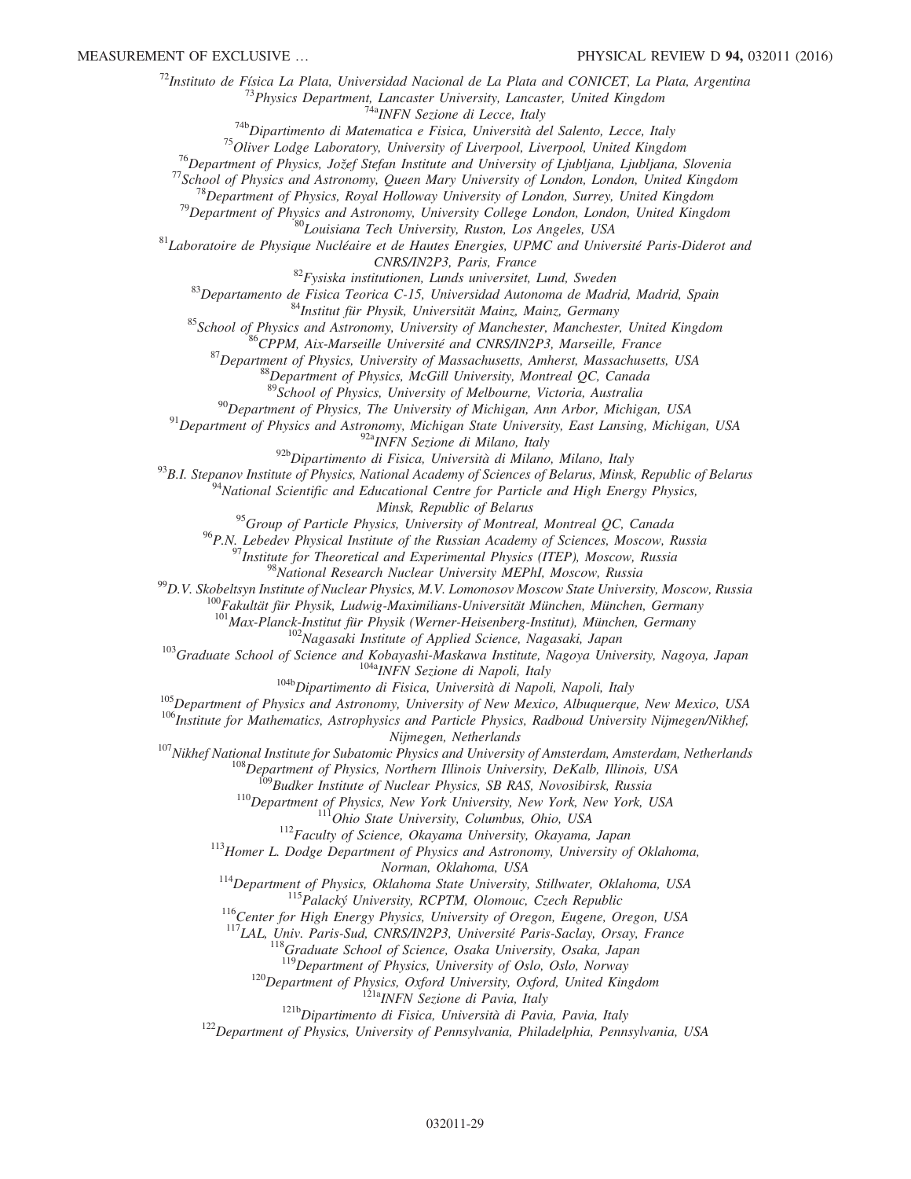[72]Instituto de Física La Plata, Universidad Nacional de La Plata and CONICET, La Plata, Argentina
[73]Physics Department, Lancaster University, Lancaster, United Kingdom
[74a]INFN Sezione di Lecce, Italy
[74b]Dipartimento di Matematica e Fisica, Università del Salento, Lecce, Italy
[75]Oliver Lodge Laboratory, University of Liverpool, Liverpool, United Kingdom
[76]Department of Physics, Jožef Stefan Institute and University of Ljubljana, Ljubljana, Slovenia
[77]School of Physics and Astronomy, Queen Mary University of London, London, United Kingdom
[78]Department of Physics, Royal Holloway University of London, Surrey, United Kingdom
[79]Department of Physics and Astronomy, University College London, London, United Kingdom
[80]Louisiana Tech University, Ruston, Los Angeles, USA
[81]Laboratoire de Physique Nucléaire et de Hautes Energies, UPMC and Université Paris-Diderot and CNRS/IN2P3, Paris, France
[82]Fysiska institutionen, Lunds universitet, Lund, Sweden
[83]Departamento de Fisica Teorica C-15, Universidad Autonoma de Madrid, Madrid, Spain
[84]Institut für Physik, Universität Mainz, Mainz, Germany
[85]School of Physics and Astronomy, University of Manchester, Manchester, United Kingdom
[86]CPPM, Aix-Marseille Université and CNRS/IN2P3, Marseille, France
[87]Department of Physics, University of Massachusetts, Amherst, Massachusetts, USA
[88]Department of Physics, McGill University, Montreal QC, Canada
[89]School of Physics, University of Melbourne, Victoria, Australia
[90]Department of Physics, The University of Michigan, Ann Arbor, Michigan, USA
[91]Department of Physics and Astronomy, Michigan State University, East Lansing, Michigan, USA
[92a]INFN Sezione di Milano, Italy
[92b]Dipartimento di Fisica, Università di Milano, Milano, Italy
[93]B.I. Stepanov Institute of Physics, National Academy of Sciences of Belarus, Minsk, Republic of Belarus
[94]National Scientific and Educational Centre for Particle and High Energy Physics, Minsk, Republic of Belarus
[95]Group of Particle Physics, University of Montreal, Montreal QC, Canada
[96]P.N. Lebedev Physical Institute of the Russian Academy of Sciences, Moscow, Russia
[97]Institute for Theoretical and Experimental Physics (ITEP), Moscow, Russia
[98]National Research Nuclear University MEPhI, Moscow, Russia
[99]D.V. Skobeltsyn Institute of Nuclear Physics, M.V. Lomonosov Moscow State University, Moscow, Russia
[100]Fakultät für Physik, Ludwig-Maximilians-Universität München, München, Germany
[101]Max-Planck-Institut für Physik (Werner-Heisenberg-Institut), München, Germany
[102]Nagasaki Institute of Applied Science, Nagasaki, Japan
[103]Graduate School of Science and Kobayashi-Maskawa Institute, Nagoya University, Nagoya, Japan
[104a]INFN Sezione di Napoli, Italy
[104b]Dipartimento di Fisica, Università di Napoli, Napoli, Italy
[105]Department of Physics and Astronomy, University of New Mexico, Albuquerque, New Mexico, USA
[106]Institute for Mathematics, Astrophysics and Particle Physics, Radboud University Nijmegen/Nikhef, Nijmegen, Netherlands
[107]Nikhef National Institute for Subatomic Physics and University of Amsterdam, Amsterdam, Netherlands
[108]Department of Physics, Northern Illinois University, DeKalb, Illinois, USA
[109]Budker Institute of Nuclear Physics, SB RAS, Novosibirsk, Russia
[110]Department of Physics, New York University, New York, New York, USA
[111]Ohio State University, Columbus, Ohio, USA
[112]Faculty of Science, Okayama University, Okayama, Japan
[113]Homer L. Dodge Department of Physics and Astronomy, University of Oklahoma, Norman, Oklahoma, USA
[114]Department of Physics, Oklahoma State University, Stillwater, Oklahoma, USA
[115]Palacký University, RCPTM, Olomouc, Czech Republic
[116]Center for High Energy Physics, University of Oregon, Eugene, Oregon, USA
[117]LAL, Univ. Paris-Sud, CNRS/IN2P3, Université Paris-Saclay, Orsay, France
[118]Graduate School of Science, Osaka University, Osaka, Japan
[119]Department of Physics, University of Oslo, Oslo, Norway
[120]Department of Physics, Oxford University, Oxford, United Kingdom
[121a]INFN Sezione di Pavia, Italy
[121b]Dipartimento di Fisica, Università di Pavia, Pavia, Italy
[122]Department of Physics, University of Pennsylvania, Philadelphia, Pennsylvania, USA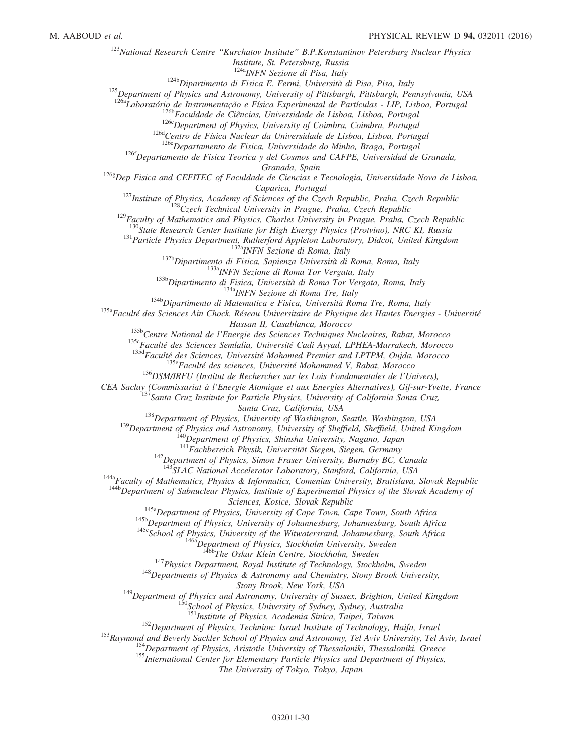[123]National Research Centre "Kurchatov Institute" B.P.Konstantinov Petersburg Nuclear Physics Institute, St. Petersburg, Russia

[124a]INFN Sezione di Pisa, Italy

[124b]Dipartimento di Fisica E. Fermi, Università di Pisa, Pisa, Italy

[125]Department of Physics and Astronomy, University of Pittsburgh, Pittsburgh, Pennsylvania, USA

[126a]Laboratório de Instrumentação e Física Experimental de Partículas - LIP, Lisboa, Portugal

[126b]Faculdade de Ciências, Universidade de Lisboa, Lisboa, Portugal

[126c]Department of Physics, University of Coimbra, Coimbra, Portugal

[126d]Centro de Física Nuclear da Universidade de Lisboa, Lisboa, Portugal

[126e]Departamento de Fisica, Universidade do Minho, Braga, Portugal

[126f]Departamento de Fisica Teorica y del Cosmos and CAFPE, Universidad de Granada, Granada, Spain

[126g]Dep Fisica and CEFITEC of Faculdade de Ciencias e Tecnologia, Universidade Nova de Lisboa, Caparica, Portugal

[127]Institute of Physics, Academy of Sciences of the Czech Republic, Praha, Czech Republic

[128]Czech Technical University in Prague, Praha, Czech Republic

[129]Faculty of Mathematics and Physics, Charles University in Prague, Praha, Czech Republic

[130]State Research Center Institute for High Energy Physics (Protvino), NRC KI, Russia

[131]Particle Physics Department, Rutherford Appleton Laboratory, Didcot, United Kingdom

[132a]INFN Sezione di Roma, Italy

[132b]Dipartimento di Fisica, Sapienza Università di Roma, Roma, Italy

[133a]INFN Sezione di Roma Tor Vergata, Italy

[133b]Dipartimento di Fisica, Università di Roma Tor Vergata, Roma, Italy

[134a]INFN Sezione di Roma Tre, Italy

[134b]Dipartimento di Matematica e Fisica, Università Roma Tre, Roma, Italy

[135a]Faculté des Sciences Ain Chock, Réseau Universitaire de Physique des Hautes Energies - Université Hassan II, Casablanca, Morocco

[135b]Centre National de l'Energie des Sciences Techniques Nucleaires, Rabat, Morocco

[135c]Faculté des Sciences Semlalia, Université Cadi Ayyad, LPHEA-Marrakech, Morocco

[135d]Faculté des Sciences, Université Mohamed Premier and LPTPM, Oujda, Morocco

[135e]Faculté des sciences, Université Mohammed V, Rabat, Morocco

[136]DSM/IRFU (Institut de Recherches sur les Lois Fondamentales de l'Univers), CEA Saclay (Commissariat à l'Energie Atomique et aux Energies Alternatives), Gif-sur-Yvette, France

[137]Santa Cruz Institute for Particle Physics, University of California Santa Cruz, Santa Cruz, California, USA

[138]Department of Physics, University of Washington, Seattle, Washington, USA

[139]Department of Physics and Astronomy, University of Sheffield, Sheffield, United Kingdom

[140]Department of Physics, Shinshu University, Nagano, Japan

[141]Fachbereich Physik, Universität Siegen, Siegen, Germany

[142]Department of Physics, Simon Fraser University, Burnaby BC, Canada

[143]SLAC National Accelerator Laboratory, Stanford, California, USA

[144a]Faculty of Mathematics, Physics & Informatics, Comenius University, Bratislava, Slovak Republic

[144b]Department of Subnuclear Physics, Institute of Experimental Physics of the Slovak Academy of Sciences, Kosice, Slovak Republic

[145a]Department of Physics, University of Cape Town, Cape Town, South Africa

[145b]Department of Physics, University of Johannesburg, Johannesburg, South Africa

[145c]School of Physics, University of the Witwatersrand, Johannesburg, South Africa

[146a]Department of Physics, Stockholm University, Sweden

[146b]The Oskar Klein Centre, Stockholm, Sweden

[147]Physics Department, Royal Institute of Technology, Stockholm, Sweden

[148]Departments of Physics & Astronomy and Chemistry, Stony Brook University, Stony Brook, New York, USA

[149]Department of Physics and Astronomy, University of Sussex, Brighton, United Kingdom

[150]School of Physics, University of Sydney, Sydney, Australia

[151]Institute of Physics, Academia Sinica, Taipei, Taiwan

[152]Department of Physics, Technion: Israel Institute of Technology, Haifa, Israel

[153]Raymond and Beverly Sackler School of Physics and Astronomy, Tel Aviv University, Tel Aviv, Israel

[154]Department of Physics, Aristotle University of Thessaloniki, Thessaloniki, Greece

[155]International Center for Elementary Particle Physics and Department of Physics, The University of Tokyo, Tokyo, Japan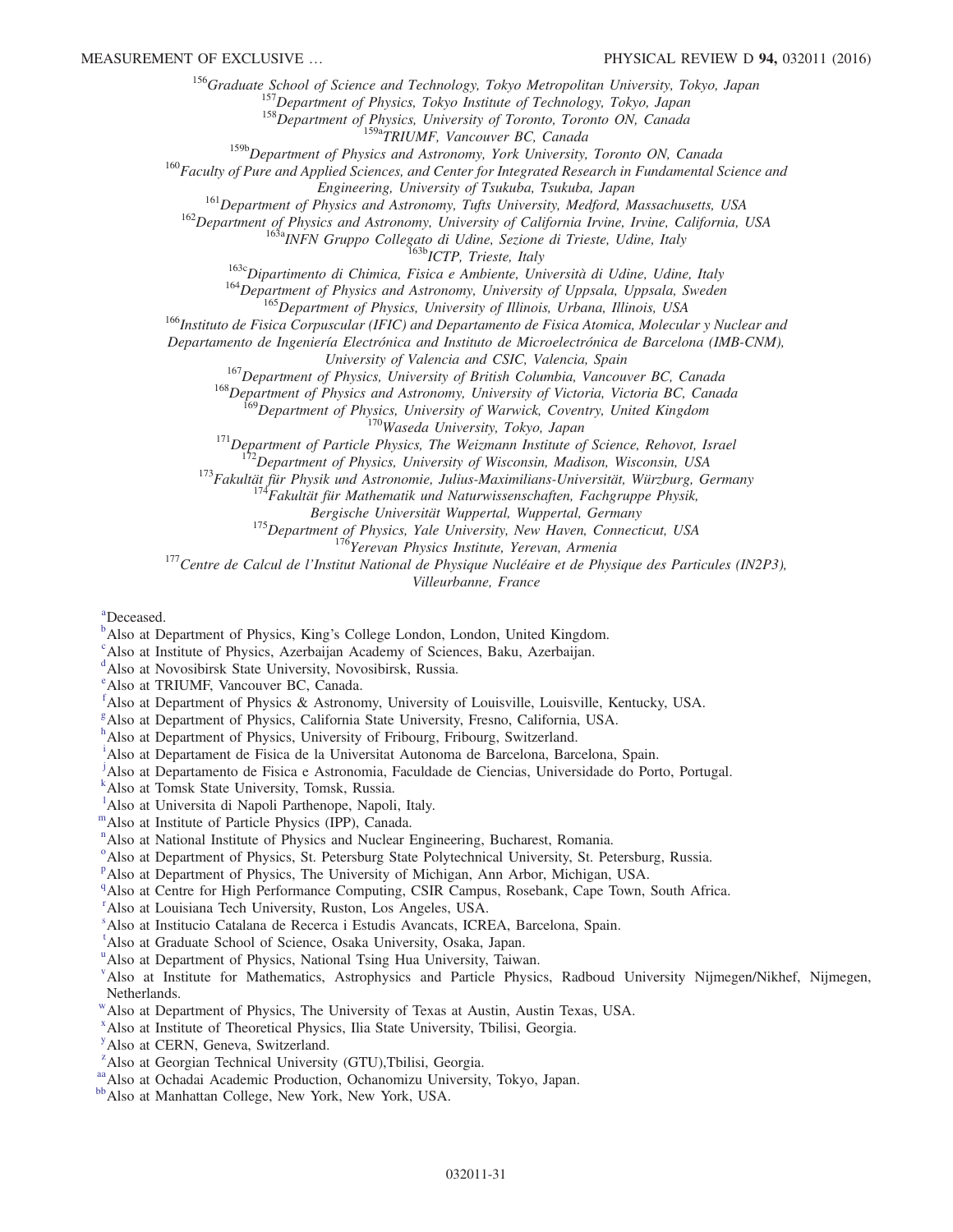[156]*Graduate School of Science and Technology, Tokyo Metropolitan University, Tokyo, Japan*
[157]*Department of Physics, Tokyo Institute of Technology, Tokyo, Japan*
[158]*Department of Physics, University of Toronto, Toronto ON, Canada*
[159a]*TRIUMF, Vancouver BC, Canada*
[159b]*Department of Physics and Astronomy, York University, Toronto ON, Canada*
[160]*Faculty of Pure and Applied Sciences, and Center for Integrated Research in Fundamental Science and Engineering, University of Tsukuba, Tsukuba, Japan*
[161]*Department of Physics and Astronomy, Tufts University, Medford, Massachusetts, USA*
[162]*Department of Physics and Astronomy, University of California Irvine, Irvine, California, USA*
[163a]*INFN Gruppo Collegato di Udine, Sezione di Trieste, Udine, Italy*
[163b]*ICTP, Trieste, Italy*
[163c]*Dipartimento di Chimica, Fisica e Ambiente, Università di Udine, Udine, Italy*
[164]*Department of Physics and Astronomy, University of Uppsala, Uppsala, Sweden*
[165]*Department of Physics, University of Illinois, Urbana, Illinois, USA*
[166]*Instituto de Fisica Corpuscular (IFIC) and Departamento de Fisica Atomica, Molecular y Nuclear and Departamento de Ingeniería Electrónica and Instituto de Microelectrónica de Barcelona (IMB-CNM), University of Valencia and CSIC, Valencia, Spain*
[167]*Department of Physics, University of British Columbia, Vancouver BC, Canada*
[168]*Department of Physics and Astronomy, University of Victoria, Victoria BC, Canada*
[169]*Department of Physics, University of Warwick, Coventry, United Kingdom*
[170]*Waseda University, Tokyo, Japan*
[171]*Department of Particle Physics, The Weizmann Institute of Science, Rehovot, Israel*
[172]*Department of Physics, University of Wisconsin, Madison, Wisconsin, USA*
[173]*Fakultät für Physik und Astronomie, Julius-Maximilians-Universität, Würzburg, Germany*
[174]*Fakultät für Mathematik und Naturwissenschaften, Fachgruppe Physik, Bergische Universität Wuppertal, Wuppertal, Germany*
[175]*Department of Physics, Yale University, New Haven, Connecticut, USA*
[176]*Yerevan Physics Institute, Yerevan, Armenia*
[177]*Centre de Calcul de l'Institut National de Physique Nucléaire et de Physique des Particules (IN2P3), Villeurbanne, France*

[a]Deceased.
[b]Also at Department of Physics, King's College London, London, United Kingdom.
[c]Also at Institute of Physics, Azerbaijan Academy of Sciences, Baku, Azerbaijan.
[d]Also at Novosibirsk State University, Novosibirsk, Russia.
[e]Also at TRIUMF, Vancouver BC, Canada.
[f]Also at Department of Physics & Astronomy, University of Louisville, Louisville, Kentucky, USA.
[g]Also at Department of Physics, California State University, Fresno, California, USA.
[h]Also at Department of Physics, University of Fribourg, Fribourg, Switzerland.
[i]Also at Departament de Fisica de la Universitat Autonoma de Barcelona, Barcelona, Spain.
[j]Also at Departamento de Fisica e Astronomia, Faculdade de Ciencias, Universidade do Porto, Portugal.
[k]Also at Tomsk State University, Tomsk, Russia.
[l]Also at Universita di Napoli Parthenope, Napoli, Italy.
[m]Also at Institute of Particle Physics (IPP), Canada.
[n]Also at National Institute of Physics and Nuclear Engineering, Bucharest, Romania.
[o]Also at Department of Physics, St. Petersburg State Polytechnical University, St. Petersburg, Russia.
[p]Also at Department of Physics, The University of Michigan, Ann Arbor, Michigan, USA.
[q]Also at Centre for High Performance Computing, CSIR Campus, Rosebank, Cape Town, South Africa.
[r]Also at Louisiana Tech University, Ruston, Los Angeles, USA.
[s]Also at Institucio Catalana de Recerca i Estudis Avancats, ICREA, Barcelona, Spain.
[t]Also at Graduate School of Science, Osaka University, Osaka, Japan.
[u]Also at Department of Physics, National Tsing Hua University, Taiwan.
[v]Also at Institute for Mathematics, Astrophysics and Particle Physics, Radboud University Nijmegen/Nikhef, Nijmegen, Netherlands.
[w]Also at Department of Physics, The University of Texas at Austin, Austin Texas, USA.
[x]Also at Institute of Theoretical Physics, Ilia State University, Tbilisi, Georgia.
[y]Also at CERN, Geneva, Switzerland.
[z]Also at Georgian Technical University (GTU),Tbilisi, Georgia.
[aa]Also at Ochadai Academic Production, Ochanomizu University, Tokyo, Japan.
[bb]Also at Manhattan College, New York, New York, USA.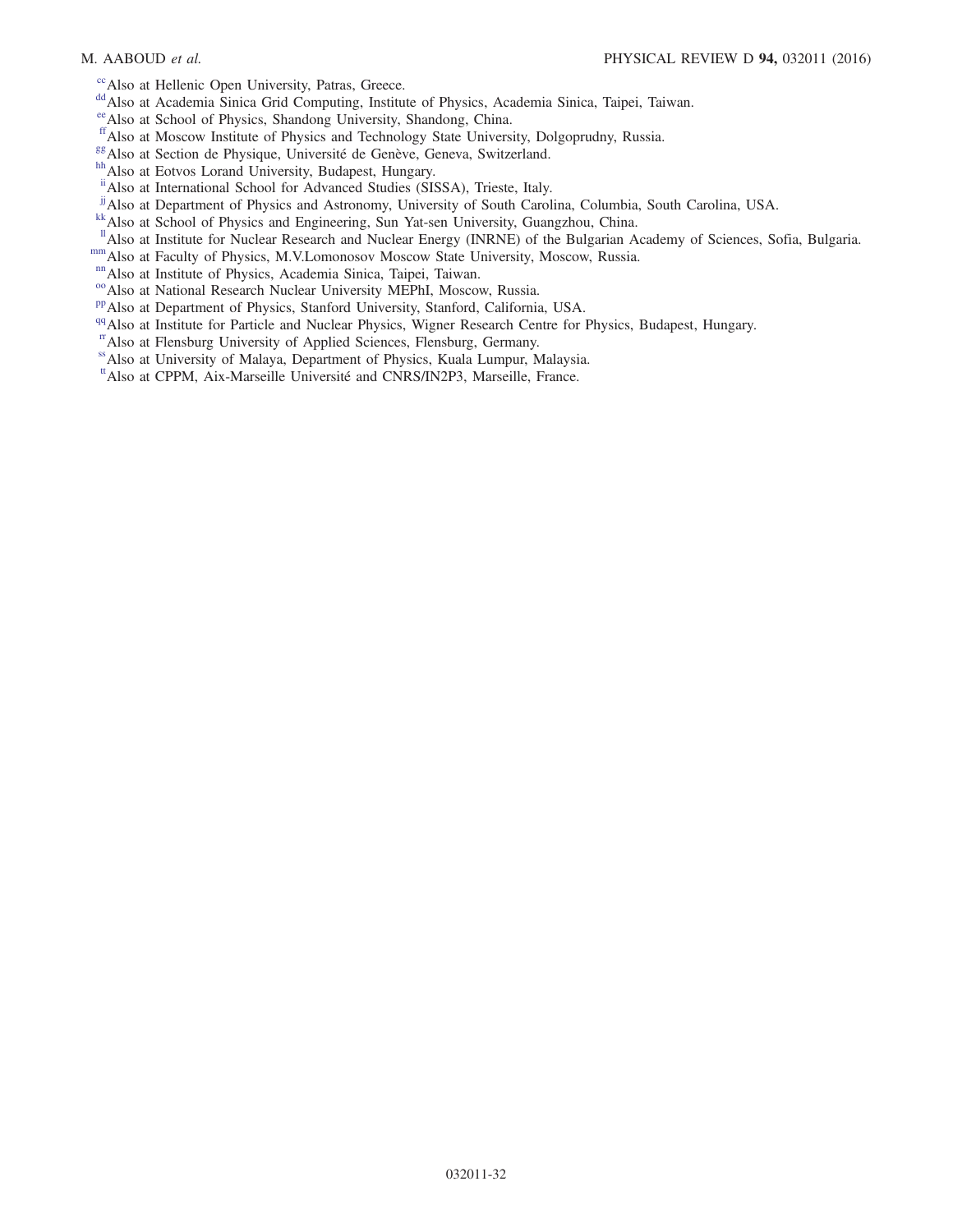[cc]Also at Hellenic Open University, Patras, Greece.
[dd]Also at Academia Sinica Grid Computing, Institute of Physics, Academia Sinica, Taipei, Taiwan.
[ee]Also at School of Physics, Shandong University, Shandong, China.
[ff]Also at Moscow Institute of Physics and Technology State University, Dolgoprudny, Russia.
[gg]Also at Section de Physique, Université de Genève, Geneva, Switzerland.
[hh]Also at Eotvos Lorand University, Budapest, Hungary.
[ii]Also at International School for Advanced Studies (SISSA), Trieste, Italy.
[jj]Also at Department of Physics and Astronomy, University of South Carolina, Columbia, South Carolina, USA.
[kk]Also at School of Physics and Engineering, Sun Yat-sen University, Guangzhou, China.
[ll]Also at Institute for Nuclear Research and Nuclear Energy (INRNE) of the Bulgarian Academy of Sciences, Sofia, Bulgaria.
[mm]Also at Faculty of Physics, M.V.Lomonosov Moscow State University, Moscow, Russia.
[nn]Also at Institute of Physics, Academia Sinica, Taipei, Taiwan.
[oo]Also at National Research Nuclear University MEPhI, Moscow, Russia.
[pp]Also at Department of Physics, Stanford University, Stanford, California, USA.
[qq]Also at Institute for Particle and Nuclear Physics, Wigner Research Centre for Physics, Budapest, Hungary.
[rr]Also at Flensburg University of Applied Sciences, Flensburg, Germany.
[ss]Also at University of Malaya, Department of Physics, Kuala Lumpur, Malaysia.
[tt]Also at CPPM, Aix-Marseille Université and CNRS/IN2P3, Marseille, France.